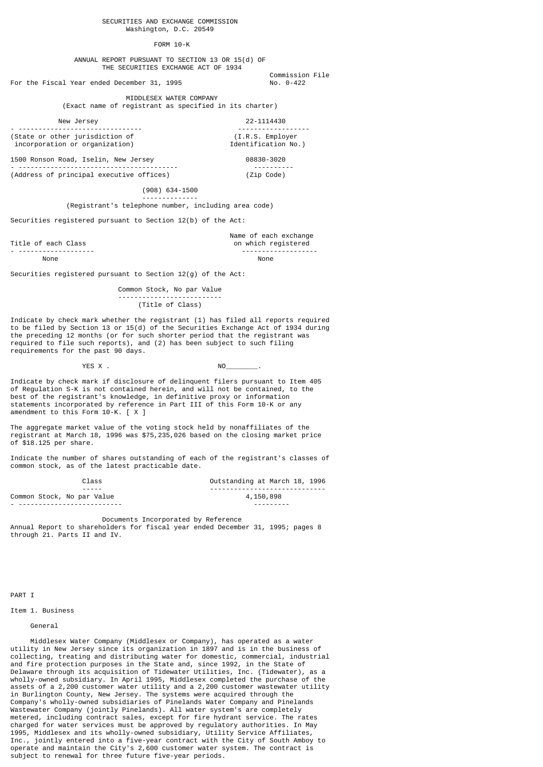SECURITIES AND EXCHANGE COMMISSION
Washington, D.C. 20549

FORM 10-K

ANNUAL REPORT PURSUANT TO SECTION 13 OR 15(d) OF
THE SECURITIES EXCHANGE ACT OF 1934

For the Fiscal Year ended December 31, 1995 — Commission File No. 0-422

MIDDLESEX WATER COMPANY
(Exact name of registrant as specified in its charter)

| | |
|---|---|
| New Jersey | 22-1114430 |
| (State or other jurisdiction of incorporation or organization) | (I.R.S. Employer Identification No.) |
| 1500 Ronson Road, Iselin, New Jersey | 08830-3020 |
| (Address of principal executive offices) | (Zip Code) |

(908) 634-1500
(Registrant's telephone number, including area code)

Securities registered pursuant to Section 12(b) of the Act:

| Title of each Class | Name of each exchange on which registered |
|---|---|
| None | None |

Securities registered pursuant to Section 12(g) of the Act:

Common Stock, No par Value
(Title of Class)

Indicate by check mark whether the registrant (1) has filed all reports required to be filed by Section 13 or 15(d) of the Securities Exchange Act of 1934 during the preceding 12 months (or for such shorter period that the registrant was required to file such reports), and (2) has been subject to such filing requirements for the past 90 days.

YES X . NO________.

Indicate by check mark if disclosure of delinquent filers pursuant to Item 405 of Regulation S-K is not contained herein, and will not be contained, to the best of the registrant's knowledge, in definitive proxy or information statements incorporated by reference in Part III of this Form 10-K or any amendment to this Form 10-K. [ X ]

The aggregate market value of the voting stock held by nonaffiliates of the registrant at March 18, 1996 was $75,235,026 based on the closing market price of $18.125 per share.

Indicate the number of shares outstanding of each of the registrant's classes of common stock, as of the latest practicable date.

| Class | Outstanding at March 18, 1996 |
|---|---|
| Common Stock, No par Value | 4,150,898 |

Documents Incorporated by Reference
Annual Report to shareholders for fiscal year ended December 31, 1995; pages 8 through 21. Parts II and IV.

# PART I

## Item 1. Business

### General

Middlesex Water Company (Middlesex or Company), has operated as a water utility in New Jersey since its organization in 1897 and is in the business of collecting, treating and distributing water for domestic, commercial, industrial and fire protection purposes in the State and, since 1992, in the State of Delaware through its acquisition of Tidewater Utilities, Inc. (Tidewater), as a wholly-owned subsidiary. In April 1995, Middlesex completed the purchase of the assets of a 2,200 customer water utility and a 2,200 customer wastewater utility in Burlington County, New Jersey. The systems were acquired through the Company's wholly-owned subsidiaries of Pinelands Water Company and Pinelands Wastewater Company (jointly Pinelands). All water system's are completely metered, including contract sales, except for fire hydrant service. The rates charged for water services must be approved by regulatory authorities. In May 1995, Middlesex and its wholly-owned subsidiary, Utility Service Affiliates, Inc., jointly entered into a five-year contract with the City of South Amboy to operate and maintain the City's 2,600 customer water system. The contract is subject to renewal for three future five-year periods.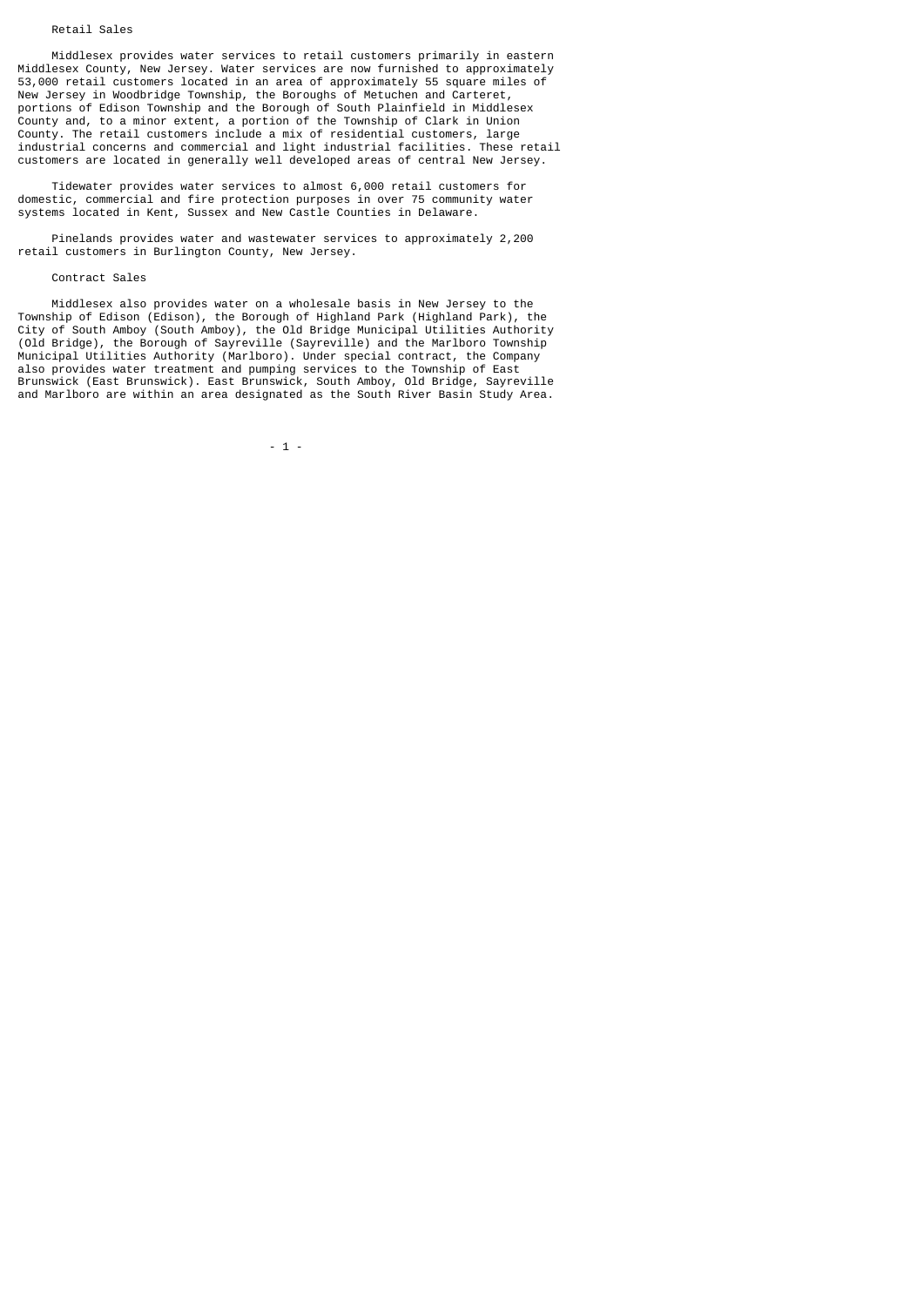### Retail Sales

Middlesex provides water services to retail customers primarily in eastern Middlesex County, New Jersey. Water services are now furnished to approximately 53,000 retail customers located in an area of approximately 55 square miles of New Jersey in Woodbridge Township, the Boroughs of Metuchen and Carteret, portions of Edison Township and the Borough of South Plainfield in Middlesex County and, to a minor extent, a portion of the Township of Clark in Union County. The retail customers include a mix of residential customers, large industrial concerns and commercial and light industrial facilities. These retail customers are located in generally well developed areas of central New Jersey.

Tidewater provides water services to almost 6,000 retail customers for domestic, commercial and fire protection purposes in over 75 community water systems located in Kent, Sussex and New Castle Counties in Delaware.

Pinelands provides water and wastewater services to approximately 2,200 retail customers in Burlington County, New Jersey.

### Contract Sales

Middlesex also provides water on a wholesale basis in New Jersey to the Township of Edison (Edison), the Borough of Highland Park (Highland Park), the City of South Amboy (South Amboy), the Old Bridge Municipal Utilities Authority (Old Bridge), the Borough of Sayreville (Sayreville) and the Marlboro Township Municipal Utilities Authority (Marlboro). Under special contract, the Company also provides water treatment and pumping services to the Township of East Brunswick (East Brunswick). East Brunswick, South Amboy, Old Bridge, Sayreville and Marlboro are within an area designated as the South River Basin Study Area.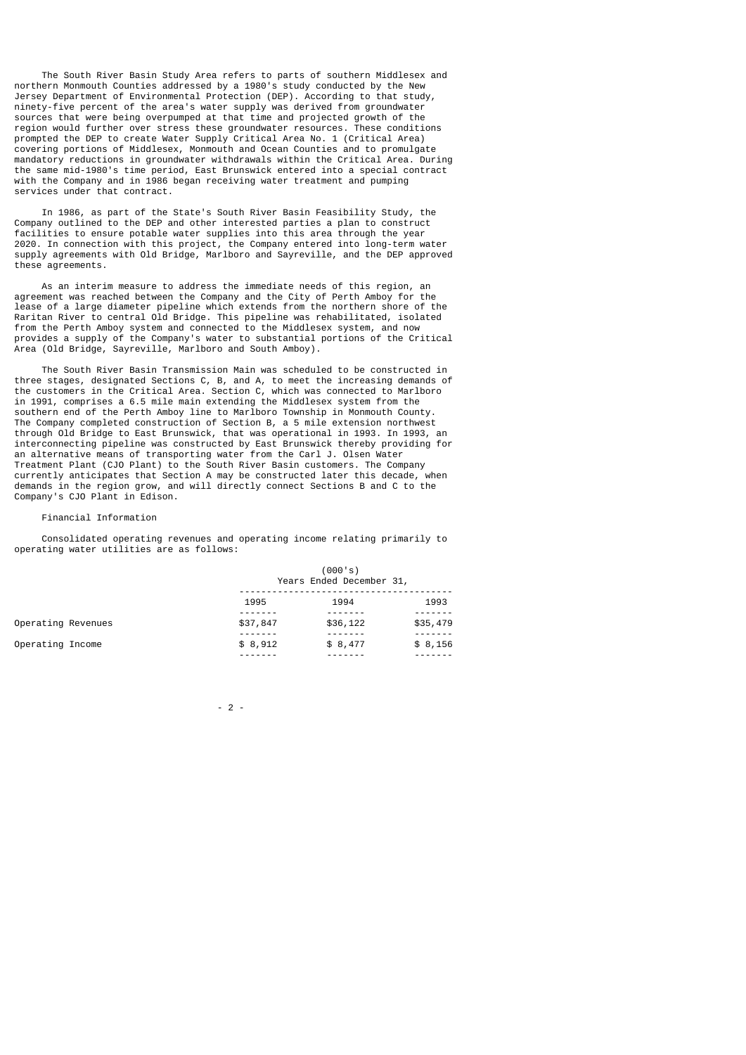The South River Basin Study Area refers to parts of southern Middlesex and northern Monmouth Counties addressed by a 1980's study conducted by the New Jersey Department of Environmental Protection (DEP). According to that study, ninety-five percent of the area's water supply was derived from groundwater sources that were being overpumped at that time and projected growth of the region would further over stress these groundwater resources. These conditions prompted the DEP to create Water Supply Critical Area No. 1 (Critical Area) covering portions of Middlesex, Monmouth and Ocean Counties and to promulgate mandatory reductions in groundwater withdrawals within the Critical Area. During the same mid-1980's time period, East Brunswick entered into a special contract with the Company and in 1986 began receiving water treatment and pumping services under that contract.

In 1986, as part of the State's South River Basin Feasibility Study, the Company outlined to the DEP and other interested parties a plan to construct facilities to ensure potable water supplies into this area through the year 2020. In connection with this project, the Company entered into long-term water supply agreements with Old Bridge, Marlboro and Sayreville, and the DEP approved these agreements.

As an interim measure to address the immediate needs of this region, an agreement was reached between the Company and the City of Perth Amboy for the lease of a large diameter pipeline which extends from the northern shore of the Raritan River to central Old Bridge. This pipeline was rehabilitated, isolated from the Perth Amboy system and connected to the Middlesex system, and now provides a supply of the Company's water to substantial portions of the Critical Area (Old Bridge, Sayreville, Marlboro and South Amboy).

The South River Basin Transmission Main was scheduled to be constructed in three stages, designated Sections C, B, and A, to meet the increasing demands of the customers in the Critical Area. Section C, which was connected to Marlboro in 1991, comprises a 6.5 mile main extending the Middlesex system from the southern end of the Perth Amboy line to Marlboro Township in Monmouth County. The Company completed construction of Section B, a 5 mile extension northwest through Old Bridge to East Brunswick, that was operational in 1993. In 1993, an interconnecting pipeline was constructed by East Brunswick thereby providing for an alternative means of transporting water from the Carl J. Olsen Water Treatment Plant (CJO Plant) to the South River Basin customers. The Company currently anticipates that Section A may be constructed later this decade, when demands in the region grow, and will directly connect Sections B and C to the Company's CJO Plant in Edison.

Financial Information

Consolidated operating revenues and operating income relating primarily to operating water utilities are as follows:

| | (000's) Years Ended December 31, | | |
|---|---|---|---|
| | 1995 | 1994 | 1993 |
| Operating Revenues | $37,847 | $36,122 | $35,479 |
| Operating Income | $ 8,912 | $ 8,477 | $ 8,156 |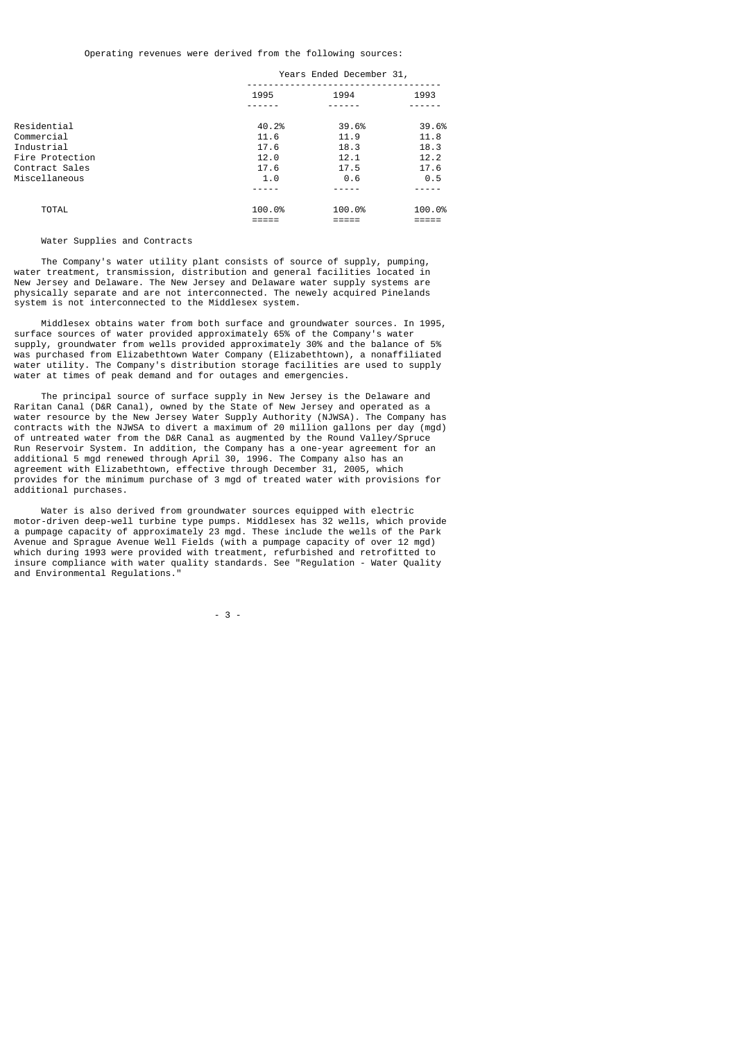Operating revenues were derived from the following sources:

| | Years Ended December 31, | | |
|---|---|---|---|
| | 1995 | 1994 | 1993 |
| Residential | 40.2% | 39.6% | 39.6% |
| Commercial | 11.6 | 11.9 | 11.8 |
| Industrial | 17.6 | 18.3 | 18.3 |
| Fire Protection | 12.0 | 12.1 | 12.2 |
| Contract Sales | 17.6 | 17.5 | 17.6 |
| Miscellaneous | 1.0 | 0.6 | 0.5 |
| TOTAL | 100.0% | 100.0% | 100.0% |

Water Supplies and Contracts

The Company's water utility plant consists of source of supply, pumping, water treatment, transmission, distribution and general facilities located in New Jersey and Delaware. The New Jersey and Delaware water supply systems are physically separate and are not interconnected. The newely acquired Pinelands system is not interconnected to the Middlesex system.

Middlesex obtains water from both surface and groundwater sources. In 1995, surface sources of water provided approximately 65% of the Company's water supply, groundwater from wells provided approximately 30% and the balance of 5% was purchased from Elizabethtown Water Company (Elizabethtown), a nonaffiliated water utility. The Company's distribution storage facilities are used to supply water at times of peak demand and for outages and emergencies.

The principal source of surface supply in New Jersey is the Delaware and Raritan Canal (D&R Canal), owned by the State of New Jersey and operated as a water resource by the New Jersey Water Supply Authority (NJWSA). The Company has contracts with the NJWSA to divert a maximum of 20 million gallons per day (mgd) of untreated water from the D&R Canal as augmented by the Round Valley/Spruce Run Reservoir System. In addition, the Company has a one-year agreement for an additional 5 mgd renewed through April 30, 1996. The Company also has an agreement with Elizabethtown, effective through December 31, 2005, which provides for the minimum purchase of 3 mgd of treated water with provisions for additional purchases.

Water is also derived from groundwater sources equipped with electric motor-driven deep-well turbine type pumps. Middlesex has 32 wells, which provide a pumpage capacity of approximately 23 mgd. These include the wells of the Park Avenue and Sprague Avenue Well Fields (with a pumpage capacity of over 12 mgd) which during 1993 were provided with treatment, refurbished and retrofitted to insure compliance with water quality standards. See "Regulation - Water Quality and Environmental Regulations."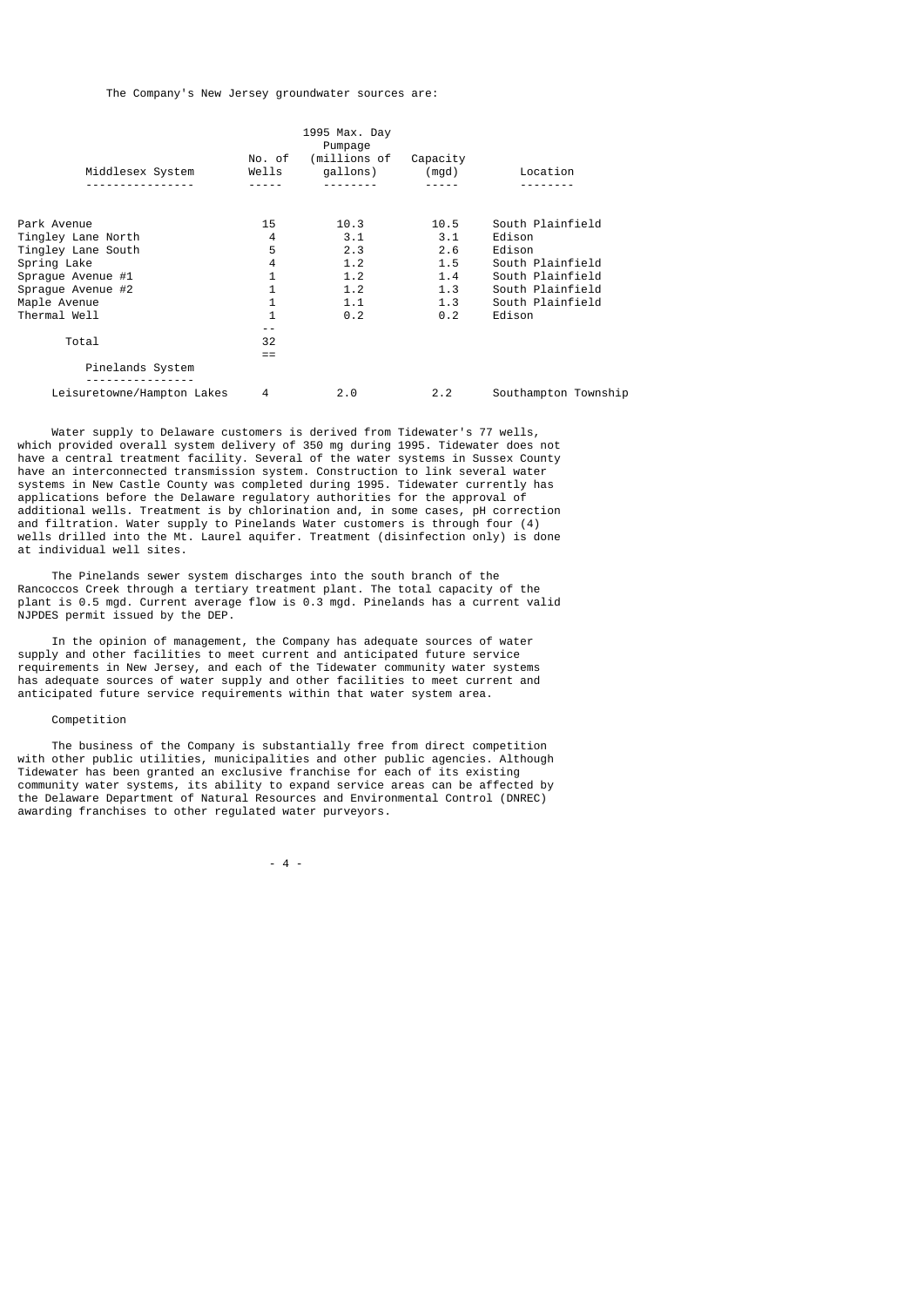The Company's New Jersey groundwater sources are:

| Middlesex System | No. of Wells | 1995 Max. Day Pumpage (millions of gallons) | Capacity (mgd) | Location |
|---|---|---|---|---|
| Park Avenue | 15 | 10.3 | 10.5 | South Plainfield |
| Tingley Lane North | 4 | 3.1 | 3.1 | Edison |
| Tingley Lane South | 5 | 2.3 | 2.6 | Edison |
| Spring Lake | 4 | 1.2 | 1.5 | South Plainfield |
| Sprague Avenue #1 | 1 | 1.2 | 1.4 | South Plainfield |
| Sprague Avenue #2 | 1 | 1.2 | 1.3 | South Plainfield |
| Maple Avenue | 1 | 1.1 | 1.3 | South Plainfield |
| Thermal Well | 1 | 0.2 | 0.2 | Edison |
| Total | 32 | | | |
| **Pinelands System** | | | | |
| Leisuretowne/Hampton Lakes | 4 | 2.0 | 2.2 | Southampton Township |

Water supply to Delaware customers is derived from Tidewater's 77 wells, which provided overall system delivery of 350 mg during 1995. Tidewater does not have a central treatment facility. Several of the water systems in Sussex County have an interconnected transmission system. Construction to link several water systems in New Castle County was completed during 1995. Tidewater currently has applications before the Delaware regulatory authorities for the approval of additional wells. Treatment is by chlorination and, in some cases, pH correction and filtration. Water supply to Pinelands Water customers is through four (4) wells drilled into the Mt. Laurel aquifer. Treatment (disinfection only) is done at individual well sites.

The Pinelands sewer system discharges into the south branch of the Rancoccos Creek through a tertiary treatment plant. The total capacity of the plant is 0.5 mgd. Current average flow is 0.3 mgd. Pinelands has a current valid NJPDES permit issued by the DEP.

In the opinion of management, the Company has adequate sources of water supply and other facilities to meet current and anticipated future service requirements in New Jersey, and each of the Tidewater community water systems has adequate sources of water supply and other facilities to meet current and anticipated future service requirements within that water system area.

## Competition

The business of the Company is substantially free from direct competition with other public utilities, municipalities and other public agencies. Although Tidewater has been granted an exclusive franchise for each of its existing community water systems, its ability to expand service areas can be affected by the Delaware Department of Natural Resources and Environmental Control (DNREC) awarding franchises to other regulated water purveyors.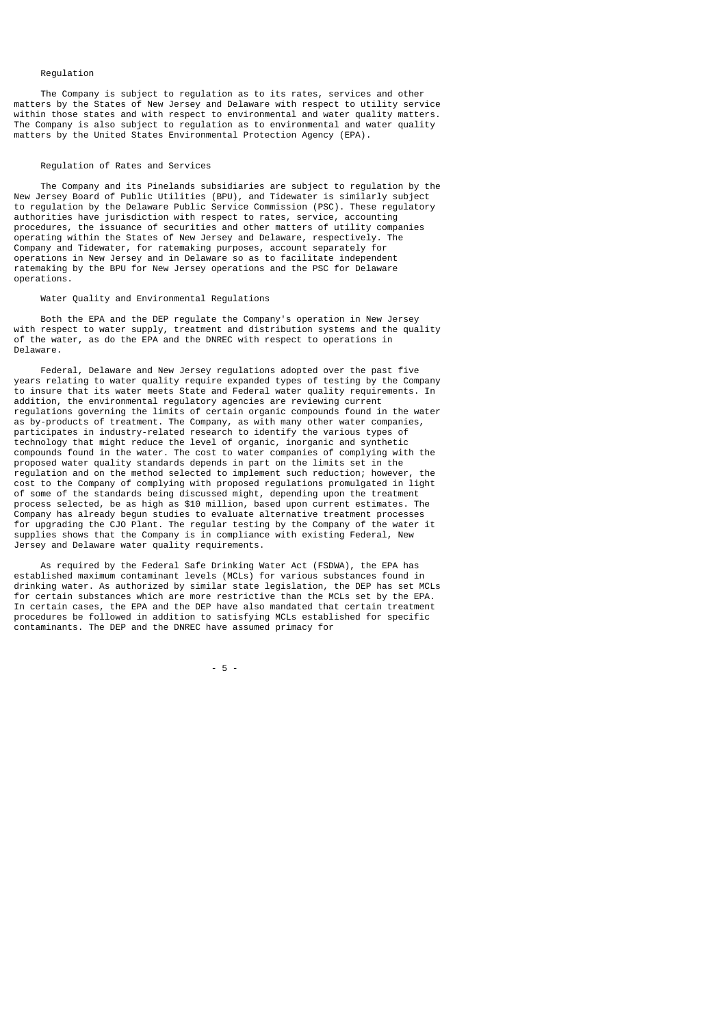## Regulation

The Company is subject to regulation as to its rates, services and other matters by the States of New Jersey and Delaware with respect to utility service within those states and with respect to environmental and water quality matters. The Company is also subject to regulation as to environmental and water quality matters by the United States Environmental Protection Agency (EPA).

### Regulation of Rates and Services

The Company and its Pinelands subsidiaries are subject to regulation by the New Jersey Board of Public Utilities (BPU), and Tidewater is similarly subject to regulation by the Delaware Public Service Commission (PSC). These regulatory authorities have jurisdiction with respect to rates, service, accounting procedures, the issuance of securities and other matters of utility companies operating within the States of New Jersey and Delaware, respectively. The Company and Tidewater, for ratemaking purposes, account separately for operations in New Jersey and in Delaware so as to facilitate independent ratemaking by the BPU for New Jersey operations and the PSC for Delaware operations.

### Water Quality and Environmental Regulations

Both the EPA and the DEP regulate the Company's operation in New Jersey with respect to water supply, treatment and distribution systems and the quality of the water, as do the EPA and the DNREC with respect to operations in Delaware.

Federal, Delaware and New Jersey regulations adopted over the past five years relating to water quality require expanded types of testing by the Company to insure that its water meets State and Federal water quality requirements. In addition, the environmental regulatory agencies are reviewing current regulations governing the limits of certain organic compounds found in the water as by-products of treatment. The Company, as with many other water companies, participates in industry-related research to identify the various types of technology that might reduce the level of organic, inorganic and synthetic compounds found in the water. The cost to water companies of complying with the proposed water quality standards depends in part on the limits set in the regulation and on the method selected to implement such reduction; however, the cost to the Company of complying with proposed regulations promulgated in light of some of the standards being discussed might, depending upon the treatment process selected, be as high as $10 million, based upon current estimates. The Company has already begun studies to evaluate alternative treatment processes for upgrading the CJO Plant. The regular testing by the Company of the water it supplies shows that the Company is in compliance with existing Federal, New Jersey and Delaware water quality requirements.

As required by the Federal Safe Drinking Water Act (FSDWA), the EPA has established maximum contaminant levels (MCLs) for various substances found in drinking water. As authorized by similar state legislation, the DEP has set MCLs for certain substances which are more restrictive than the MCLs set by the EPA. In certain cases, the EPA and the DEP have also mandated that certain treatment procedures be followed in addition to satisfying MCLs established for specific contaminants. The DEP and the DNREC have assumed primacy for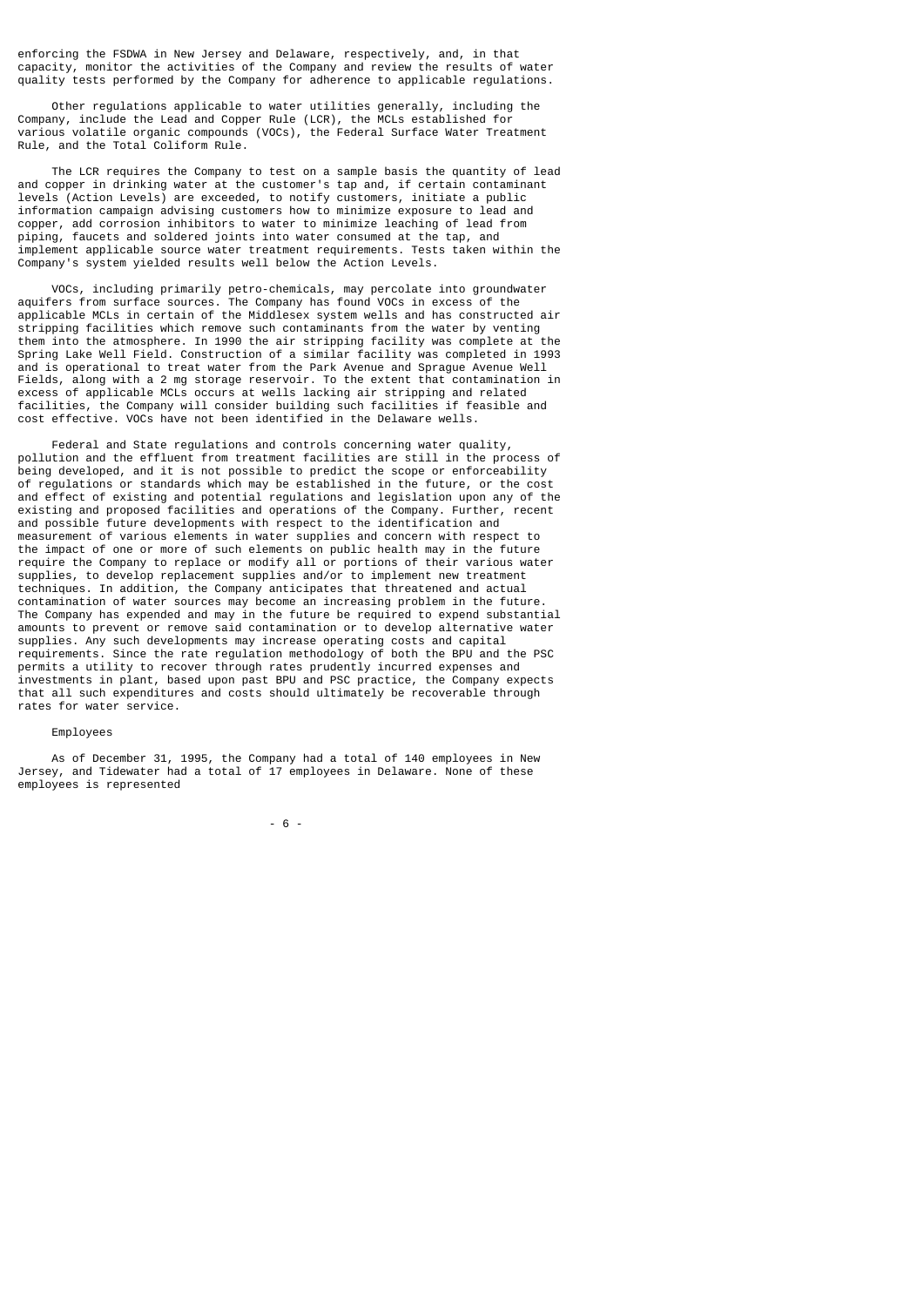enforcing the FSDWA in New Jersey and Delaware, respectively, and, in that capacity, monitor the activities of the Company and review the results of water quality tests performed by the Company for adherence to applicable regulations.

Other regulations applicable to water utilities generally, including the Company, include the Lead and Copper Rule (LCR), the MCLs established for various volatile organic compounds (VOCs), the Federal Surface Water Treatment Rule, and the Total Coliform Rule.

The LCR requires the Company to test on a sample basis the quantity of lead and copper in drinking water at the customer's tap and, if certain contaminant levels (Action Levels) are exceeded, to notify customers, initiate a public information campaign advising customers how to minimize exposure to lead and copper, add corrosion inhibitors to water to minimize leaching of lead from piping, faucets and soldered joints into water consumed at the tap, and implement applicable source water treatment requirements. Tests taken within the Company's system yielded results well below the Action Levels.

VOCs, including primarily petro-chemicals, may percolate into groundwater aquifers from surface sources. The Company has found VOCs in excess of the applicable MCLs in certain of the Middlesex system wells and has constructed air stripping facilities which remove such contaminants from the water by venting them into the atmosphere. In 1990 the air stripping facility was complete at the Spring Lake Well Field. Construction of a similar facility was completed in 1993 and is operational to treat water from the Park Avenue and Sprague Avenue Well Fields, along with a 2 mg storage reservoir. To the extent that contamination in excess of applicable MCLs occurs at wells lacking air stripping and related facilities, the Company will consider building such facilities if feasible and cost effective. VOCs have not been identified in the Delaware wells.

Federal and State regulations and controls concerning water quality, pollution and the effluent from treatment facilities are still in the process of being developed, and it is not possible to predict the scope or enforceability of regulations or standards which may be established in the future, or the cost and effect of existing and potential regulations and legislation upon any of the existing and proposed facilities and operations of the Company. Further, recent and possible future developments with respect to the identification and measurement of various elements in water supplies and concern with respect to the impact of one or more of such elements on public health may in the future require the Company to replace or modify all or portions of their various water supplies, to develop replacement supplies and/or to implement new treatment techniques. In addition, the Company anticipates that threatened and actual contamination of water sources may become an increasing problem in the future. The Company has expended and may in the future be required to expend substantial amounts to prevent or remove said contamination or to develop alternative water supplies. Any such developments may increase operating costs and capital requirements. Since the rate regulation methodology of both the BPU and the PSC permits a utility to recover through rates prudently incurred expenses and investments in plant, based upon past BPU and PSC practice, the Company expects that all such expenditures and costs should ultimately be recoverable through rates for water service.

Employees

As of December 31, 1995, the Company had a total of 140 employees in New Jersey, and Tidewater had a total of 17 employees in Delaware. None of these employees is represented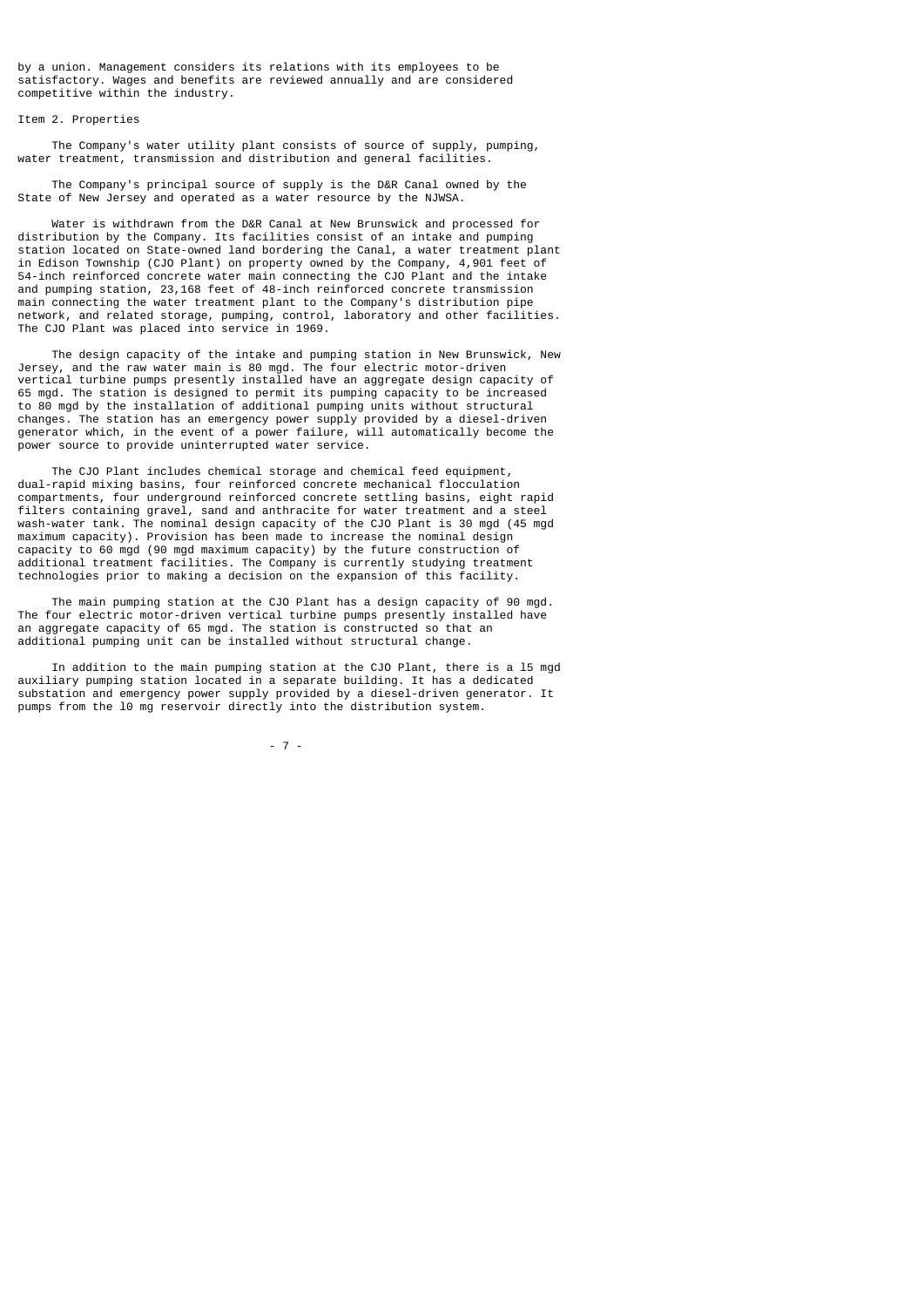by a union. Management considers its relations with its employees to be satisfactory. Wages and benefits are reviewed annually and are considered competitive within the industry.

## Item 2. Properties

The Company's water utility plant consists of source of supply, pumping, water treatment, transmission and distribution and general facilities.

The Company's principal source of supply is the D&R Canal owned by the State of New Jersey and operated as a water resource by the NJWSA.

Water is withdrawn from the D&R Canal at New Brunswick and processed for distribution by the Company. Its facilities consist of an intake and pumping station located on State-owned land bordering the Canal, a water treatment plant in Edison Township (CJO Plant) on property owned by the Company, 4,901 feet of 54-inch reinforced concrete water main connecting the CJO Plant and the intake and pumping station, 23,168 feet of 48-inch reinforced concrete transmission main connecting the water treatment plant to the Company's distribution pipe network, and related storage, pumping, control, laboratory and other facilities. The CJO Plant was placed into service in 1969.

The design capacity of the intake and pumping station in New Brunswick, New Jersey, and the raw water main is 80 mgd. The four electric motor-driven vertical turbine pumps presently installed have an aggregate design capacity of 65 mgd. The station is designed to permit its pumping capacity to be increased to 80 mgd by the installation of additional pumping units without structural changes. The station has an emergency power supply provided by a diesel-driven generator which, in the event of a power failure, will automatically become the power source to provide uninterrupted water service.

The CJO Plant includes chemical storage and chemical feed equipment, dual-rapid mixing basins, four reinforced concrete mechanical flocculation compartments, four underground reinforced concrete settling basins, eight rapid filters containing gravel, sand and anthracite for water treatment and a steel wash-water tank. The nominal design capacity of the CJO Plant is 30 mgd (45 mgd maximum capacity). Provision has been made to increase the nominal design capacity to 60 mgd (90 mgd maximum capacity) by the future construction of additional treatment facilities. The Company is currently studying treatment technologies prior to making a decision on the expansion of this facility.

The main pumping station at the CJO Plant has a design capacity of 90 mgd. The four electric motor-driven vertical turbine pumps presently installed have an aggregate capacity of 65 mgd. The station is constructed so that an additional pumping unit can be installed without structural change.

In addition to the main pumping station at the CJO Plant, there is a 15 mgd auxiliary pumping station located in a separate building. It has a dedicated substation and emergency power supply provided by a diesel-driven generator. It pumps from the 10 mg reservoir directly into the distribution system.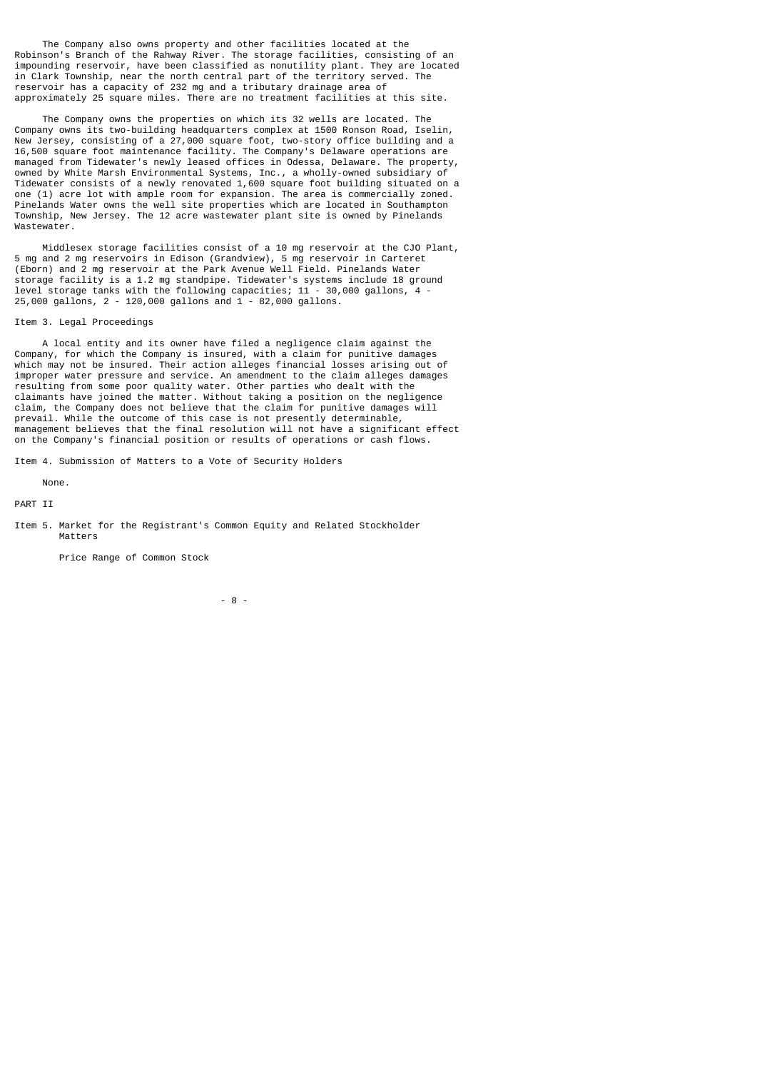The Company also owns property and other facilities located at the Robinson's Branch of the Rahway River. The storage facilities, consisting of an impounding reservoir, have been classified as nonutility plant. They are located in Clark Township, near the north central part of the territory served. The reservoir has a capacity of 232 mg and a tributary drainage area of approximately 25 square miles. There are no treatment facilities at this site.

The Company owns the properties on which its 32 wells are located. The Company owns its two-building headquarters complex at 1500 Ronson Road, Iselin, New Jersey, consisting of a 27,000 square foot, two-story office building and a 16,500 square foot maintenance facility. The Company's Delaware operations are managed from Tidewater's newly leased offices in Odessa, Delaware. The property, owned by White Marsh Environmental Systems, Inc., a wholly-owned subsidiary of Tidewater consists of a newly renovated 1,600 square foot building situated on a one (1) acre lot with ample room for expansion. The area is commercially zoned. Pinelands Water owns the well site properties which are located in Southampton Township, New Jersey. The 12 acre wastewater plant site is owned by Pinelands Wastewater.

Middlesex storage facilities consist of a 10 mg reservoir at the CJO Plant, 5 mg and 2 mg reservoirs in Edison (Grandview), 5 mg reservoir in Carteret (Eborn) and 2 mg reservoir at the Park Avenue Well Field. Pinelands Water storage facility is a 1.2 mg standpipe. Tidewater's systems include 18 ground level storage tanks with the following capacities; 11 - 30,000 gallons, 4 - 25,000 gallons, 2 - 120,000 gallons and 1 - 82,000 gallons.

## Item 3. Legal Proceedings

A local entity and its owner have filed a negligence claim against the Company, for which the Company is insured, with a claim for punitive damages which may not be insured. Their action alleges financial losses arising out of improper water pressure and service. An amendment to the claim alleges damages resulting from some poor quality water. Other parties who dealt with the claimants have joined the matter. Without taking a position on the negligence claim, the Company does not believe that the claim for punitive damages will prevail. While the outcome of this case is not presently determinable, management believes that the final resolution will not have a significant effect on the Company's financial position or results of operations or cash flows.

## Item 4. Submission of Matters to a Vote of Security Holders

None.

# PART II

## Item 5. Market for the Registrant's Common Equity and Related Stockholder Matters

### Price Range of Common Stock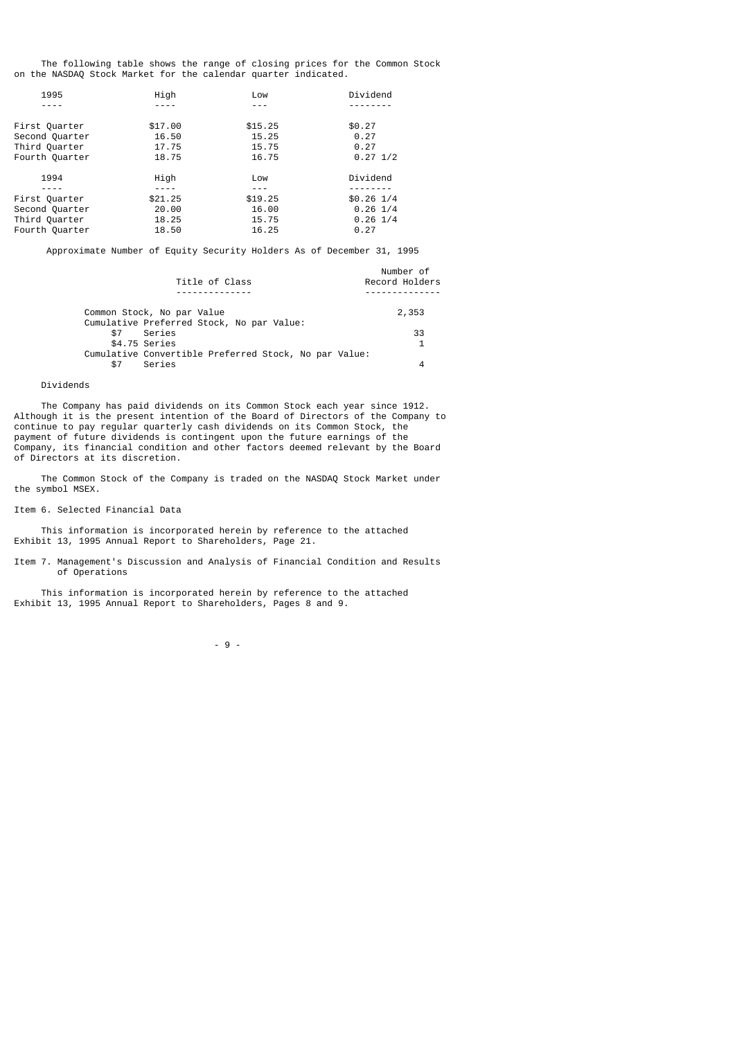The following table shows the range of closing prices for the Common Stock on the NASDAQ Stock Market for the calendar quarter indicated.

| 1995 | High | Low | Dividend |
|---|---|---|---|
| First Quarter | $17.00 | $15.25 | $0.27 |
| Second Quarter | 16.50 | 15.25 | 0.27 |
| Third Quarter | 17.75 | 15.75 | 0.27 |
| Fourth Quarter | 18.75 | 16.75 | 0.27 1/2 |

| 1994 | High | Low | Dividend |
|---|---|---|---|
| First Quarter | $21.25 | $19.25 | $0.26 1/4 |
| Second Quarter | 20.00 | 16.00 | 0.26 1/4 |
| Third Quarter | 18.25 | 15.75 | 0.26 1/4 |
| Fourth Quarter | 18.50 | 16.25 | 0.27 |

Approximate Number of Equity Security Holders As of December 31, 1995

| Title of Class | Number of Record Holders |
|---|---|
| Common Stock, No par Value | 2,353 |
| Cumulative Preferred Stock, No par Value: | |
| $7 Series | 33 |
| $4.75 Series | 1 |
| Cumulative Convertible Preferred Stock, No par Value: | |
| $7 Series | 4 |

Dividends

The Company has paid dividends on its Common Stock each year since 1912. Although it is the present intention of the Board of Directors of the Company to continue to pay regular quarterly cash dividends on its Common Stock, the payment of future dividends is contingent upon the future earnings of the Company, its financial condition and other factors deemed relevant by the Board of Directors at its discretion.

The Common Stock of the Company is traded on the NASDAQ Stock Market under the symbol MSEX.

Item 6. Selected Financial Data

This information is incorporated herein by reference to the attached Exhibit 13, 1995 Annual Report to Shareholders, Page 21.

Item 7. Management's Discussion and Analysis of Financial Condition and Results of Operations

This information is incorporated herein by reference to the attached Exhibit 13, 1995 Annual Report to Shareholders, Pages 8 and 9.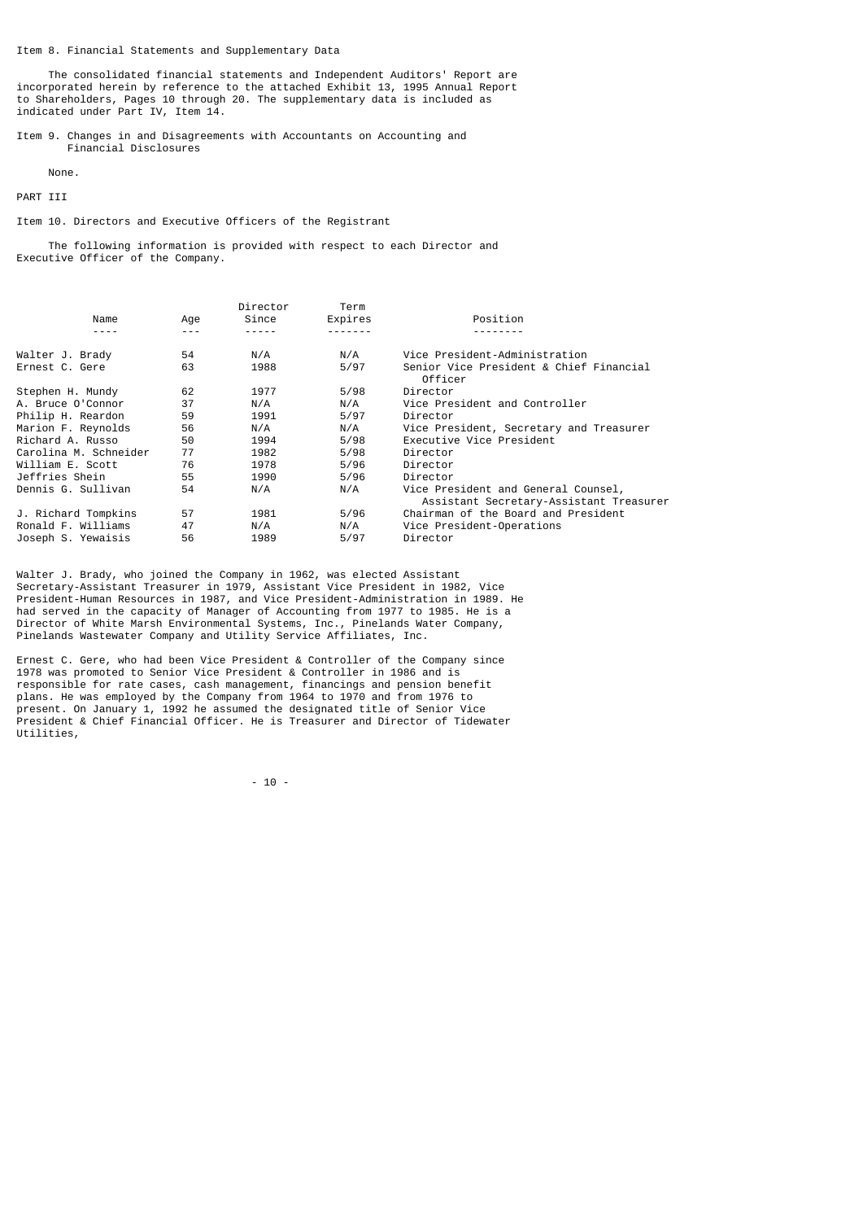Item 8. Financial Statements and Supplementary Data

The consolidated financial statements and Independent Auditors' Report are incorporated herein by reference to the attached Exhibit 13, 1995 Annual Report to Shareholders, Pages 10 through 20. The supplementary data is included as indicated under Part IV, Item 14.

Item 9. Changes in and Disagreements with Accountants on Accounting and Financial Disclosures

None.

PART III

Item 10. Directors and Executive Officers of the Registrant

The following information is provided with respect to each Director and Executive Officer of the Company.

| Name | Age | Director Since | Term Expires | Position |
|---|---|---|---|---|
| Walter J. Brady | 54 | N/A | N/A | Vice President-Administration |
| Ernest C. Gere | 63 | 1988 | 5/97 | Senior Vice President & Chief Financial Officer |
| Stephen H. Mundy | 62 | 1977 | 5/98 | Director |
| A. Bruce O'Connor | 37 | N/A | N/A | Vice President and Controller |
| Philip H. Reardon | 59 | 1991 | 5/97 | Director |
| Marion F. Reynolds | 56 | N/A | N/A | Vice President, Secretary and Treasurer |
| Richard A. Russo | 50 | 1994 | 5/98 | Executive Vice President |
| Carolina M. Schneider | 77 | 1982 | 5/98 | Director |
| William E. Scott | 76 | 1978 | 5/96 | Director |
| Jeffries Shein | 55 | 1990 | 5/96 | Director |
| Dennis G. Sullivan | 54 | N/A | N/A | Vice President and General Counsel, Assistant Secretary-Assistant Treasurer |
| J. Richard Tompkins | 57 | 1981 | 5/96 | Chairman of the Board and President |
| Ronald F. Williams | 47 | N/A | N/A | Vice President-Operations |
| Joseph S. Yewaisis | 56 | 1989 | 5/97 | Director |

Walter J. Brady, who joined the Company in 1962, was elected Assistant Secretary-Assistant Treasurer in 1979, Assistant Vice President in 1982, Vice President-Human Resources in 1987, and Vice President-Administration in 1989. He had served in the capacity of Manager of Accounting from 1977 to 1985. He is a Director of White Marsh Environmental Systems, Inc., Pinelands Water Company, Pinelands Wastewater Company and Utility Service Affiliates, Inc.

Ernest C. Gere, who had been Vice President & Controller of the Company since 1978 was promoted to Senior Vice President & Controller in 1986 and is responsible for rate cases, cash management, financings and pension benefit plans. He was employed by the Company from 1964 to 1970 and from 1976 to present. On January 1, 1992 he assumed the designated title of Senior Vice President & Chief Financial Officer. He is Treasurer and Director of Tidewater Utilities,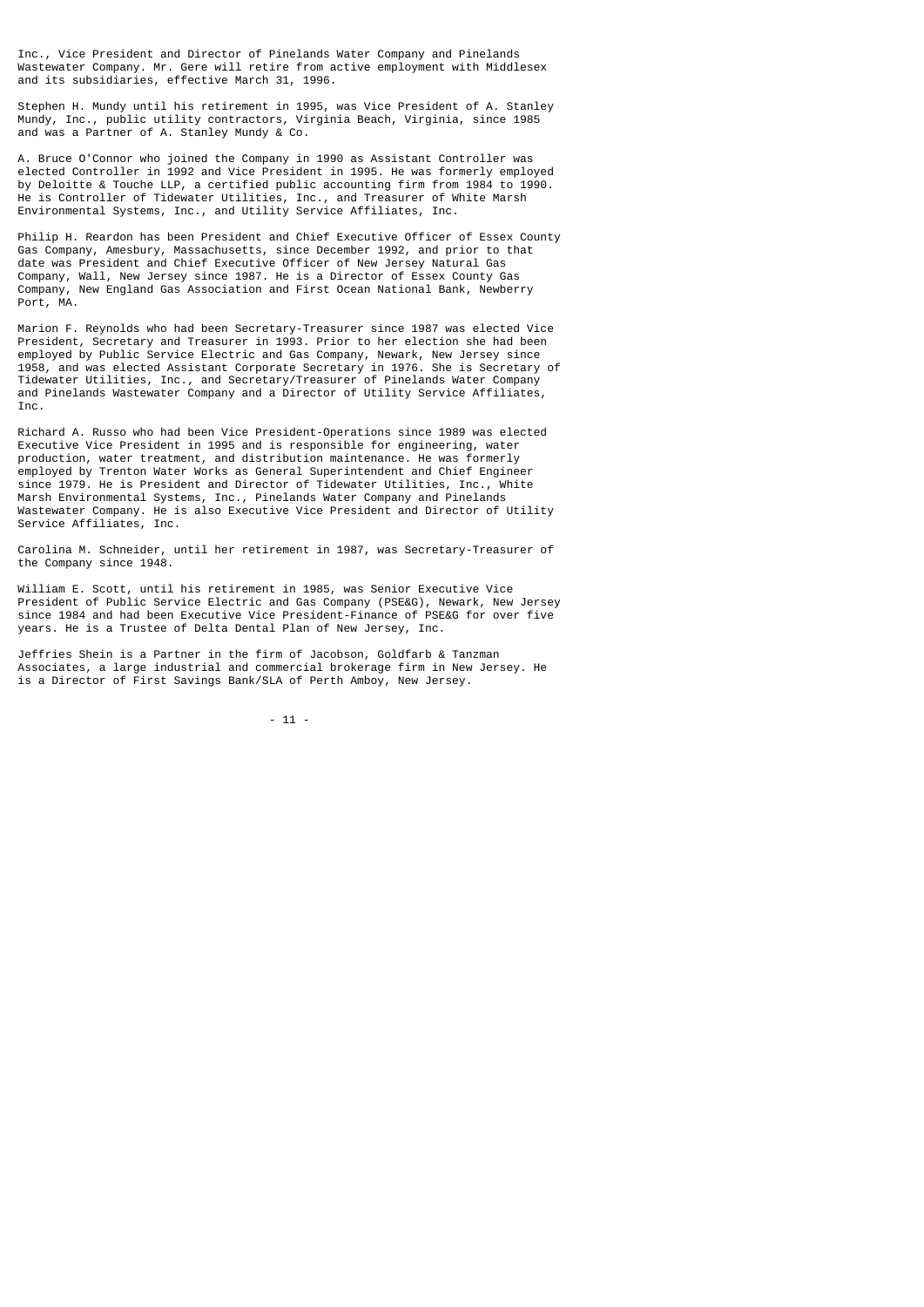Inc., Vice President and Director of Pinelands Water Company and Pinelands Wastewater Company. Mr. Gere will retire from active employment with Middlesex and its subsidiaries, effective March 31, 1996.

Stephen H. Mundy until his retirement in 1995, was Vice President of A. Stanley Mundy, Inc., public utility contractors, Virginia Beach, Virginia, since 1985 and was a Partner of A. Stanley Mundy & Co.

A. Bruce O'Connor who joined the Company in 1990 as Assistant Controller was elected Controller in 1992 and Vice President in 1995. He was formerly employed by Deloitte & Touche LLP, a certified public accounting firm from 1984 to 1990. He is Controller of Tidewater Utilities, Inc., and Treasurer of White Marsh Environmental Systems, Inc., and Utility Service Affiliates, Inc.

Philip H. Reardon has been President and Chief Executive Officer of Essex County Gas Company, Amesbury, Massachusetts, since December 1992, and prior to that date was President and Chief Executive Officer of New Jersey Natural Gas Company, Wall, New Jersey since 1987. He is a Director of Essex County Gas Company, New England Gas Association and First Ocean National Bank, Newberry Port, MA.

Marion F. Reynolds who had been Secretary-Treasurer since 1987 was elected Vice President, Secretary and Treasurer in 1993. Prior to her election she had been employed by Public Service Electric and Gas Company, Newark, New Jersey since 1958, and was elected Assistant Corporate Secretary in 1976. She is Secretary of Tidewater Utilities, Inc., and Secretary/Treasurer of Pinelands Water Company and Pinelands Wastewater Company and a Director of Utility Service Affiliates, Inc.

Richard A. Russo who had been Vice President-Operations since 1989 was elected Executive Vice President in 1995 and is responsible for engineering, water production, water treatment, and distribution maintenance. He was formerly employed by Trenton Water Works as General Superintendent and Chief Engineer since 1979. He is President and Director of Tidewater Utilities, Inc., White Marsh Environmental Systems, Inc., Pinelands Water Company and Pinelands Wastewater Company. He is also Executive Vice President and Director of Utility Service Affiliates, Inc.

Carolina M. Schneider, until her retirement in 1987, was Secretary-Treasurer of the Company since 1948.

William E. Scott, until his retirement in 1985, was Senior Executive Vice President of Public Service Electric and Gas Company (PSE&G), Newark, New Jersey since 1984 and had been Executive Vice President-Finance of PSE&G for over five years. He is a Trustee of Delta Dental Plan of New Jersey, Inc.

Jeffries Shein is a Partner in the firm of Jacobson, Goldfarb & Tanzman Associates, a large industrial and commercial brokerage firm in New Jersey. He is a Director of First Savings Bank/SLA of Perth Amboy, New Jersey.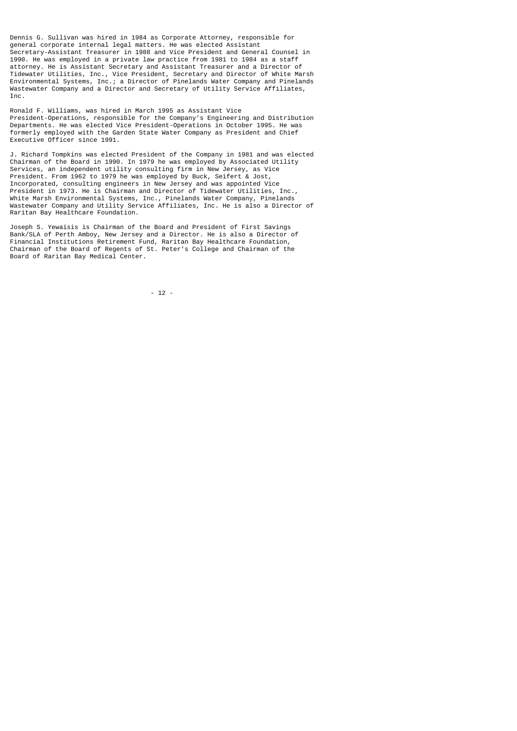Dennis G. Sullivan was hired in 1984 as Corporate Attorney, responsible for general corporate internal legal matters. He was elected Assistant Secretary-Assistant Treasurer in 1988 and Vice President and General Counsel in 1990. He was employed in a private law practice from 1981 to 1984 as a staff attorney. He is Assistant Secretary and Assistant Treasurer and a Director of Tidewater Utilities, Inc., Vice President, Secretary and Director of White Marsh Environmental Systems, Inc.; a Director of Pinelands Water Company and Pinelands Wastewater Company and a Director and Secretary of Utility Service Affiliates, Inc.

Ronald F. Williams, was hired in March 1995 as Assistant Vice President-Operations, responsible for the Company's Engineering and Distribution Departments. He was elected Vice President-Operations in October 1995. He was formerly employed with the Garden State Water Company as President and Chief Executive Officer since 1991.

J. Richard Tompkins was elected President of the Company in 1981 and was elected Chairman of the Board in 1990. In 1979 he was employed by Associated Utility Services, an independent utility consulting firm in New Jersey, as Vice President. From 1962 to 1979 he was employed by Buck, Seifert & Jost, Incorporated, consulting engineers in New Jersey and was appointed Vice President in 1973. He is Chairman and Director of Tidewater Utilities, Inc., White Marsh Environmental Systems, Inc., Pinelands Water Company, Pinelands Wastewater Company and Utility Service Affiliates, Inc. He is also a Director of Raritan Bay Healthcare Foundation.

Joseph S. Yewaisis is Chairman of the Board and President of First Savings Bank/SLA of Perth Amboy, New Jersey and a Director. He is also a Director of Financial Institutions Retirement Fund, Raritan Bay Healthcare Foundation, Chairman of the Board of Regents of St. Peter's College and Chairman of the Board of Raritan Bay Medical Center.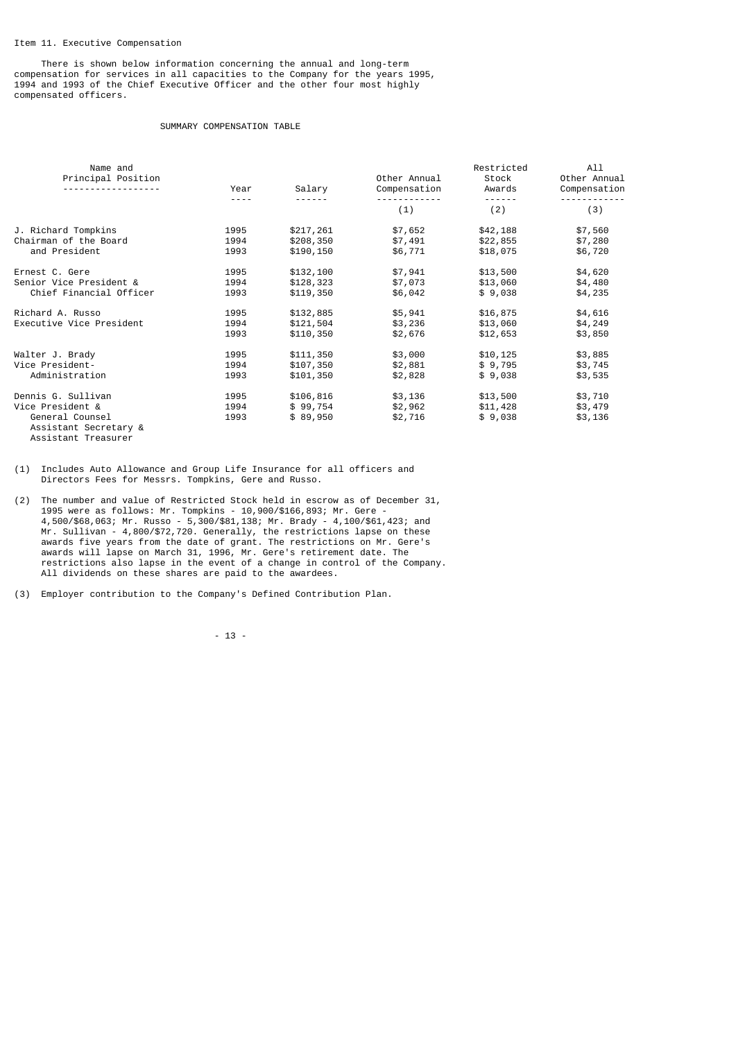Item 11. Executive Compensation

There is shown below information concerning the annual and long-term compensation for services in all capacities to the Company for the years 1995, 1994 and 1993 of the Chief Executive Officer and the other four most highly compensated officers.

SUMMARY COMPENSATION TABLE

| Name and Principal Position | Year | Salary | Other Annual Compensation (1) | Restricted Stock Awards (2) | All Other Annual Compensation (3) |
|---|---|---|---|---|---|
| J. Richard Tompkins | 1995 | $217,261 | $7,652 | $42,188 | $7,560 |
| Chairman of the Board | 1994 | $208,350 | $7,491 | $22,855 | $7,280 |
| and President | 1993 | $190,150 | $6,771 | $18,075 | $6,720 |
| Ernest C. Gere | 1995 | $132,100 | $7,941 | $13,500 | $4,620 |
| Senior Vice President & | 1994 | $128,323 | $7,073 | $13,060 | $4,480 |
| Chief Financial Officer | 1993 | $119,350 | $6,042 | $ 9,038 | $4,235 |
| Richard A. Russo | 1995 | $132,885 | $5,941 | $16,875 | $4,616 |
| Executive Vice President | 1994 | $121,504 | $3,236 | $13,060 | $4,249 |
| | 1993 | $110,350 | $2,676 | $12,653 | $3,850 |
| Walter J. Brady | 1995 | $111,350 | $3,000 | $10,125 | $3,885 |
| Vice President- | 1994 | $107,350 | $2,881 | $ 9,795 | $3,745 |
| Administration | 1993 | $101,350 | $2,828 | $ 9,038 | $3,535 |
| Dennis G. Sullivan | 1995 | $106,816 | $3,136 | $13,500 | $3,710 |
| Vice President & | 1994 | $ 99,754 | $2,962 | $11,428 | $3,479 |
| General Counsel | 1993 | $ 89,950 | $2,716 | $ 9,038 | $3,136 |
| Assistant Secretary & | | | | | |
| Assistant Treasurer | | | | | |

(1) Includes Auto Allowance and Group Life Insurance for all officers and Directors Fees for Messrs. Tompkins, Gere and Russo.

(2) The number and value of Restricted Stock held in escrow as of December 31, 1995 were as follows: Mr. Tompkins - 10,900/$166,893; Mr. Gere - 4,500/$68,063; Mr. Russo - 5,300/$81,138; Mr. Brady - 4,100/$61,423; and Mr. Sullivan - 4,800/$72,720. Generally, the restrictions lapse on these awards five years from the date of grant. The restrictions on Mr. Gere's awards will lapse on March 31, 1996, Mr. Gere's retirement date. The restrictions also lapse in the event of a change in control of the Company. All dividends on these shares are paid to the awardees.

(3) Employer contribution to the Company's Defined Contribution Plan.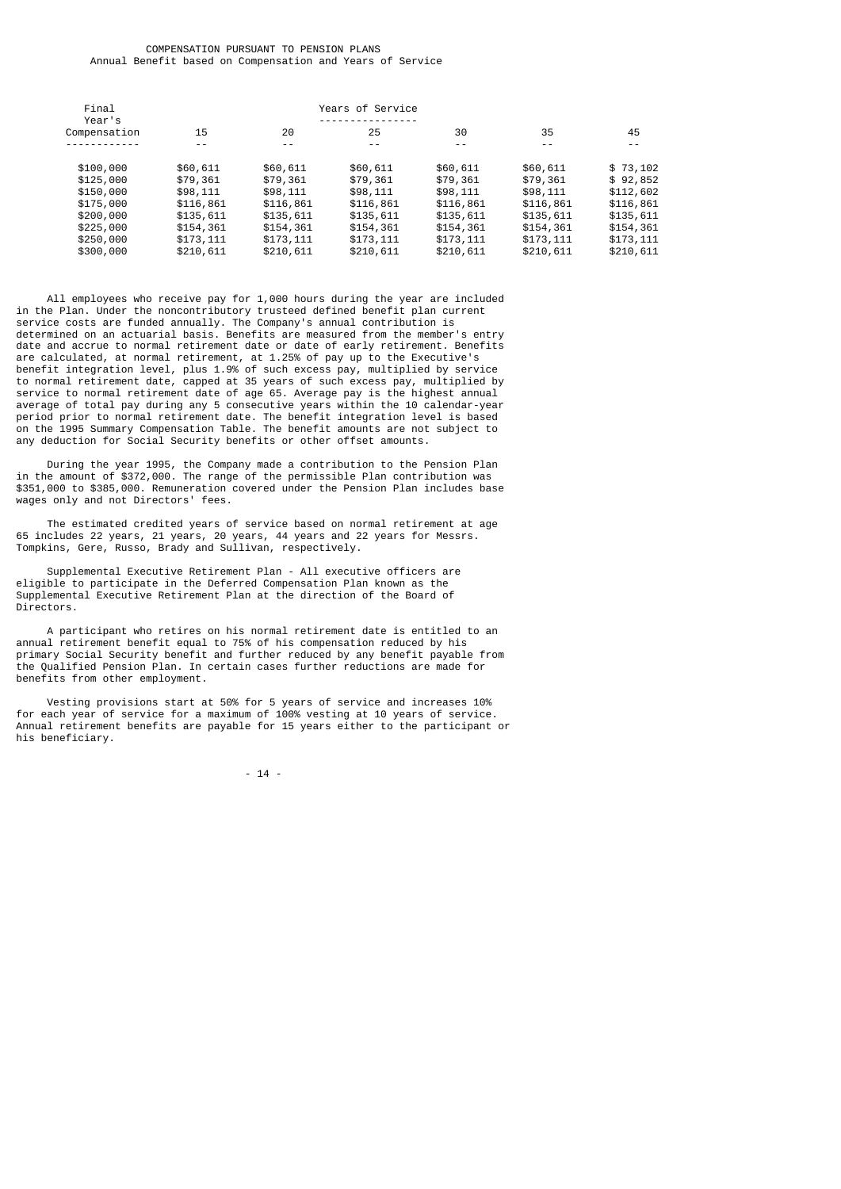# COMPENSATION PURSUANT TO PENSION PLANS

## Annual Benefit based on Compensation and Years of Service

| Final Year's Compensation | Years of Service 15 | 20 | 25 | 30 | 35 | 45 |
|---|---|---|---|---|---|---|
| $100,000 | $60,611 | $60,611 | $60,611 | $60,611 | $60,611 | $ 73,102 |
| $125,000 | $79,361 | $79,361 | $79,361 | $79,361 | $79,361 | $ 92,852 |
| $150,000 | $98,111 | $98,111 | $98,111 | $98,111 | $98,111 | $112,602 |
| $175,000 | $116,861 | $116,861 | $116,861 | $116,861 | $116,861 | $116,861 |
| $200,000 | $135,611 | $135,611 | $135,611 | $135,611 | $135,611 | $135,611 |
| $225,000 | $154,361 | $154,361 | $154,361 | $154,361 | $154,361 | $154,361 |
| $250,000 | $173,111 | $173,111 | $173,111 | $173,111 | $173,111 | $173,111 |
| $300,000 | $210,611 | $210,611 | $210,611 | $210,611 | $210,611 | $210,611 |

All employees who receive pay for 1,000 hours during the year are included in the Plan. Under the noncontributory trusteed defined benefit plan current service costs are funded annually. The Company's annual contribution is determined on an actuarial basis. Benefits are measured from the member's entry date and accrue to normal retirement date or date of early retirement. Benefits are calculated, at normal retirement, at 1.25% of pay up to the Executive's benefit integration level, plus 1.9% of such excess pay, multiplied by service to normal retirement date, capped at 35 years of such excess pay, multiplied by service to normal retirement date of age 65. Average pay is the highest annual average of total pay during any 5 consecutive years within the 10 calendar-year period prior to normal retirement date. The benefit integration level is based on the 1995 Summary Compensation Table. The benefit amounts are not subject to any deduction for Social Security benefits or other offset amounts.

During the year 1995, the Company made a contribution to the Pension Plan in the amount of $372,000. The range of the permissible Plan contribution was $351,000 to $385,000. Remuneration covered under the Pension Plan includes base wages only and not Directors' fees.

The estimated credited years of service based on normal retirement at age 65 includes 22 years, 21 years, 20 years, 44 years and 22 years for Messrs. Tompkins, Gere, Russo, Brady and Sullivan, respectively.

Supplemental Executive Retirement Plan - All executive officers are eligible to participate in the Deferred Compensation Plan known as the Supplemental Executive Retirement Plan at the direction of the Board of Directors.

A participant who retires on his normal retirement date is entitled to an annual retirement benefit equal to 75% of his compensation reduced by his primary Social Security benefit and further reduced by any benefit payable from the Qualified Pension Plan. In certain cases further reductions are made for benefits from other employment.

Vesting provisions start at 50% for 5 years of service and increases 10% for each year of service for a maximum of 100% vesting at 10 years of service. Annual retirement benefits are payable for 15 years either to the participant or his beneficiary.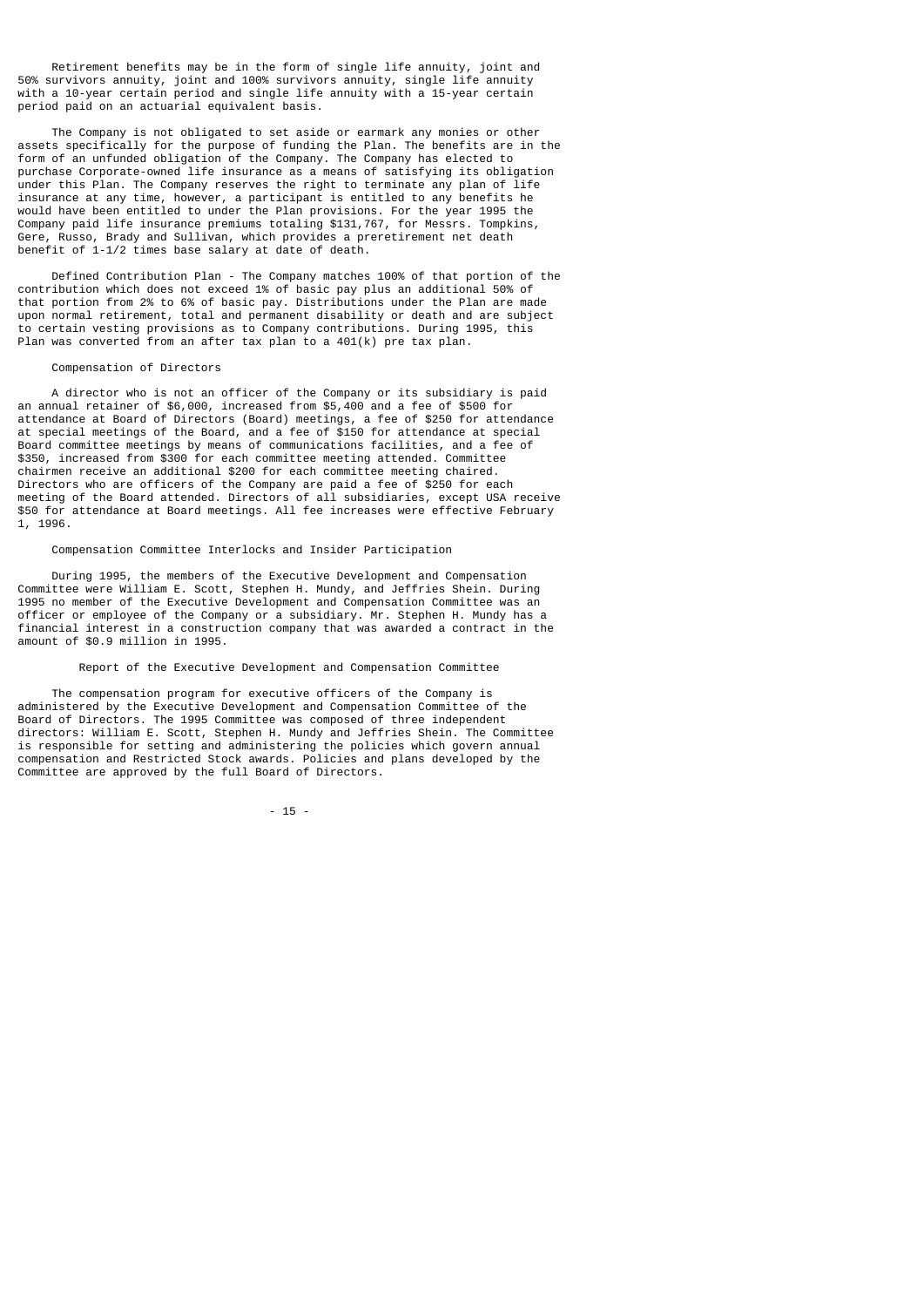Retirement benefits may be in the form of single life annuity, joint and 50% survivors annuity, joint and 100% survivors annuity, single life annuity with a 10-year certain period and single life annuity with a 15-year certain period paid on an actuarial equivalent basis.

The Company is not obligated to set aside or earmark any monies or other assets specifically for the purpose of funding the Plan. The benefits are in the form of an unfunded obligation of the Company. The Company has elected to purchase Corporate-owned life insurance as a means of satisfying its obligation under this Plan. The Company reserves the right to terminate any plan of life insurance at any time, however, a participant is entitled to any benefits he would have been entitled to under the Plan provisions. For the year 1995 the Company paid life insurance premiums totaling $131,767, for Messrs. Tompkins, Gere, Russo, Brady and Sullivan, which provides a preretirement net death benefit of 1-1/2 times base salary at date of death.

Defined Contribution Plan - The Company matches 100% of that portion of the contribution which does not exceed 1% of basic pay plus an additional 50% of that portion from 2% to 6% of basic pay. Distributions under the Plan are made upon normal retirement, total and permanent disability or death and are subject to certain vesting provisions as to Company contributions. During 1995, this Plan was converted from an after tax plan to a 401(k) pre tax plan.

## Compensation of Directors

A director who is not an officer of the Company or its subsidiary is paid an annual retainer of $6,000, increased from $5,400 and a fee of $500 for attendance at Board of Directors (Board) meetings, a fee of $250 for attendance at special meetings of the Board, and a fee of $150 for attendance at special Board committee meetings by means of communications facilities, and a fee of $350, increased from $300 for each committee meeting attended. Committee chairmen receive an additional $200 for each committee meeting chaired. Directors who are officers of the Company are paid a fee of $250 for each meeting of the Board attended. Directors of all subsidiaries, except USA receive $50 for attendance at Board meetings. All fee increases were effective February 1, 1996.

## Compensation Committee Interlocks and Insider Participation

During 1995, the members of the Executive Development and Compensation Committee were William E. Scott, Stephen H. Mundy, and Jeffries Shein. During 1995 no member of the Executive Development and Compensation Committee was an officer or employee of the Company or a subsidiary. Mr. Stephen H. Mundy has a financial interest in a construction company that was awarded a contract in the amount of $0.9 million in 1995.

## Report of the Executive Development and Compensation Committee

The compensation program for executive officers of the Company is administered by the Executive Development and Compensation Committee of the Board of Directors. The 1995 Committee was composed of three independent directors: William E. Scott, Stephen H. Mundy and Jeffries Shein. The Committee is responsible for setting and administering the policies which govern annual compensation and Restricted Stock awards. Policies and plans developed by the Committee are approved by the full Board of Directors.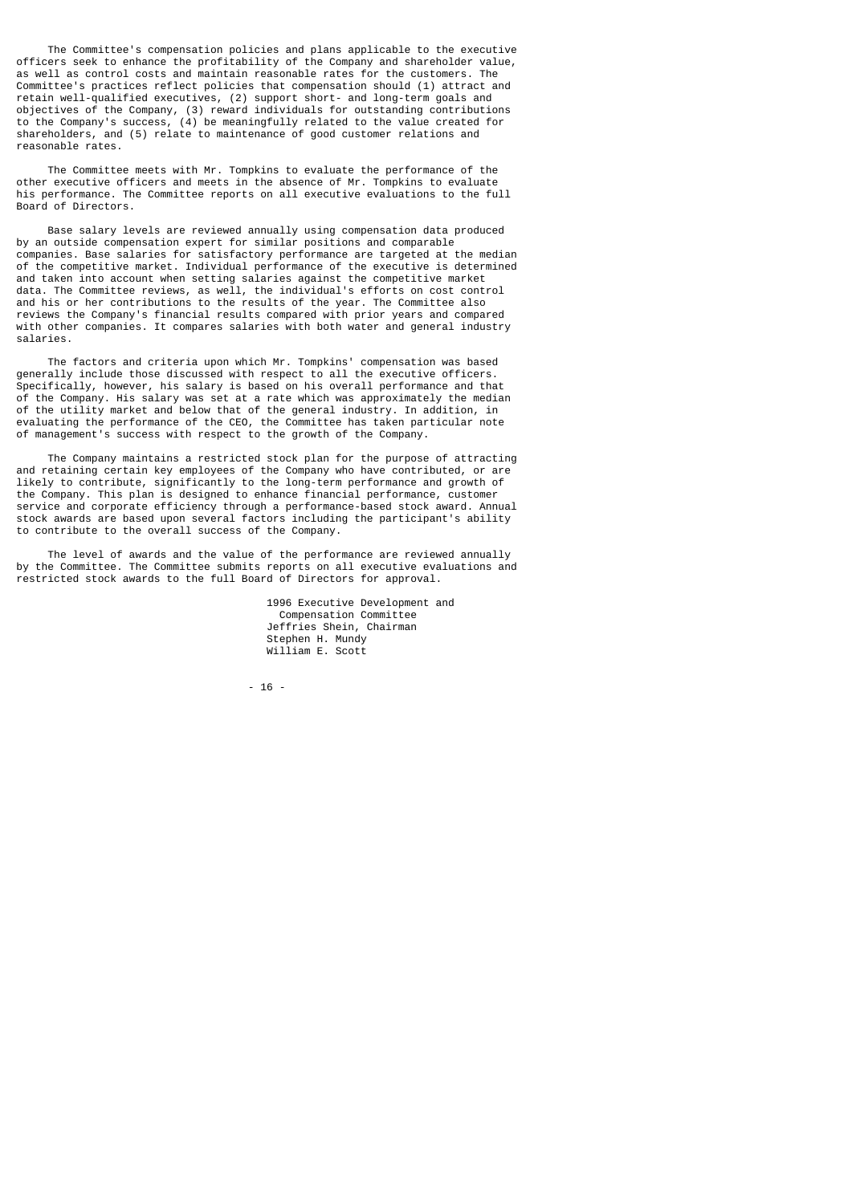The Committee's compensation policies and plans applicable to the executive officers seek to enhance the profitability of the Company and shareholder value, as well as control costs and maintain reasonable rates for the customers. The Committee's practices reflect policies that compensation should (1) attract and retain well-qualified executives, (2) support short- and long-term goals and objectives of the Company, (3) reward individuals for outstanding contributions to the Company's success, (4) be meaningfully related to the value created for shareholders, and (5) relate to maintenance of good customer relations and reasonable rates.

The Committee meets with Mr. Tompkins to evaluate the performance of the other executive officers and meets in the absence of Mr. Tompkins to evaluate his performance. The Committee reports on all executive evaluations to the full Board of Directors.

Base salary levels are reviewed annually using compensation data produced by an outside compensation expert for similar positions and comparable companies. Base salaries for satisfactory performance are targeted at the median of the competitive market. Individual performance of the executive is determined and taken into account when setting salaries against the competitive market data. The Committee reviews, as well, the individual's efforts on cost control and his or her contributions to the results of the year. The Committee also reviews the Company's financial results compared with prior years and compared with other companies. It compares salaries with both water and general industry salaries.

The factors and criteria upon which Mr. Tompkins' compensation was based generally include those discussed with respect to all the executive officers. Specifically, however, his salary is based on his overall performance and that of the Company. His salary was set at a rate which was approximately the median of the utility market and below that of the general industry. In addition, in evaluating the performance of the CEO, the Committee has taken particular note of management's success with respect to the growth of the Company.

The Company maintains a restricted stock plan for the purpose of attracting and retaining certain key employees of the Company who have contributed, or are likely to contribute, significantly to the long-term performance and growth of the Company. This plan is designed to enhance financial performance, customer service and corporate efficiency through a performance-based stock award. Annual stock awards are based upon several factors including the participant's ability to contribute to the overall success of the Company.

The level of awards and the value of the performance are reviewed annually by the Committee. The Committee submits reports on all executive evaluations and restricted stock awards to the full Board of Directors for approval.

1996 Executive Development and
Compensation Committee
Jeffries Shein, Chairman
Stephen H. Mundy
William E. Scott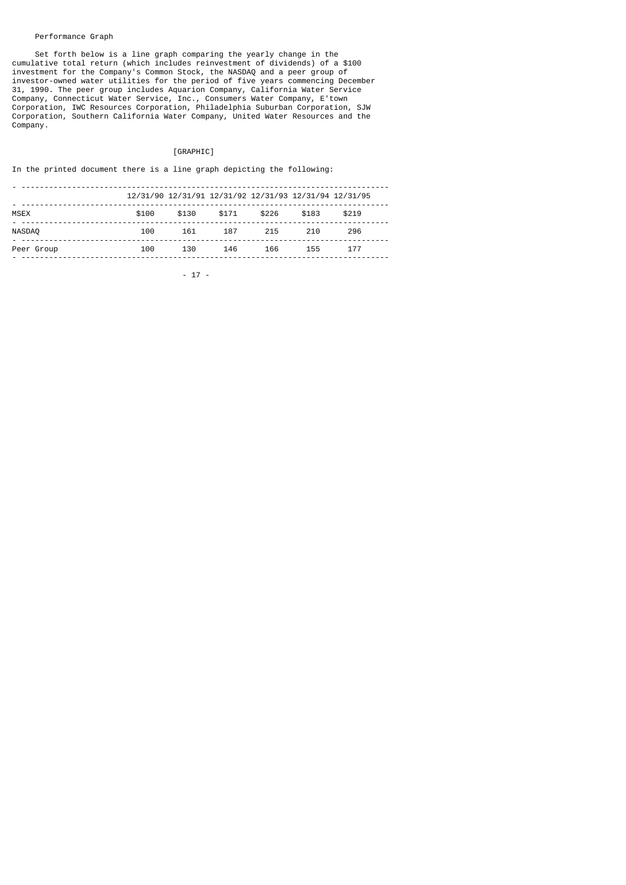Performance Graph

Set forth below is a line graph comparing the yearly change in the cumulative total return (which includes reinvestment of dividends) of a $100 investment for the Company's Common Stock, the NASDAQ and a peer group of investor-owned water utilities for the period of five years commencing December 31, 1990. The peer group includes Aquarion Company, California Water Service Company, Connecticut Water Service, Inc., Consumers Water Company, E'town Corporation, IWC Resources Corporation, Philadelphia Suburban Corporation, SJW Corporation, Southern California Water Company, United Water Resources and the Company.

[GRAPHIC]

In the printed document there is a line graph depicting the following:

| | 12/31/90 | 12/31/91 | 12/31/92 | 12/31/93 | 12/31/94 | 12/31/95 |
|---|---|---|---|---|---|---|
| MSEX | $100 | $130 | $171 | $226 | $183 | $219 |
| NASDAQ | 100 | 161 | 187 | 215 | 210 | 296 |
| Peer Group | 100 | 130 | 146 | 166 | 155 | 177 |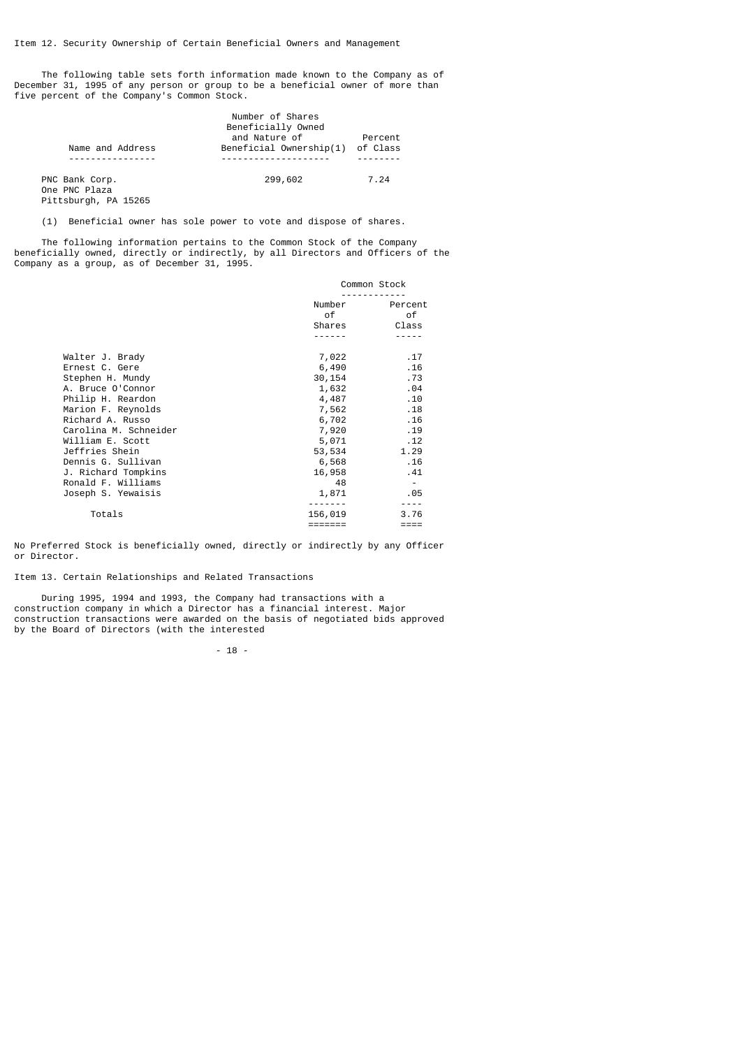Item 12. Security Ownership of Certain Beneficial Owners and Management

The following table sets forth information made known to the Company as of December 31, 1995 of any person or group to be a beneficial owner of more than five percent of the Company's Common Stock.

| Name and Address | Number of Shares Beneficially Owned and Nature of Beneficial Ownership(1) | Percent of Class |
|---|---|---|
| PNC Bank Corp.<br>One PNC Plaza<br>Pittsburgh, PA 15265 | 299,602 | 7.24 |

(1) Beneficial owner has sole power to vote and dispose of shares.

The following information pertains to the Common Stock of the Company beneficially owned, directly or indirectly, by all Directors and Officers of the Company as a group, as of December 31, 1995.

| | Common Stock | |
|---|---|---|
| | Number of Shares | Percent of Class |
| Walter J. Brady | 7,022 | .17 |
| Ernest C. Gere | 6,490 | .16 |
| Stephen H. Mundy | 30,154 | .73 |
| A. Bruce O'Connor | 1,632 | .04 |
| Philip H. Reardon | 4,487 | .10 |
| Marion F. Reynolds | 7,562 | .18 |
| Richard A. Russo | 6,702 | .16 |
| Carolina M. Schneider | 7,920 | .19 |
| William E. Scott | 5,071 | .12 |
| Jeffries Shein | 53,534 | 1.29 |
| Dennis G. Sullivan | 6,568 | .16 |
| J. Richard Tompkins | 16,958 | .41 |
| Ronald F. Williams | 48 | - |
| Joseph S. Yewaisis | 1,871 | .05 |
| Totals | 156,019 | 3.76 |

No Preferred Stock is beneficially owned, directly or indirectly by any Officer or Director.

Item 13. Certain Relationships and Related Transactions

During 1995, 1994 and 1993, the Company had transactions with a construction company in which a Director has a financial interest. Major construction transactions were awarded on the basis of negotiated bids approved by the Board of Directors (with the interested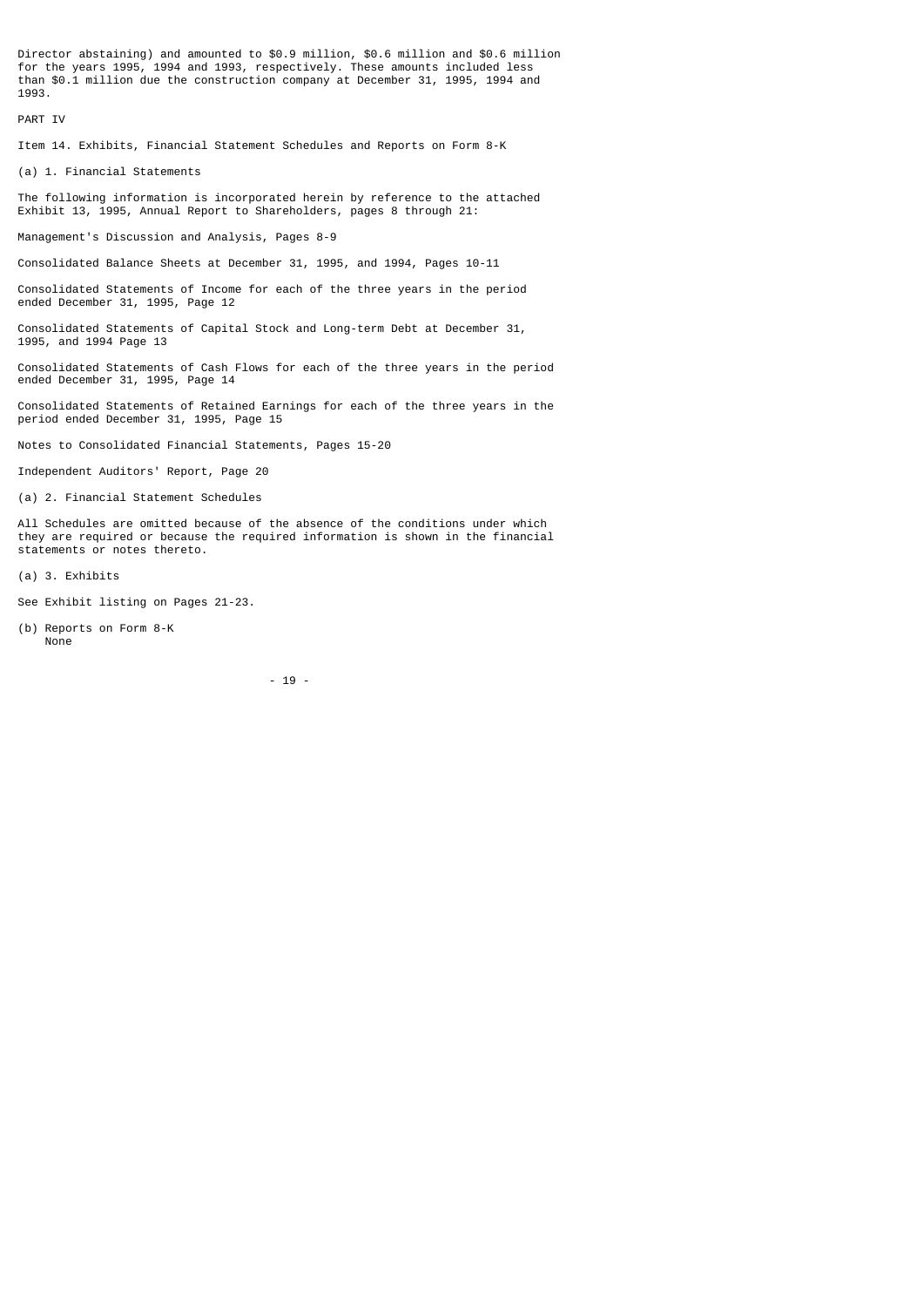Director abstaining) and amounted to $0.9 million, $0.6 million and $0.6 million for the years 1995, 1994 and 1993, respectively. These amounts included less than $0.1 million due the construction company at December 31, 1995, 1994 and 1993.

# PART IV

## Item 14. Exhibits, Financial Statement Schedules and Reports on Form 8-K

(a) 1. Financial Statements

The following information is incorporated herein by reference to the attached Exhibit 13, 1995, Annual Report to Shareholders, pages 8 through 21:

Management's Discussion and Analysis, Pages 8-9

Consolidated Balance Sheets at December 31, 1995, and 1994, Pages 10-11

Consolidated Statements of Income for each of the three years in the period ended December 31, 1995, Page 12

Consolidated Statements of Capital Stock and Long-term Debt at December 31, 1995, and 1994 Page 13

Consolidated Statements of Cash Flows for each of the three years in the period ended December 31, 1995, Page 14

Consolidated Statements of Retained Earnings for each of the three years in the period ended December 31, 1995, Page 15

Notes to Consolidated Financial Statements, Pages 15-20

Independent Auditors' Report, Page 20

(a) 2. Financial Statement Schedules

All Schedules are omitted because of the absence of the conditions under which they are required or because the required information is shown in the financial statements or notes thereto.

(a) 3. Exhibits

See Exhibit listing on Pages 21-23.

(b) Reports on Form 8-K
None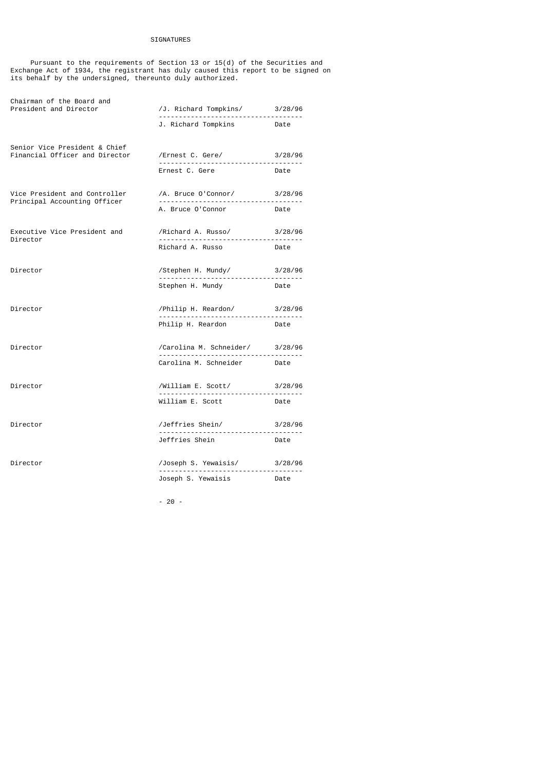## SIGNATURES

Pursuant to the requirements of Section 13 or 15(d) of the Securities and Exchange Act of 1934, the registrant has duly caused this report to be signed on its behalf by the undersigned, thereunto duly authorized.

| | | |
|---|---|---|
| Chairman of the Board and President and Director | /J. Richard Tompkins/<br>J. Richard Tompkins | 3/28/96<br>Date |
| Senior Vice President & Chief Financial Officer and Director | /Ernest C. Gere/<br>Ernest C. Gere | 3/28/96<br>Date |
| Vice President and Controller Principal Accounting Officer | /A. Bruce O'Connor/<br>A. Bruce O'Connor | 3/28/96<br>Date |
| Executive Vice President and Director | /Richard A. Russo/<br>Richard A. Russo | 3/28/96<br>Date |
| Director | /Stephen H. Mundy/<br>Stephen H. Mundy | 3/28/96<br>Date |
| Director | /Philip H. Reardon/<br>Philip H. Reardon | 3/28/96<br>Date |
| Director | /Carolina M. Schneider/<br>Carolina M. Schneider | 3/28/96<br>Date |
| Director | /William E. Scott/<br>William E. Scott | 3/28/96<br>Date |
| Director | /Jeffries Shein/<br>Jeffries Shein | 3/28/96<br>Date |
| Director | /Joseph S. Yewaisis/<br>Joseph S. Yewaisis | 3/28/96<br>Date |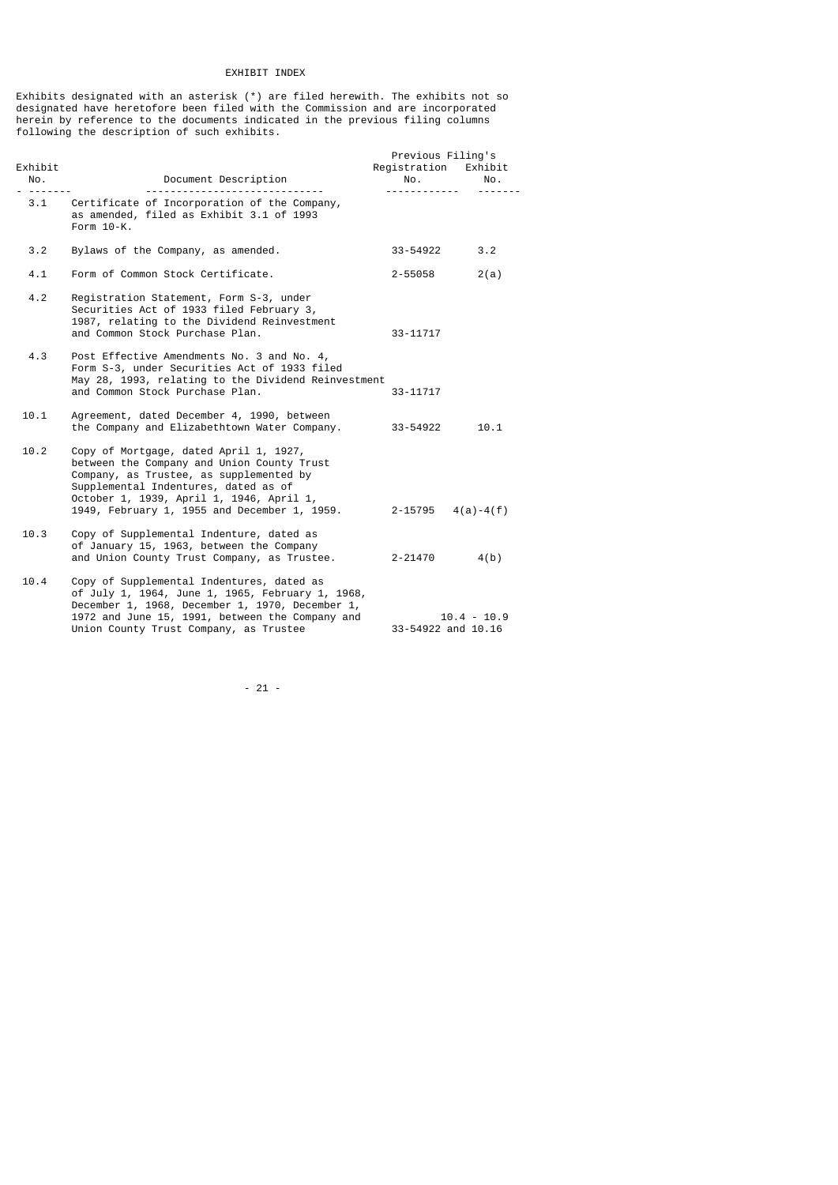# EXHIBIT INDEX

Exhibits designated with an asterisk (*) are filed herewith. The exhibits not so designated have heretofore been filed with the Commission and are incorporated herein by reference to the documents indicated in the previous filing columns following the description of such exhibits.

| Exhibit No. | Document Description | Previous Filing's Registration No. | Previous Filing's Exhibit No. |
|---|---|---|---|
| 3.1 | Certificate of Incorporation of the Company, as amended, filed as Exhibit 3.1 of 1993 Form 10-K. | | |
| 3.2 | Bylaws of the Company, as amended. | 33-54922 | 3.2 |
| 4.1 | Form of Common Stock Certificate. | 2-55058 | 2(a) |
| 4.2 | Registration Statement, Form S-3, under Securities Act of 1933 filed February 3, 1987, relating to the Dividend Reinvestment and Common Stock Purchase Plan. | 33-11717 | |
| 4.3 | Post Effective Amendments No. 3 and No. 4, Form S-3, under Securities Act of 1933 filed May 28, 1993, relating to the Dividend Reinvestment and Common Stock Purchase Plan. | 33-11717 | |
| 10.1 | Agreement, dated December 4, 1990, between the Company and Elizabethtown Water Company. | 33-54922 | 10.1 |
| 10.2 | Copy of Mortgage, dated April 1, 1927, between the Company and Union County Trust Company, as Trustee, as supplemented by Supplemental Indentures, dated as of October 1, 1939, April 1, 1946, April 1, 1949, February 1, 1955 and December 1, 1959. | 2-15795 | 4(a)-4(f) |
| 10.3 | Copy of Supplemental Indenture, dated as of January 15, 1963, between the Company and Union County Trust Company, as Trustee. | 2-21470 | 4(b) |
| 10.4 | Copy of Supplemental Indentures, dated as of July 1, 1964, June 1, 1965, February 1, 1968, December 1, 1968, December 1, 1970, December 1, 1972 and June 15, 1991, between the Company and Union County Trust Company, as Trustee | 33-54922 and | 10.4 - 10.9 and 10.16 |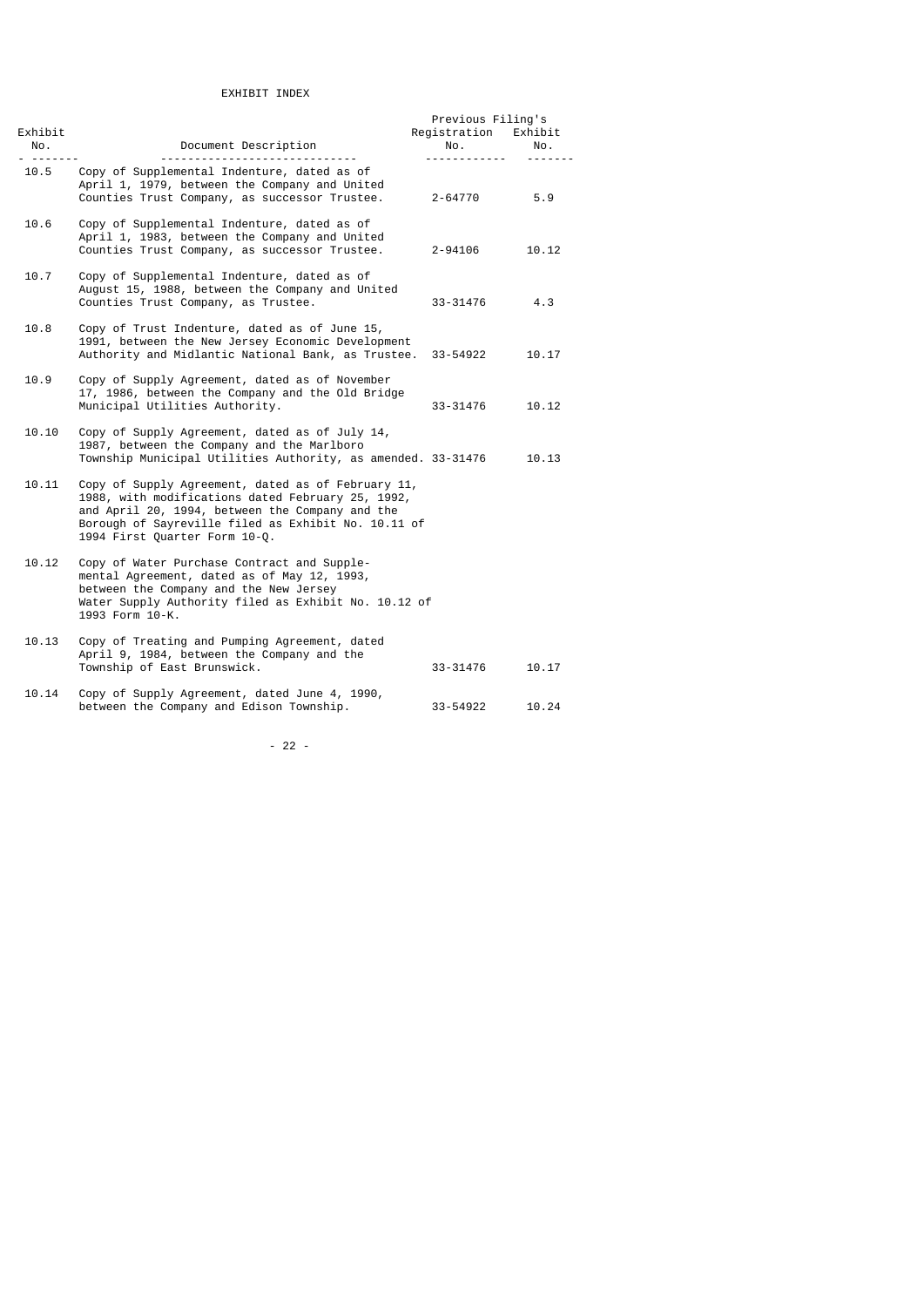# EXHIBIT INDEX

| Exhibit No. | Document Description | Previous Filing's Registration No. | Previous Filing's Exhibit No. |
|---|---|---|---|
| 10.5 | Copy of Supplemental Indenture, dated as of April 1, 1979, between the Company and United Counties Trust Company, as successor Trustee. | 2-64770 | 5.9 |
| 10.6 | Copy of Supplemental Indenture, dated as of April 1, 1983, between the Company and United Counties Trust Company, as successor Trustee. | 2-94106 | 10.12 |
| 10.7 | Copy of Supplemental Indenture, dated as of August 15, 1988, between the Company and United Counties Trust Company, as Trustee. | 33-31476 | 4.3 |
| 10.8 | Copy of Trust Indenture, dated as of June 15, 1991, between the New Jersey Economic Development Authority and Midlantic National Bank, as Trustee. | 33-54922 | 10.17 |
| 10.9 | Copy of Supply Agreement, dated as of November 17, 1986, between the Company and the Old Bridge Municipal Utilities Authority. | 33-31476 | 10.12 |
| 10.10 | Copy of Supply Agreement, dated as of July 14, 1987, between the Company and the Marlboro Township Municipal Utilities Authority, as amended. | 33-31476 | 10.13 |
| 10.11 | Copy of Supply Agreement, dated as of February 11, 1988, with modifications dated February 25, 1992, and April 20, 1994, between the Company and the Borough of Sayreville filed as Exhibit No. 10.11 of 1994 First Quarter Form 10-Q. | | |
| 10.12 | Copy of Water Purchase Contract and Supplemental Agreement, dated as of May 12, 1993, between the Company and the New Jersey Water Supply Authority filed as Exhibit No. 10.12 of 1993 Form 10-K. | | |
| 10.13 | Copy of Treating and Pumping Agreement, dated April 9, 1984, between the Company and the Township of East Brunswick. | 33-31476 | 10.17 |
| 10.14 | Copy of Supply Agreement, dated June 4, 1990, between the Company and Edison Township. | 33-54922 | 10.24 |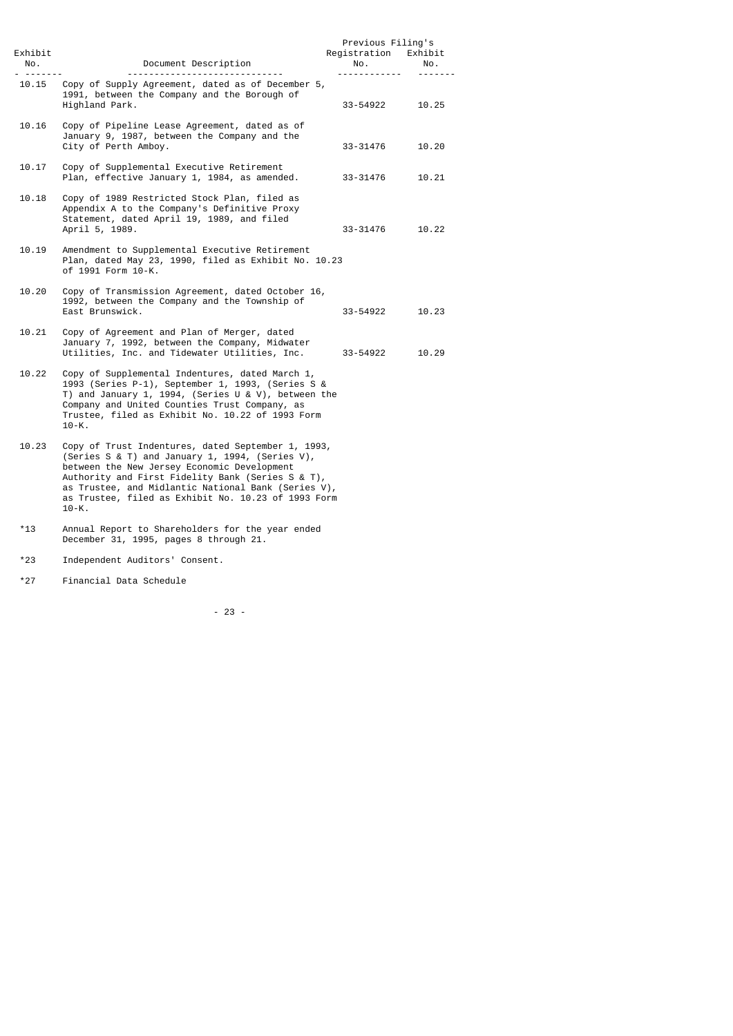| Exhibit No. | Document Description | Previous Filing's Registration No. | Exhibit No. |
|---|---|---|---|
| 10.15 | Copy of Supply Agreement, dated as of December 5, 1991, between the Company and the Borough of Highland Park. | 33-54922 | 10.25 |
| 10.16 | Copy of Pipeline Lease Agreement, dated as of January 9, 1987, between the Company and the City of Perth Amboy. | 33-31476 | 10.20 |
| 10.17 | Copy of Supplemental Executive Retirement Plan, effective January 1, 1984, as amended. | 33-31476 | 10.21 |
| 10.18 | Copy of 1989 Restricted Stock Plan, filed as Appendix A to the Company's Definitive Proxy Statement, dated April 19, 1989, and filed April 5, 1989. | 33-31476 | 10.22 |
| 10.19 | Amendment to Supplemental Executive Retirement Plan, dated May 23, 1990, filed as Exhibit No. 10.23 of 1991 Form 10-K. | | |
| 10.20 | Copy of Transmission Agreement, dated October 16, 1992, between the Company and the Township of East Brunswick. | 33-54922 | 10.23 |
| 10.21 | Copy of Agreement and Plan of Merger, dated January 7, 1992, between the Company, Midwater Utilities, Inc. and Tidewater Utilities, Inc. | 33-54922 | 10.29 |
| 10.22 | Copy of Supplemental Indentures, dated March 1, 1993 (Series P-1), September 1, 1993, (Series S & T) and January 1, 1994, (Series U & V), between the Company and United Counties Trust Company, as Trustee, filed as Exhibit No. 10.22 of 1993 Form 10-K. | | |
| 10.23 | Copy of Trust Indentures, dated September 1, 1993, (Series S & T) and January 1, 1994, (Series V), between the New Jersey Economic Development Authority and First Fidelity Bank (Series S & T), as Trustee, and Midlantic National Bank (Series V), as Trustee, filed as Exhibit No. 10.23 of 1993 Form 10-K. | | |
| *13 | Annual Report to Shareholders for the year ended December 31, 1995, pages 8 through 21. | | |
| *23 | Independent Auditors' Consent. | | |
| *27 | Financial Data Schedule | | |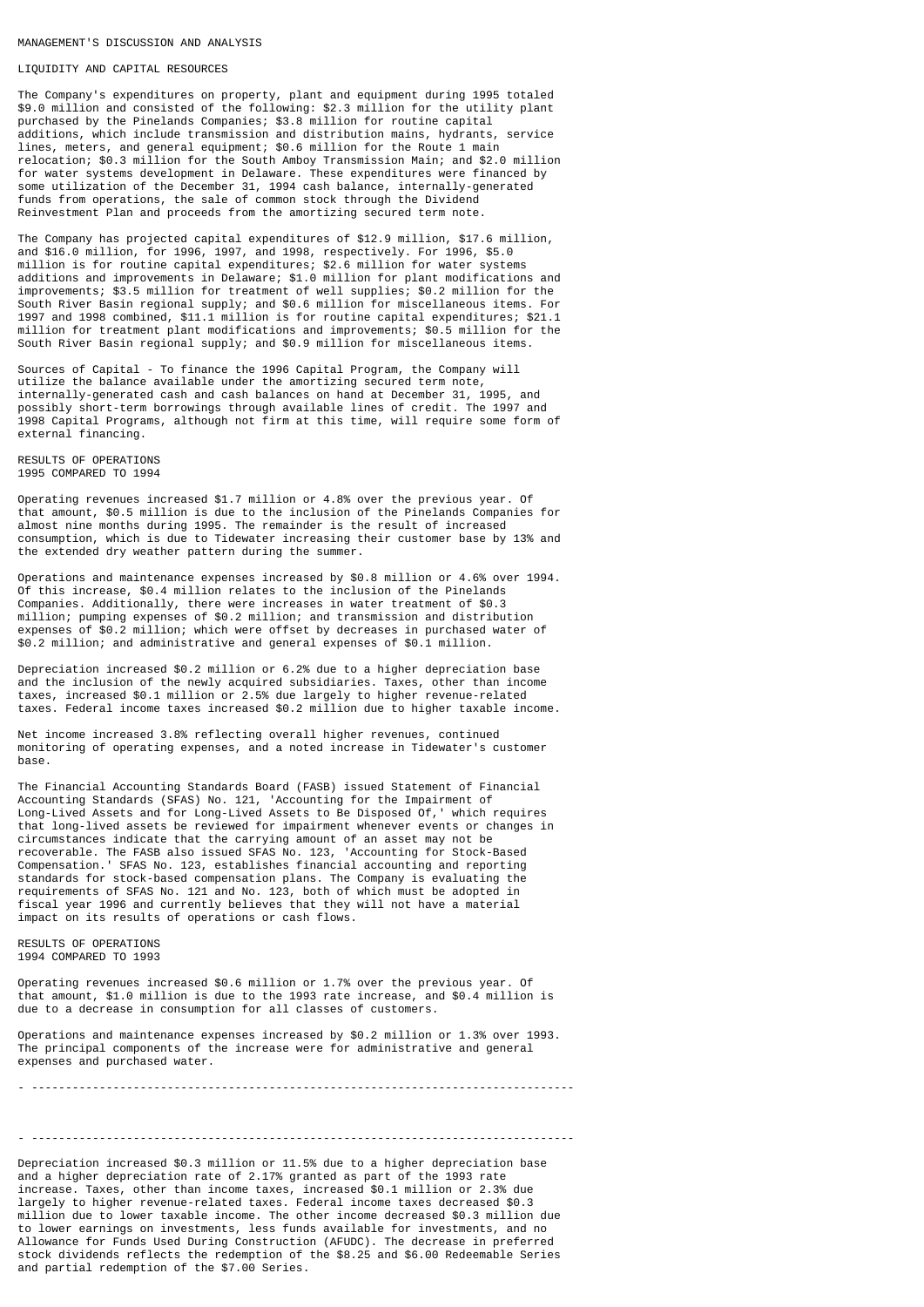# MANAGEMENT'S DISCUSSION AND ANALYSIS

## LIQUIDITY AND CAPITAL RESOURCES

The Company's expenditures on property, plant and equipment during 1995 totaled $9.0 million and consisted of the following: $2.3 million for the utility plant purchased by the Pinelands Companies; $3.8 million for routine capital additions, which include transmission and distribution mains, hydrants, service lines, meters, and general equipment; $0.6 million for the Route 1 main relocation; $0.3 million for the South Amboy Transmission Main; and $2.0 million for water systems development in Delaware. These expenditures were financed by some utilization of the December 31, 1994 cash balance, internally-generated funds from operations, the sale of common stock through the Dividend Reinvestment Plan and proceeds from the amortizing secured term note.

The Company has projected capital expenditures of $12.9 million, $17.6 million, and $16.0 million, for 1996, 1997, and 1998, respectively. For 1996, $5.0 million is for routine capital expenditures; $2.6 million for water systems additions and improvements in Delaware; $1.0 million for plant modifications and improvements; $3.5 million for treatment of well supplies; $0.2 million for the South River Basin regional supply; and $0.6 million for miscellaneous items. For 1997 and 1998 combined, $11.1 million is for routine capital expenditures; $21.1 million for treatment plant modifications and improvements; $0.5 million for the South River Basin regional supply; and $0.9 million for miscellaneous items.

Sources of Capital - To finance the 1996 Capital Program, the Company will utilize the balance available under the amortizing secured term note, internally-generated cash and cash balances on hand at December 31, 1995, and possibly short-term borrowings through available lines of credit. The 1997 and 1998 Capital Programs, although not firm at this time, will require some form of external financing.

## RESULTS OF OPERATIONS
### 1995 COMPARED TO 1994

Operating revenues increased $1.7 million or 4.8% over the previous year. Of that amount, $0.5 million is due to the inclusion of the Pinelands Companies for almost nine months during 1995. The remainder is the result of increased consumption, which is due to Tidewater increasing their customer base by 13% and the extended dry weather pattern during the summer.

Operations and maintenance expenses increased by $0.8 million or 4.6% over 1994. Of this increase, $0.4 million relates to the inclusion of the Pinelands Companies. Additionally, there were increases in water treatment of $0.3 million; pumping expenses of $0.2 million; and transmission and distribution expenses of $0.2 million; which were offset by decreases in purchased water of $0.2 million; and administrative and general expenses of $0.1 million.

Depreciation increased $0.2 million or 6.2% due to a higher depreciation base and the inclusion of the newly acquired subsidiaries. Taxes, other than income taxes, increased $0.1 million or 2.5% due largely to higher revenue-related taxes. Federal income taxes increased $0.2 million due to higher taxable income.

Net income increased 3.8% reflecting overall higher revenues, continued monitoring of operating expenses, and a noted increase in Tidewater's customer base.

The Financial Accounting Standards Board (FASB) issued Statement of Financial Accounting Standards (SFAS) No. 121, 'Accounting for the Impairment of Long-Lived Assets and for Long-Lived Assets to Be Disposed Of,' which requires that long-lived assets be reviewed for impairment whenever events or changes in circumstances indicate that the carrying amount of an asset may not be recoverable. The FASB also issued SFAS No. 123, 'Accounting for Stock-Based Compensation.' SFAS No. 123, establishes financial accounting and reporting standards for stock-based compensation plans. The Company is evaluating the requirements of SFAS No. 121 and No. 123, both of which must be adopted in fiscal year 1996 and currently believes that they will not have a material impact on its results of operations or cash flows.

## RESULTS OF OPERATIONS
### 1994 COMPARED TO 1993

Operating revenues increased $0.6 million or 1.7% over the previous year. Of that amount, $1.0 million is due to the 1993 rate increase, and $0.4 million is due to a decrease in consumption for all classes of customers.

Operations and maintenance expenses increased by $0.2 million or 1.3% over 1993. The principal components of the increase were for administrative and general expenses and purchased water.

Depreciation increased $0.3 million or 11.5% due to a higher depreciation base and a higher depreciation rate of 2.17% granted as part of the 1993 rate increase. Taxes, other than income taxes, increased $0.1 million or 2.3% due largely to higher revenue-related taxes. Federal income taxes decreased $0.3 million due to lower taxable income. The other income decreased $0.3 million due to lower earnings on investments, less funds available for investments, and no Allowance for Funds Used During Construction (AFUDC). The decrease in preferred stock dividends reflects the redemption of the $8.25 and $6.00 Redeemable Series and partial redemption of the $7.00 Series.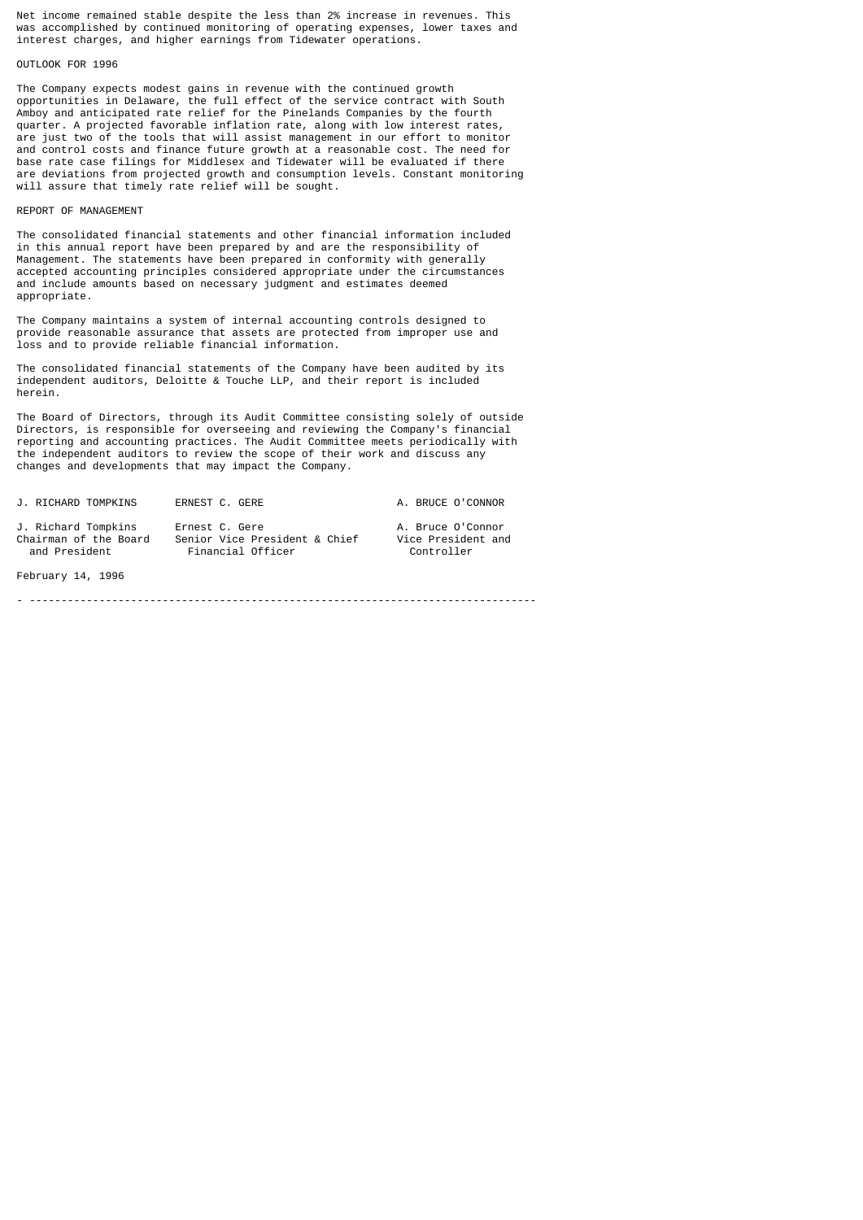Net income remained stable despite the less than 2% increase in revenues. This was accomplished by continued monitoring of operating expenses, lower taxes and interest charges, and higher earnings from Tidewater operations.

## OUTLOOK FOR 1996

The Company expects modest gains in revenue with the continued growth opportunities in Delaware, the full effect of the service contract with South Amboy and anticipated rate relief for the Pinelands Companies by the fourth quarter. A projected favorable inflation rate, along with low interest rates, are just two of the tools that will assist management in our effort to monitor and control costs and finance future growth at a reasonable cost. The need for base rate case filings for Middlesex and Tidewater will be evaluated if there are deviations from projected growth and consumption levels. Constant monitoring will assure that timely rate relief will be sought.

## REPORT OF MANAGEMENT

The consolidated financial statements and other financial information included in this annual report have been prepared by and are the responsibility of Management. The statements have been prepared in conformity with generally accepted accounting principles considered appropriate under the circumstances and include amounts based on necessary judgment and estimates deemed appropriate.

The Company maintains a system of internal accounting controls designed to provide reasonable assurance that assets are protected from improper use and loss and to provide reliable financial information.

The consolidated financial statements of the Company have been audited by its independent auditors, Deloitte & Touche LLP, and their report is included herein.

The Board of Directors, through its Audit Committee consisting solely of outside Directors, is responsible for overseeing and reviewing the Company's financial reporting and accounting practices. The Audit Committee meets periodically with the independent auditors to review the scope of their work and discuss any changes and developments that may impact the Company.

| | | |
|---|---|---|
| J. RICHARD TOMPKINS | ERNEST C. GERE | A. BRUCE O'CONNOR |
| J. Richard Tompkins<br>Chairman of the Board and President | Ernest C. Gere<br>Senior Vice President & Chief Financial Officer | A. Bruce O'Connor<br>Vice President and Controller |

February 14, 1996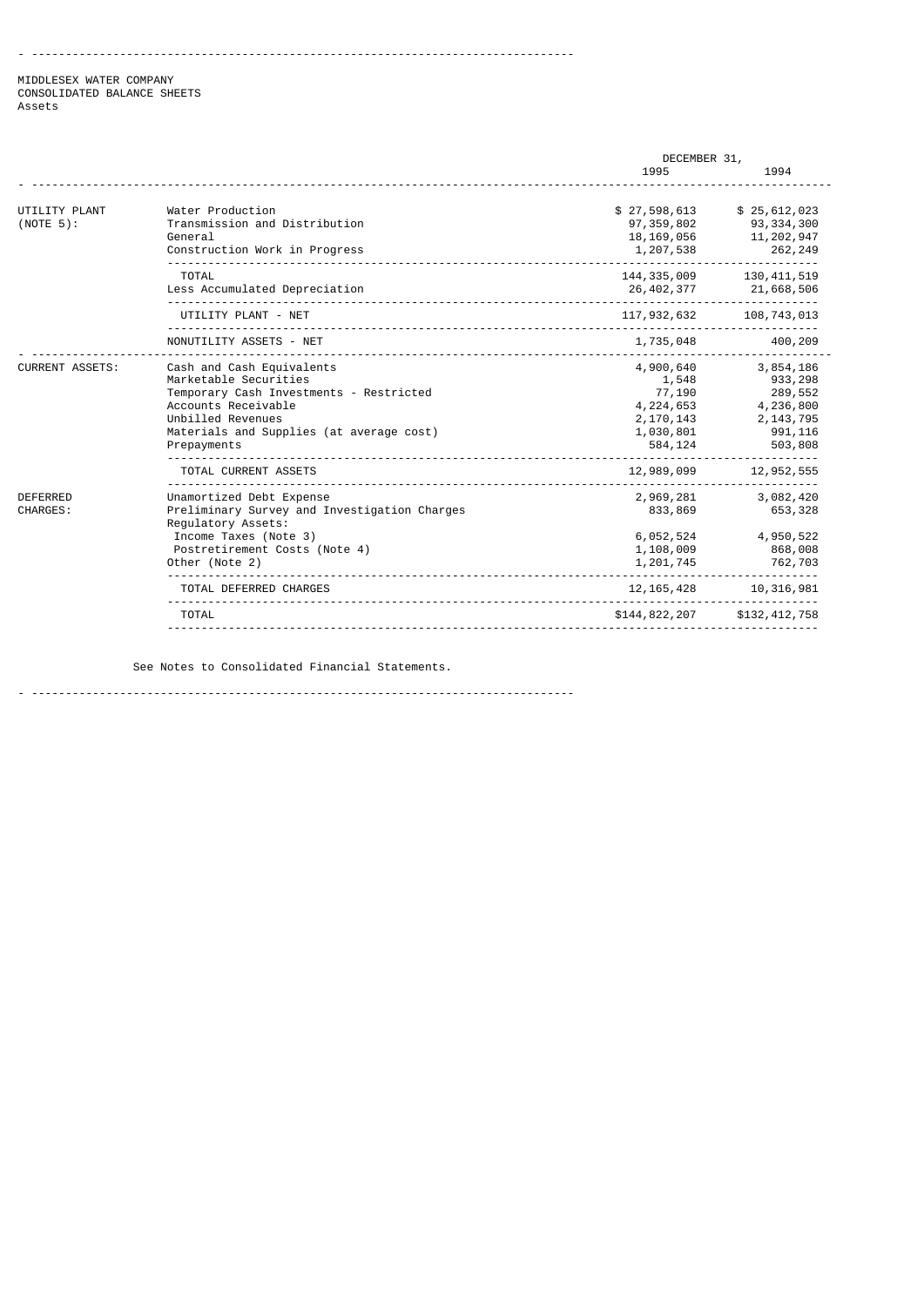MIDDLESEX WATER COMPANY
CONSOLIDATED BALANCE SHEETS
Assets

| | | DECEMBER 31, 1995 | DECEMBER 31, 1994 |
|---|---|---|---|
| UTILITY PLANT (NOTE 5): | Water Production | $ 27,598,613 | $ 25,612,023 |
| | Transmission and Distribution | 97,359,802 | 93,334,300 |
| | General | 18,169,056 | 11,202,947 |
| | Construction Work in Progress | 1,207,538 | 262,249 |
| | TOTAL | 144,335,009 | 130,411,519 |
| | Less Accumulated Depreciation | 26,402,377 | 21,668,506 |
| | UTILITY PLANT - NET | 117,932,632 | 108,743,013 |
| | NONUTILITY ASSETS - NET | 1,735,048 | 400,209 |
| CURRENT ASSETS: | Cash and Cash Equivalents | 4,900,640 | 3,854,186 |
| | Marketable Securities | 1,548 | 933,298 |
| | Temporary Cash Investments - Restricted | 77,190 | 289,552 |
| | Accounts Receivable | 4,224,653 | 4,236,800 |
| | Unbilled Revenues | 2,170,143 | 2,143,795 |
| | Materials and Supplies (at average cost) | 1,030,801 | 991,116 |
| | Prepayments | 584,124 | 503,808 |
| | TOTAL CURRENT ASSETS | 12,989,099 | 12,952,555 |
| DEFERRED CHARGES: | Unamortized Debt Expense | 2,969,281 | 3,082,420 |
| | Preliminary Survey and Investigation Charges | 833,869 | 653,328 |
| | Regulatory Assets: | | |
| | Income Taxes (Note 3) | 6,052,524 | 4,950,522 |
| | Postretirement Costs (Note 4) | 1,108,009 | 868,008 |
| | Other (Note 2) | 1,201,745 | 762,703 |
| | TOTAL DEFERRED CHARGES | 12,165,428 | 10,316,981 |
| | TOTAL | $144,822,207 | $132,412,758 |

See Notes to Consolidated Financial Statements.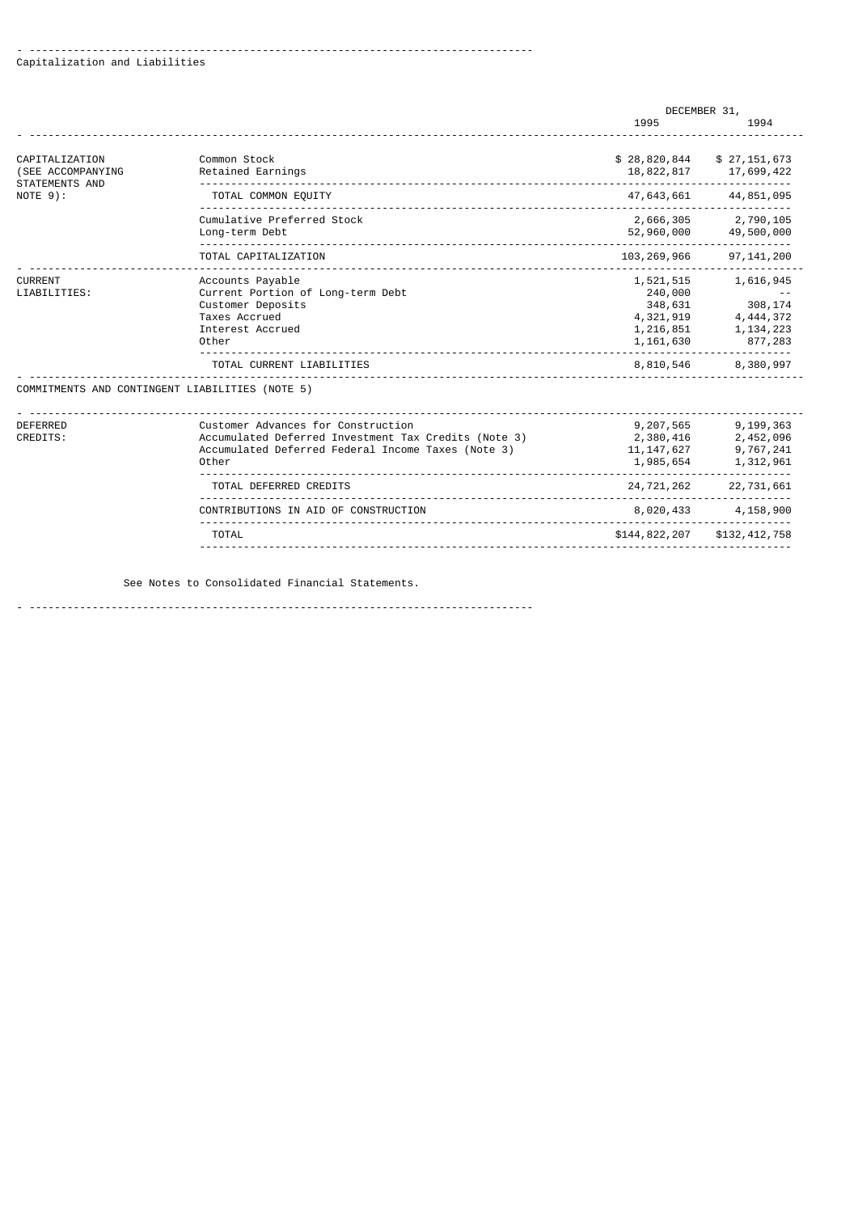Capitalization and Liabilities

| | | DECEMBER 31, 1995 | DECEMBER 31, 1994 |
|---|---|---|---|
| CAPITALIZATION (SEE ACCOMPANYING STATEMENTS AND NOTE 9): | Common Stock | $ 28,820,844 | $ 27,151,673 |
| | Retained Earnings | 18,822,817 | 17,699,422 |
| | TOTAL COMMON EQUITY | 47,643,661 | 44,851,095 |
| | Cumulative Preferred Stock | 2,666,305 | 2,790,105 |
| | Long-term Debt | 52,960,000 | 49,500,000 |
| | TOTAL CAPITALIZATION | 103,269,966 | 97,141,200 |
| CURRENT LIABILITIES: | Accounts Payable | 1,521,515 | 1,616,945 |
| | Current Portion of Long-term Debt | 240,000 | -- |
| | Customer Deposits | 348,631 | 308,174 |
| | Taxes Accrued | 4,321,919 | 4,444,372 |
| | Interest Accrued | 1,216,851 | 1,134,223 |
| | Other | 1,161,630 | 877,283 |
| | TOTAL CURRENT LIABILITIES | 8,810,546 | 8,380,997 |
| COMMITMENTS AND CONTINGENT LIABILITIES (NOTE 5) | | | |
| DEFERRED CREDITS: | Customer Advances for Construction | 9,207,565 | 9,199,363 |
| | Accumulated Deferred Investment Tax Credits (Note 3) | 2,380,416 | 2,452,096 |
| | Accumulated Deferred Federal Income Taxes (Note 3) | 11,147,627 | 9,767,241 |
| | Other | 1,985,654 | 1,312,961 |
| | TOTAL DEFERRED CREDITS | 24,721,262 | 22,731,661 |
| | CONTRIBUTIONS IN AID OF CONSTRUCTION | 8,020,433 | 4,158,900 |
| | TOTAL | $144,822,207 | $132,412,758 |

See Notes to Consolidated Financial Statements.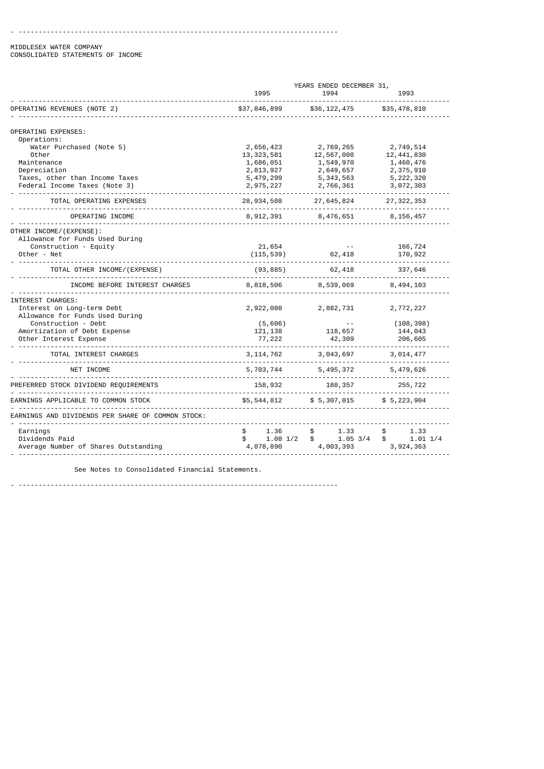MIDDLESEX WATER COMPANY
CONSOLIDATED STATEMENTS OF INCOME

| | YEARS ENDED DECEMBER 31, | | |
|---|---|---|---|
| | 1995 | 1994 | 1993 |
| OPERATING REVENUES (NOTE 2) | $37,846,899 | $36,122,475 | $35,478,810 |
| OPERATING EXPENSES: | | | |
| Operations: | | | |
| Water Purchased (Note 5) | 2,656,423 | 2,769,265 | 2,749,514 |
| Other | 13,323,581 | 12,567,008 | 12,441,830 |
| Maintenance | 1,686,051 | 1,549,970 | 1,460,476 |
| Depreciation | 2,813,927 | 2,649,657 | 2,375,910 |
| Taxes, other than Income Taxes | 5,479,299 | 5,343,563 | 5,222,320 |
| Federal Income Taxes (Note 3) | 2,975,227 | 2,766,361 | 3,072,303 |
| TOTAL OPERATING EXPENSES | 28,934,508 | 27,645,824 | 27,322,353 |
| OPERATING INCOME | 8,912,391 | 8,476,651 | 8,156,457 |
| OTHER INCOME/(EXPENSE): | | | |
| Allowance for Funds Used During Construction - Equity | 21,654 | -- | 166,724 |
| Other - Net | (115,539) | 62,418 | 170,922 |
| TOTAL OTHER INCOME/(EXPENSE) | (93,885) | 62,418 | 337,646 |
| INCOME BEFORE INTEREST CHARGES | 8,818,506 | 8,539,069 | 8,494,103 |
| INTEREST CHARGES: | | | |
| Interest on Long-term Debt | 2,922,008 | 2,882,731 | 2,772,227 |
| Allowance for Funds Used During Construction - Debt | (5,606) | -- | (108,398) |
| Amortization of Debt Expense | 121,138 | 118,657 | 144,043 |
| Other Interest Expense | 77,222 | 42,309 | 206,605 |
| TOTAL INTEREST CHARGES | 3,114,762 | 3,043,697 | 3,014,477 |
| NET INCOME | 5,703,744 | 5,495,372 | 5,479,626 |
| PREFERRED STOCK DIVIDEND REQUIREMENTS | 158,932 | 188,357 | 255,722 |
| EARNINGS APPLICABLE TO COMMON STOCK | $5,544,812 | $ 5,307,015 | $ 5,223,904 |
| EARNINGS AND DIVIDENDS PER SHARE OF COMMON STOCK: | | | |
| Earnings | $ 1.36 | $ 1.33 | $ 1.33 |
| Dividends Paid | $ 1.08 1/2 | $ 1.05 3/4 | $ 1.01 1/4 |
| Average Number of Shares Outstanding | 4,078,890 | 4,003,393 | 3,924,363 |

See Notes to Consolidated Financial Statements.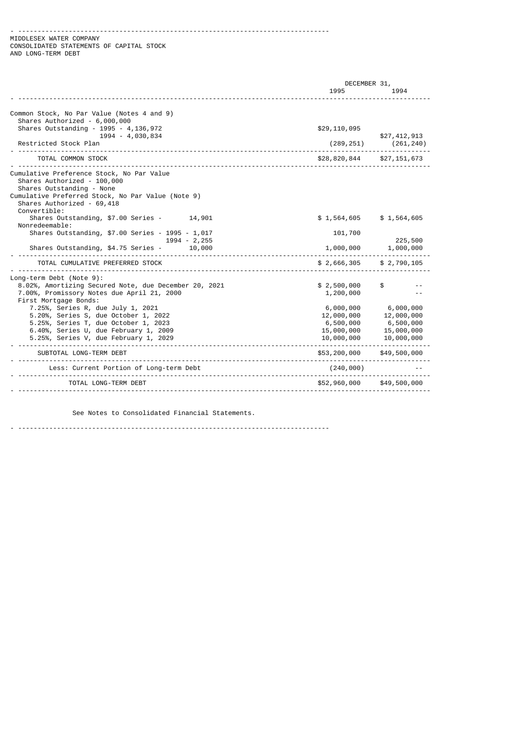MIDDLESEX WATER COMPANY
CONSOLIDATED STATEMENTS OF CAPITAL STOCK
AND LONG-TERM DEBT

| | DECEMBER 31, 1995 | 1994 |
|---|---|---|
| Common Stock, No Par Value (Notes 4 and 9) | | |
| Shares Authorized - 6,000,000 | | |
| Shares Outstanding - 1995 - 4,136,972 | $29,110,095 | |
| 1994 - 4,030,834 | | $27,412,913 |
| Restricted Stock Plan | (289,251) | (261,240) |
| TOTAL COMMON STOCK | $28,820,844 | $27,151,673 |
| Cumulative Preference Stock, No Par Value | | |
| Shares Authorized - 100,000 | | |
| Shares Outstanding - None | | |
| Cumulative Preferred Stock, No Par Value (Note 9) | | |
| Shares Authorized - 69,418 | | |
| Convertible: | | |
| Shares Outstanding, $7.00 Series - 14,901 | $ 1,564,605 | $ 1,564,605 |
| Nonredeemable: | | |
| Shares Outstanding, $7.00 Series - 1995 - 1,017 | 101,700 | |
| 1994 - 2,255 | | 225,500 |
| Shares Outstanding, $4.75 Series - 10,000 | 1,000,000 | 1,000,000 |
| TOTAL CUMULATIVE PREFERRED STOCK | $ 2,666,305 | $ 2,790,105 |
| Long-term Debt (Note 9): | | |
| 8.02%, Amortizing Secured Note, due December 20, 2021 | $ 2,500,000 | $ -- |
| 7.00%, Promissory Notes due April 21, 2000 | 1,200,000 | -- |
| First Mortgage Bonds: | | |
| 7.25%, Series R, due July 1, 2021 | 6,000,000 | 6,000,000 |
| 5.20%, Series S, due October 1, 2022 | 12,000,000 | 12,000,000 |
| 5.25%, Series T, due October 1, 2023 | 6,500,000 | 6,500,000 |
| 6.40%, Series U, due February 1, 2009 | 15,000,000 | 15,000,000 |
| 5.25%, Series V, due February 1, 2029 | 10,000,000 | 10,000,000 |
| SUBTOTAL LONG-TERM DEBT | $53,200,000 | $49,500,000 |
| Less: Current Portion of Long-term Debt | (240,000) | -- |
| TOTAL LONG-TERM DEBT | $52,960,000 | $49,500,000 |

See Notes to Consolidated Financial Statements.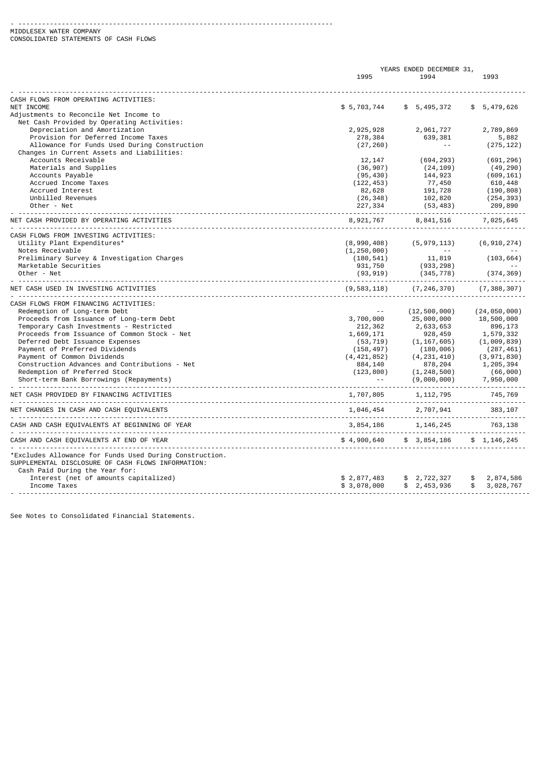MIDDLESEX WATER COMPANY
CONSOLIDATED STATEMENTS OF CASH FLOWS

| | YEARS ENDED DECEMBER 31, 1995 | 1994 | 1993 |
|---|---|---|---|
| CASH FLOWS FROM OPERATING ACTIVITIES: | | | |
| NET INCOME | $ 5,703,744 | $ 5,495,372 | $ 5,479,626 |
| Adjustments to Reconcile Net Income to | | | |
| Net Cash Provided by Operating Activities: | | | |
| Depreciation and Amortization | 2,925,928 | 2,961,727 | 2,789,869 |
| Provision for Deferred Income Taxes | 278,384 | 639,381 | 5,882 |
| Allowance for Funds Used During Construction | (27,260) | -- | (275,122) |
| Changes in Current Assets and Liabilities: | | | |
| Accounts Receivable | 12,147 | (694,293) | (691,296) |
| Materials and Supplies | (36,907) | (24,109) | (49,290) |
| Accounts Payable | (95,430) | 144,923 | (609,161) |
| Accrued Income Taxes | (122,453) | 77,450 | 610,448 |
| Accrued Interest | 82,628 | 191,728 | (190,808) |
| Unbilled Revenues | (26,348) | 102,820 | (254,393) |
| Other - Net | 227,334 | (53,483) | 209,890 |
| NET CASH PROVIDED BY OPERATING ACTIVITIES | 8,921,767 | 8,841,516 | 7,025,645 |
| CASH FLOWS FROM INVESTING ACTIVITIES: | | | |
| Utility Plant Expenditures* | (8,990,408) | (5,979,113) | (6,910,274) |
| Notes Receivable | (1,250,000) | -- | -- |
| Preliminary Survey & Investigation Charges | (180,541) | 11,819 | (103,664) |
| Marketable Securities | 931,750 | (933,298) | -- |
| Other - Net | (93,919) | (345,778) | (374,369) |
| NET CASH USED IN INVESTING ACTIVITIES | (9,583,118) | (7,246,370) | (7,388,307) |
| CASH FLOWS FROM FINANCING ACTIVITIES: | | | |
| Redemption of Long-term Debt | -- | (12,500,000) | (24,050,000) |
| Proceeds from Issuance of Long-term Debt | 3,700,000 | 25,000,000 | 18,500,000 |
| Temporary Cash Investments - Restricted | 212,362 | 2,633,653 | 896,173 |
| Proceeds from Issuance of Common Stock - Net | 1,669,171 | 928,459 | 1,579,332 |
| Deferred Debt Issuance Expenses | (53,719) | (1,167,605) | (1,009,839) |
| Payment of Preferred Dividends | (158,497) | (180,006) | (287,461) |
| Payment of Common Dividends | (4,421,852) | (4,231,410) | (3,971,830) |
| Construction Advances and Contributions - Net | 884,140 | 878,204 | 1,205,394 |
| Redemption of Preferred Stock | (123,800) | (1,248,500) | (66,000) |
| Short-term Bank Borrowings (Repayments) | -- | (9,000,000) | 7,950,000 |
| NET CASH PROVIDED BY FINANCING ACTIVITIES | 1,707,805 | 1,112,795 | 745,769 |
| NET CHANGES IN CASH AND CASH EQUIVALENTS | 1,046,454 | 2,707,941 | 383,107 |
| CASH AND CASH EQUIVALENTS AT BEGINNING OF YEAR | 3,854,186 | 1,146,245 | 763,138 |
| CASH AND CASH EQUIVALENTS AT END OF YEAR | $ 4,900,640 | $ 3,854,186 | $ 1,146,245 |

*Excludes Allowance for Funds Used During Construction.

SUPPLEMENTAL DISCLOSURE OF CASH FLOWS INFORMATION:

| | 1995 | 1994 | 1993 |
|---|---|---|---|
| Cash Paid During the Year for: | | | |
| Interest (net of amounts capitalized) | $ 2,877,483 | $ 2,722,327 | $ 2,874,586 |
| Income Taxes | $ 3,078,000 | $ 2,453,936 | $ 3,028,767 |

See Notes to Consolidated Financial Statements.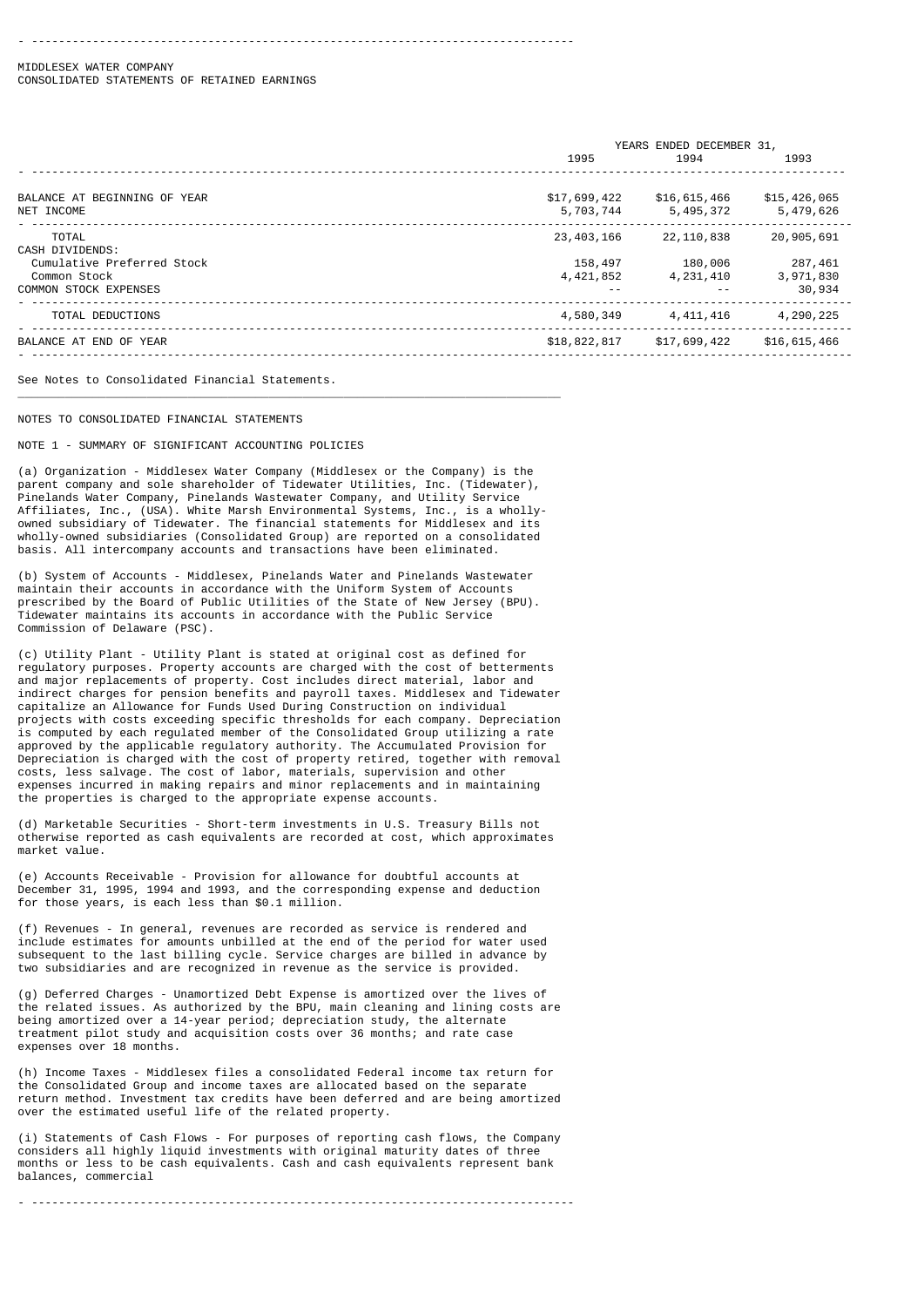MIDDLESEX WATER COMPANY
CONSOLIDATED STATEMENTS OF RETAINED EARNINGS

| | YEARS ENDED DECEMBER 31, | | |
|---|---|---|---|
| | 1995 | 1994 | 1993 |
| BALANCE AT BEGINNING OF YEAR | $17,699,422 | $16,615,466 | $15,426,065 |
| NET INCOME | 5,703,744 | 5,495,372 | 5,479,626 |
| TOTAL | 23,403,166 | 22,110,838 | 20,905,691 |
| CASH DIVIDENDS: | | | |
| Cumulative Preferred Stock | 158,497 | 180,006 | 287,461 |
| Common Stock | 4,421,852 | 4,231,410 | 3,971,830 |
| COMMON STOCK EXPENSES | -- | -- | 30,934 |
| TOTAL DEDUCTIONS | 4,580,349 | 4,411,416 | 4,290,225 |
| BALANCE AT END OF YEAR | $18,822,817 | $17,699,422 | $16,615,466 |

See Notes to Consolidated Financial Statements.

NOTES TO CONSOLIDATED FINANCIAL STATEMENTS

NOTE 1 - SUMMARY OF SIGNIFICANT ACCOUNTING POLICIES

(a) Organization - Middlesex Water Company (Middlesex or the Company) is the parent company and sole shareholder of Tidewater Utilities, Inc. (Tidewater), Pinelands Water Company, Pinelands Wastewater Company, and Utility Service Affiliates, Inc., (USA). White Marsh Environmental Systems, Inc., is a wholly-owned subsidiary of Tidewater. The financial statements for Middlesex and its wholly-owned subsidiaries (Consolidated Group) are reported on a consolidated basis. All intercompany accounts and transactions have been eliminated.

(b) System of Accounts - Middlesex, Pinelands Water and Pinelands Wastewater maintain their accounts in accordance with the Uniform System of Accounts prescribed by the Board of Public Utilities of the State of New Jersey (BPU). Tidewater maintains its accounts in accordance with the Public Service Commission of Delaware (PSC).

(c) Utility Plant - Utility Plant is stated at original cost as defined for regulatory purposes. Property accounts are charged with the cost of betterments and major replacements of property. Cost includes direct material, labor and indirect charges for pension benefits and payroll taxes. Middlesex and Tidewater capitalize an Allowance for Funds Used During Construction on individual projects with costs exceeding specific thresholds for each company. Depreciation is computed by each regulated member of the Consolidated Group utilizing a rate approved by the applicable regulatory authority. The Accumulated Provision for Depreciation is charged with the cost of property retired, together with removal costs, less salvage. The cost of labor, materials, supervision and other expenses incurred in making repairs and minor replacements and in maintaining the properties is charged to the appropriate expense accounts.

(d) Marketable Securities - Short-term investments in U.S. Treasury Bills not otherwise reported as cash equivalents are recorded at cost, which approximates market value.

(e) Accounts Receivable - Provision for allowance for doubtful accounts at December 31, 1995, 1994 and 1993, and the corresponding expense and deduction for those years, is each less than $0.1 million.

(f) Revenues - In general, revenues are recorded as service is rendered and include estimates for amounts unbilled at the end of the period for water used subsequent to the last billing cycle. Service charges are billed in advance by two subsidiaries and are recognized in revenue as the service is provided.

(g) Deferred Charges - Unamortized Debt Expense is amortized over the lives of the related issues. As authorized by the BPU, main cleaning and lining costs are being amortized over a 14-year period; depreciation study, the alternate treatment pilot study and acquisition costs over 36 months; and rate case expenses over 18 months.

(h) Income Taxes - Middlesex files a consolidated Federal income tax return for the Consolidated Group and income taxes are allocated based on the separate return method. Investment tax credits have been deferred and are being amortized over the estimated useful life of the related property.

(i) Statements of Cash Flows - For purposes of reporting cash flows, the Company considers all highly liquid investments with original maturity dates of three months or less to be cash equivalents. Cash and cash equivalents represent bank balances, commercial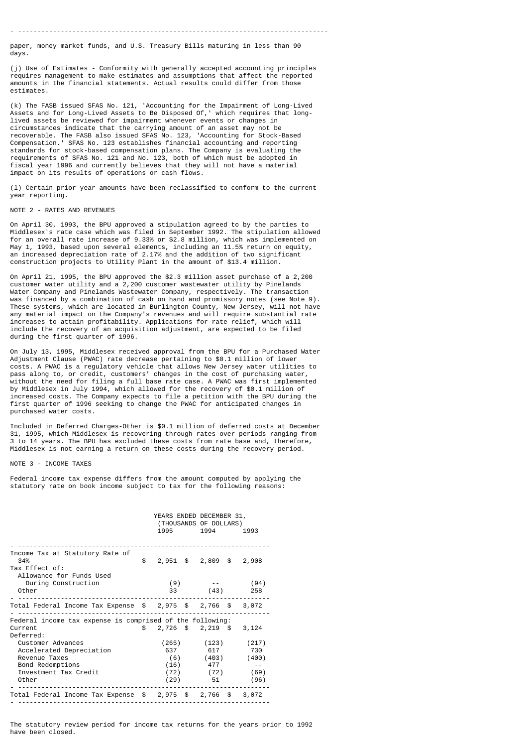paper, money market funds, and U.S. Treasury Bills maturing in less than 90 days.

(j) Use of Estimates - Conformity with generally accepted accounting principles requires management to make estimates and assumptions that affect the reported amounts in the financial statements. Actual results could differ from those estimates.

(k) The FASB issued SFAS No. 121, 'Accounting for the Impairment of Long-Lived Assets and for Long-Lived Assets to Be Disposed Of,' which requires that long-lived assets be reviewed for impairment whenever events or changes in circumstances indicate that the carrying amount of an asset may not be recoverable. The FASB also issued SFAS No. 123, 'Accounting for Stock-Based Compensation.' SFAS No. 123 establishes financial accounting and reporting standards for stock-based compensation plans. The Company is evaluating the requirements of SFAS No. 121 and No. 123, both of which must be adopted in fiscal year 1996 and currently believes that they will not have a material impact on its results of operations or cash flows.

(l) Certain prior year amounts have been reclassified to conform to the current year reporting.

## NOTE 2 - RATES AND REVENUES

On April 30, 1993, the BPU approved a stipulation agreed to by the parties to Middlesex's rate case which was filed in September 1992. The stipulation allowed for an overall rate increase of 9.33% or $2.8 million, which was implemented on May 1, 1993, based upon several elements, including an 11.5% return on equity, an increased depreciation rate of 2.17% and the addition of two significant construction projects to Utility Plant in the amount of $13.4 million.

On April 21, 1995, the BPU approved the $2.3 million asset purchase of a 2,200 customer water utility and a 2,200 customer wastewater utility by Pinelands Water Company and Pinelands Wastewater Company, respectively. The transaction was financed by a combination of cash on hand and promissory notes (see Note 9). These systems, which are located in Burlington County, New Jersey, will not have any material impact on the Company's revenues and will require substantial rate increases to attain profitability. Applications for rate relief, which will include the recovery of an acquisition adjustment, are expected to be filed during the first quarter of 1996.

On July 13, 1995, Middlesex received approval from the BPU for a Purchased Water Adjustment Clause (PWAC) rate decrease pertaining to $0.1 million of lower costs. A PWAC is a regulatory vehicle that allows New Jersey water utilities to pass along to, or credit, customers' changes in the cost of purchasing water, without the need for filing a full base rate case. A PWAC was first implemented by Middlesex in July 1994, which allowed for the recovery of $0.1 million of increased costs. The Company expects to file a petition with the BPU during the first quarter of 1996 seeking to change the PWAC for anticipated changes in purchased water costs.

Included in Deferred Charges-Other is $0.1 million of deferred costs at December 31, 1995, which Middlesex is recovering through rates over periods ranging from 3 to 14 years. The BPU has excluded these costs from rate base and, therefore, Middlesex is not earning a return on these costs during the recovery period.

## NOTE 3 - INCOME TAXES

Federal income tax expense differs from the amount computed by applying the statutory rate on book income subject to tax for the following reasons:

| | YEARS ENDED DECEMBER 31, (THOUSANDS OF DOLLARS) | | |
|---|---|---|---|
| | 1995 | 1994 | 1993 |
| Income Tax at Statutory Rate of 34% | $ 2,951 | $ 2,809 | $ 2,908 |
| Tax Effect of: | | | |
| Allowance for Funds Used During Construction | (9) | -- | (94) |
| Other | 33 | (43) | 258 |
| Total Federal Income Tax Expense | $ 2,975 | $ 2,766 | $ 3,072 |
| Federal income tax expense is comprised of the following: | | | |
| Current | $ 2,726 | $ 2,219 | $ 3,124 |
| Deferred: | | | |
| Customer Advances | (265) | (123) | (217) |
| Accelerated Depreciation | 637 | 617 | 730 |
| Revenue Taxes | (6) | (403) | (400) |
| Bond Redemptions | (16) | 477 | -- |
| Investment Tax Credit | (72) | (72) | (69) |
| Other | (29) | 51 | (96) |
| Total Federal Income Tax Expense | $ 2,975 | $ 2,766 | $ 3,072 |

The statutory review period for income tax returns for the years prior to 1992 have been closed.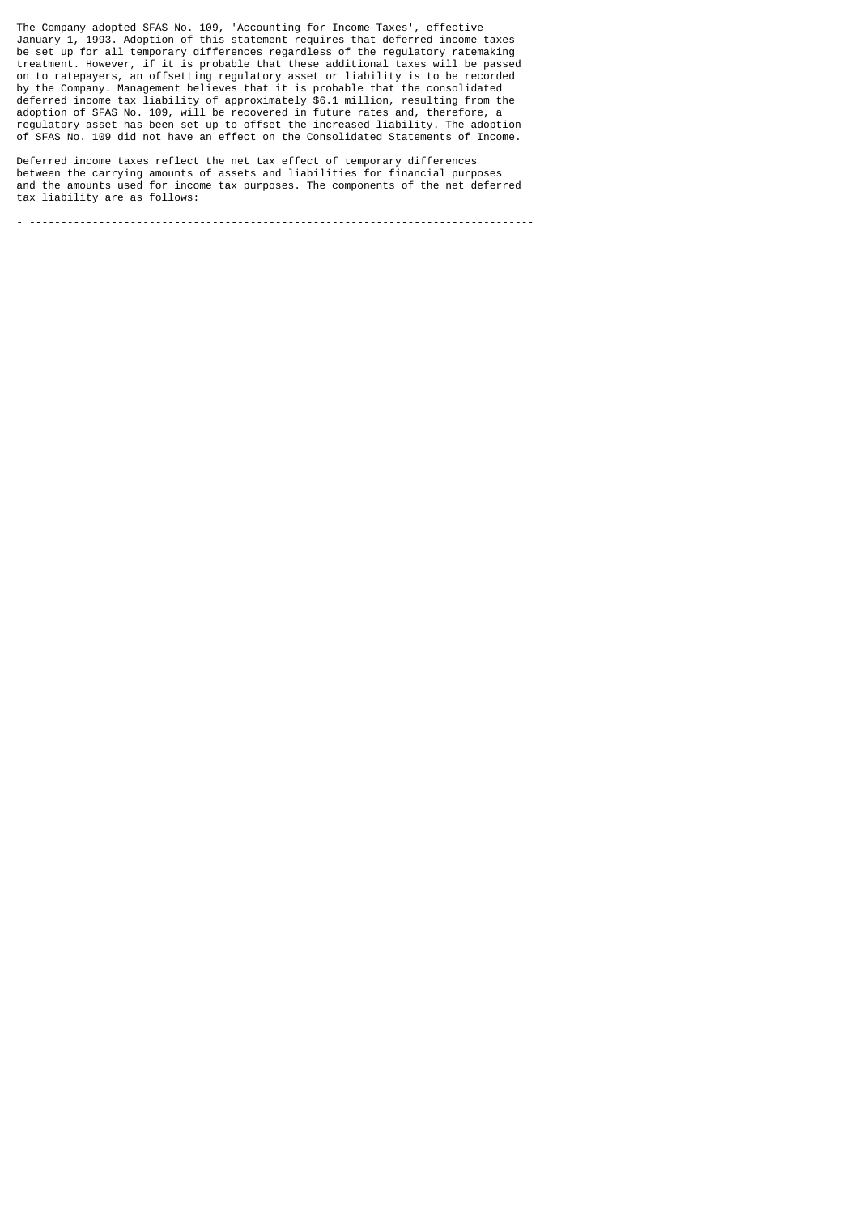The Company adopted SFAS No. 109, 'Accounting for Income Taxes', effective January 1, 1993. Adoption of this statement requires that deferred income taxes be set up for all temporary differences regardless of the regulatory ratemaking treatment. However, if it is probable that these additional taxes will be passed on to ratepayers, an offsetting regulatory asset or liability is to be recorded by the Company. Management believes that it is probable that the consolidated deferred income tax liability of approximately $6.1 million, resulting from the adoption of SFAS No. 109, will be recovered in future rates and, therefore, a regulatory asset has been set up to offset the increased liability. The adoption of SFAS No. 109 did not have an effect on the Consolidated Statements of Income.

Deferred income taxes reflect the net tax effect of temporary differences between the carrying amounts of assets and liabilities for financial purposes and the amounts used for income tax purposes. The components of the net deferred tax liability are as follows:

---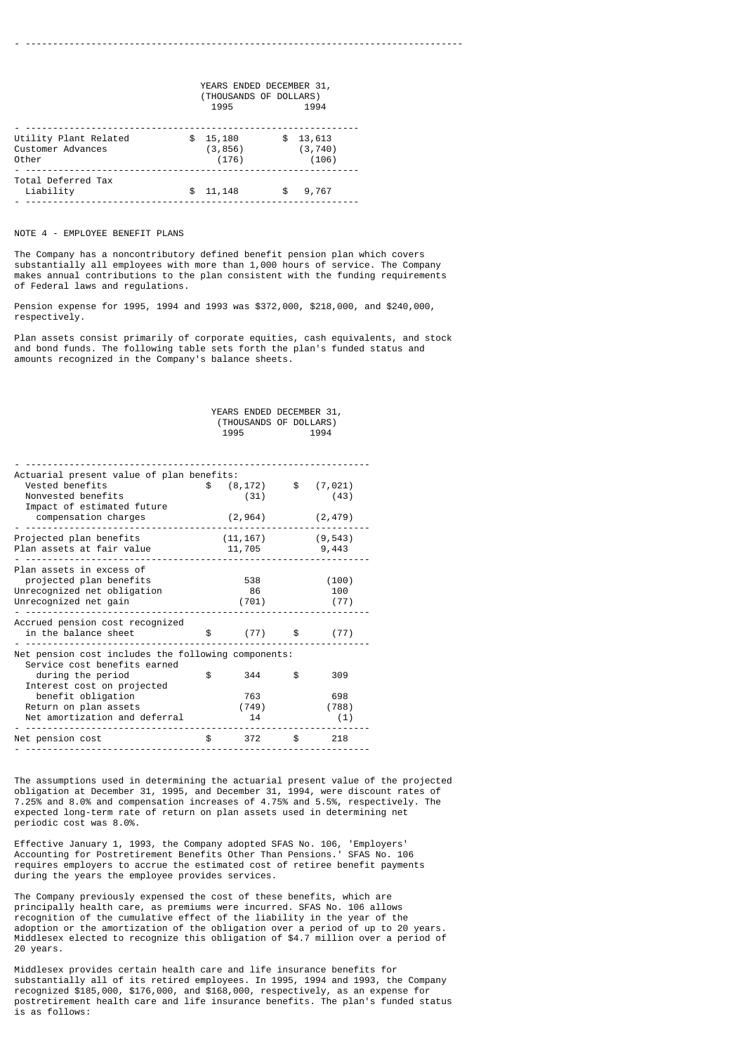| | YEARS ENDED DECEMBER 31, (THOUSANDS OF DOLLARS) 1995 | 1994 |
|---|---|---|
| Utility Plant Related | $ 15,180 | $ 13,613 |
| Customer Advances | (3,856) | (3,740) |
| Other | (176) | (106) |
| Total Deferred Tax Liability | $ 11,148 | $ 9,767 |

NOTE 4 - EMPLOYEE BENEFIT PLANS

The Company has a noncontributory defined benefit pension plan which covers substantially all employees with more than 1,000 hours of service. The Company makes annual contributions to the plan consistent with the funding requirements of Federal laws and regulations.

Pension expense for 1995, 1994 and 1993 was $372,000, $218,000, and $240,000, respectively.

Plan assets consist primarily of corporate equities, cash equivalents, and stock and bond funds. The following table sets forth the plan's funded status and amounts recognized in the Company's balance sheets.

| | YEARS ENDED DECEMBER 31, (THOUSANDS OF DOLLARS) 1995 | 1994 |
|---|---|---|
| Actuarial present value of plan benefits: | | |
| Vested benefits | $ (8,172) | $ (7,021) |
| Nonvested benefits | (31) | (43) |
| Impact of estimated future compensation charges | (2,964) | (2,479) |
| Projected plan benefits | (11,167) | (9,543) |
| Plan assets at fair value | 11,705 | 9,443 |
| Plan assets in excess of projected plan benefits | 538 | (100) |
| Unrecognized net obligation | 86 | 100 |
| Unrecognized net gain | (701) | (77) |
| Accrued pension cost recognized in the balance sheet | $ (77) | $ (77) |
| Net pension cost includes the following components: | | |
| Service cost benefits earned during the period | $ 344 | $ 309 |
| Interest cost on projected benefit obligation | 763 | 698 |
| Return on plan assets | (749) | (788) |
| Net amortization and deferral | 14 | (1) |
| Net pension cost | $ 372 | $ 218 |

The assumptions used in determining the actuarial present value of the projected obligation at December 31, 1995, and December 31, 1994, were discount rates of 7.25% and 8.0% and compensation increases of 4.75% and 5.5%, respectively. The expected long-term rate of return on plan assets used in determining net periodic cost was 8.0%.

Effective January 1, 1993, the Company adopted SFAS No. 106, 'Employers' Accounting for Postretirement Benefits Other Than Pensions.' SFAS No. 106 requires employers to accrue the estimated cost of retiree benefit payments during the years the employee provides services.

The Company previously expensed the cost of these benefits, which are principally health care, as premiums were incurred. SFAS No. 106 allows recognition of the cumulative effect of the liability in the year of the adoption or the amortization of the obligation over a period of up to 20 years. Middlesex elected to recognize this obligation of $4.7 million over a period of 20 years.

Middlesex provides certain health care and life insurance benefits for substantially all of its retired employees. In 1995, 1994 and 1993, the Company recognized $185,000, $176,000, and $168,000, respectively, as an expense for postretirement health care and life insurance benefits. The plan's funded status is as follows: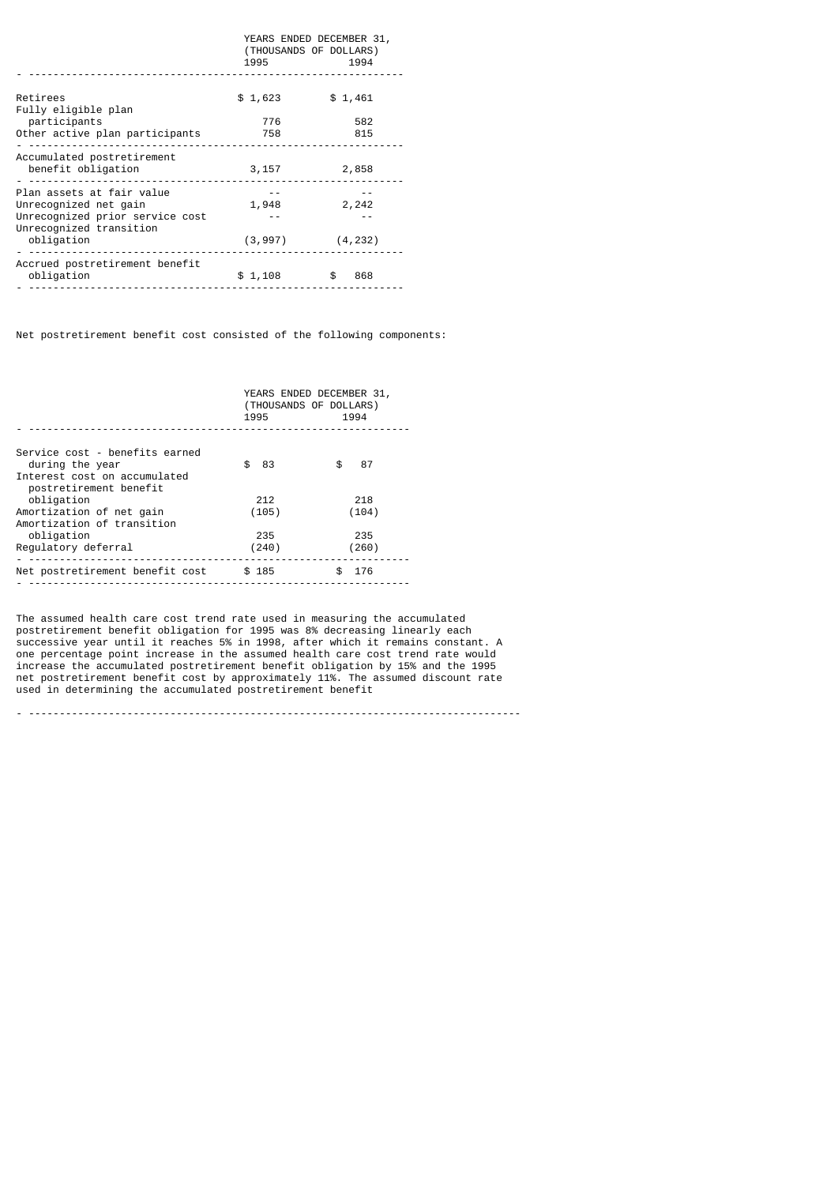| | YEARS ENDED DECEMBER 31, (THOUSANDS OF DOLLARS) 1995 | 1994 |
|---|---|---|
| Retirees | $ 1,623 | $ 1,461 |
| Fully eligible plan participants | 776 | 582 |
| Other active plan participants | 758 | 815 |
| Accumulated postretirement benefit obligation | 3,157 | 2,858 |
| Plan assets at fair value | -- | -- |
| Unrecognized net gain | 1,948 | 2,242 |
| Unrecognized prior service cost | -- | -- |
| Unrecognized transition obligation | (3,997) | (4,232) |
| Accrued postretirement benefit obligation | $ 1,108 | $ 868 |

Net postretirement benefit cost consisted of the following components:

| | YEARS ENDED DECEMBER 31, (THOUSANDS OF DOLLARS) 1995 | 1994 |
|---|---|---|
| Service cost - benefits earned during the year | $ 83 | $ 87 |
| Interest cost on accumulated postretirement benefit obligation | 212 | 218 |
| Amortization of net gain | (105) | (104) |
| Amortization of transition obligation | 235 | 235 |
| Regulatory deferral | (240) | (260) |
| Net postretirement benefit cost | $ 185 | $ 176 |

The assumed health care cost trend rate used in measuring the accumulated postretirement benefit obligation for 1995 was 8% decreasing linearly each successive year until it reaches 5% in 1998, after which it remains constant. A one percentage point increase in the assumed health care cost trend rate would increase the accumulated postretirement benefit obligation by 15% and the 1995 net postretirement benefit cost by approximately 11%. The assumed discount rate used in determining the accumulated postretirement benefit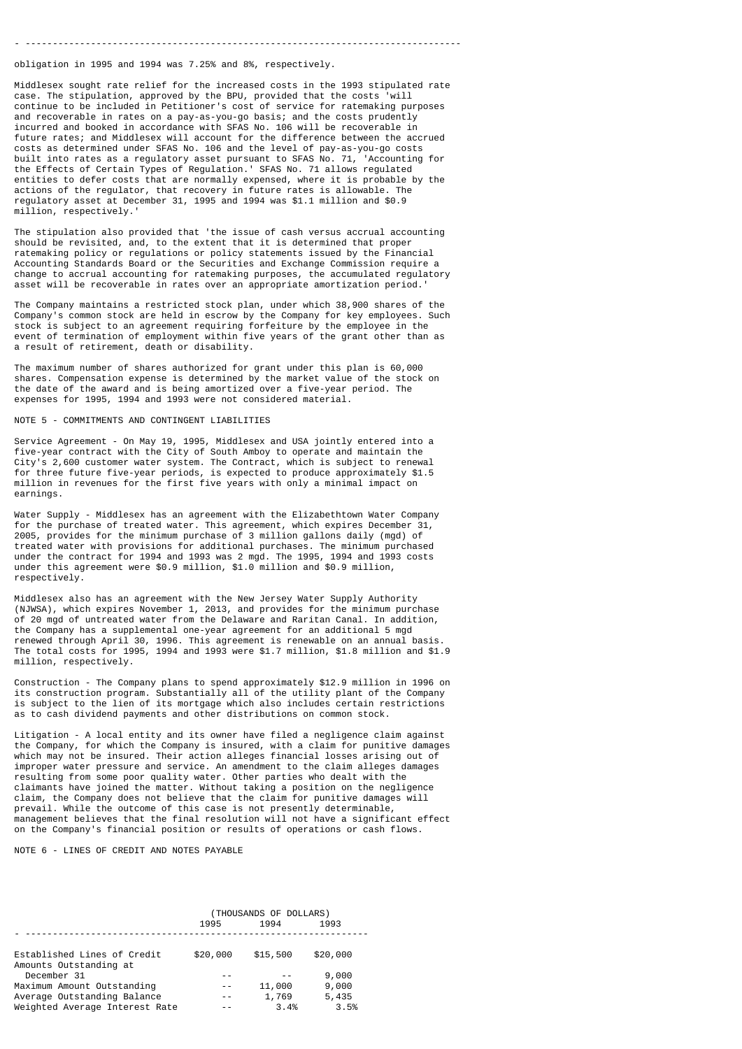obligation in 1995 and 1994 was 7.25% and 8%, respectively.

Middlesex sought rate relief for the increased costs in the 1993 stipulated rate case. The stipulation, approved by the BPU, provided that the costs 'will continue to be included in Petitioner's cost of service for ratemaking purposes and recoverable in rates on a pay-as-you-go basis; and the costs prudently incurred and booked in accordance with SFAS No. 106 will be recoverable in future rates; and Middlesex will account for the difference between the accrued costs as determined under SFAS No. 106 and the level of pay-as-you-go costs built into rates as a regulatory asset pursuant to SFAS No. 71, 'Accounting for the Effects of Certain Types of Regulation.' SFAS No. 71 allows regulated entities to defer costs that are normally expensed, where it is probable by the actions of the regulator, that recovery in future rates is allowable. The regulatory asset at December 31, 1995 and 1994 was $1.1 million and $0.9 million, respectively.'

The stipulation also provided that 'the issue of cash versus accrual accounting should be revisited, and, to the extent that it is determined that proper ratemaking policy or regulations or policy statements issued by the Financial Accounting Standards Board or the Securities and Exchange Commission require a change to accrual accounting for ratemaking purposes, the accumulated regulatory asset will be recoverable in rates over an appropriate amortization period.'

The Company maintains a restricted stock plan, under which 38,900 shares of the Company's common stock are held in escrow by the Company for key employees. Such stock is subject to an agreement requiring forfeiture by the employee in the event of termination of employment within five years of the grant other than as a result of retirement, death or disability.

The maximum number of shares authorized for grant under this plan is 60,000 shares. Compensation expense is determined by the market value of the stock on the date of the award and is being amortized over a five-year period. The expenses for 1995, 1994 and 1993 were not considered material.

## NOTE 5 - COMMITMENTS AND CONTINGENT LIABILITIES

Service Agreement - On May 19, 1995, Middlesex and USA jointly entered into a five-year contract with the City of South Amboy to operate and maintain the City's 2,600 customer water system. The Contract, which is subject to renewal for three future five-year periods, is expected to produce approximately $1.5 million in revenues for the first five years with only a minimal impact on earnings.

Water Supply - Middlesex has an agreement with the Elizabethtown Water Company for the purchase of treated water. This agreement, which expires December 31, 2005, provides for the minimum purchase of 3 million gallons daily (mgd) of treated water with provisions for additional purchases. The minimum purchased under the contract for 1994 and 1993 was 2 mgd. The 1995, 1994 and 1993 costs under this agreement were $0.9 million, $1.0 million and $0.9 million, respectively.

Middlesex also has an agreement with the New Jersey Water Supply Authority (NJWSA), which expires November 1, 2013, and provides for the minimum purchase of 20 mgd of untreated water from the Delaware and Raritan Canal. In addition, the Company has a supplemental one-year agreement for an additional 5 mgd renewed through April 30, 1996. This agreement is renewable on an annual basis. The total costs for 1995, 1994 and 1993 were $1.7 million, $1.8 million and $1.9 million, respectively.

Construction - The Company plans to spend approximately $12.9 million in 1996 on its construction program. Substantially all of the utility plant of the Company is subject to the lien of its mortgage which also includes certain restrictions as to cash dividend payments and other distributions on common stock.

Litigation - A local entity and its owner have filed a negligence claim against the Company, for which the Company is insured, with a claim for punitive damages which may not be insured. Their action alleges financial losses arising out of improper water pressure and service. An amendment to the claim alleges damages resulting from some poor quality water. Other parties who dealt with the claimants have joined the matter. Without taking a position on the negligence claim, the Company does not believe that the claim for punitive damages will prevail. While the outcome of this case is not presently determinable, management believes that the final resolution will not have a significant effect on the Company's financial position or results of operations or cash flows.

## NOTE 6 - LINES OF CREDIT AND NOTES PAYABLE

| | (THOUSANDS OF DOLLARS) | | |
|---|---|---|---|
| | 1995 | 1994 | 1993 |
| Established Lines of Credit | $20,000 | $15,500 | $20,000 |
| Amounts Outstanding at December 31 | -- | -- | 9,000 |
| Maximum Amount Outstanding | -- | 11,000 | 9,000 |
| Average Outstanding Balance | -- | 1,769 | 5,435 |
| Weighted Average Interest Rate | -- | 3.4% | 3.5% |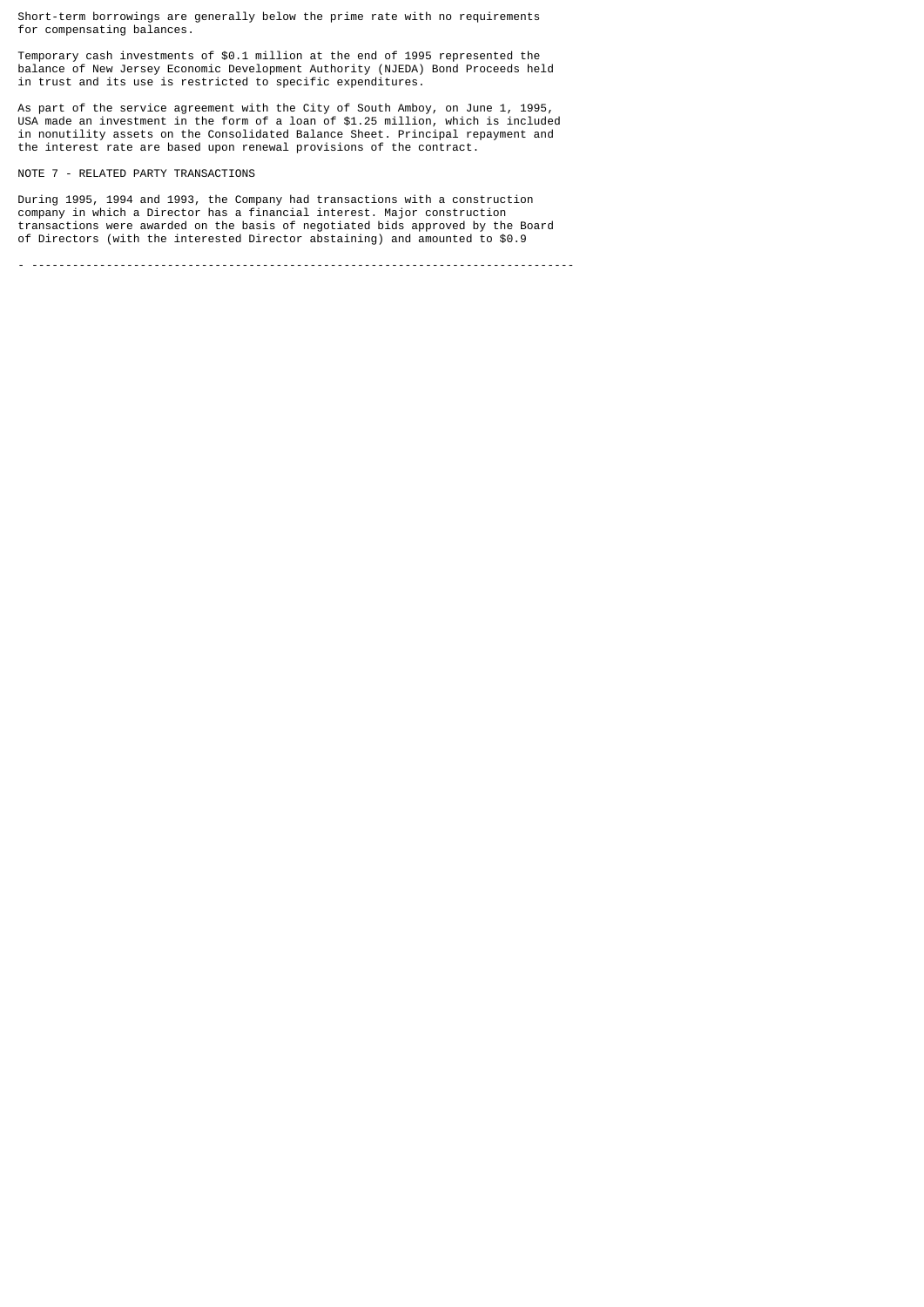Short-term borrowings are generally below the prime rate with no requirements for compensating balances.

Temporary cash investments of $0.1 million at the end of 1995 represented the balance of New Jersey Economic Development Authority (NJEDA) Bond Proceeds held in trust and its use is restricted to specific expenditures.

As part of the service agreement with the City of South Amboy, on June 1, 1995, USA made an investment in the form of a loan of $1.25 million, which is included in nonutility assets on the Consolidated Balance Sheet. Principal repayment and the interest rate are based upon renewal provisions of the contract.

## NOTE 7 - RELATED PARTY TRANSACTIONS

During 1995, 1994 and 1993, the Company had transactions with a construction company in which a Director has a financial interest. Major construction transactions were awarded on the basis of negotiated bids approved by the Board of Directors (with the interested Director abstaining) and amounted to $0.9

---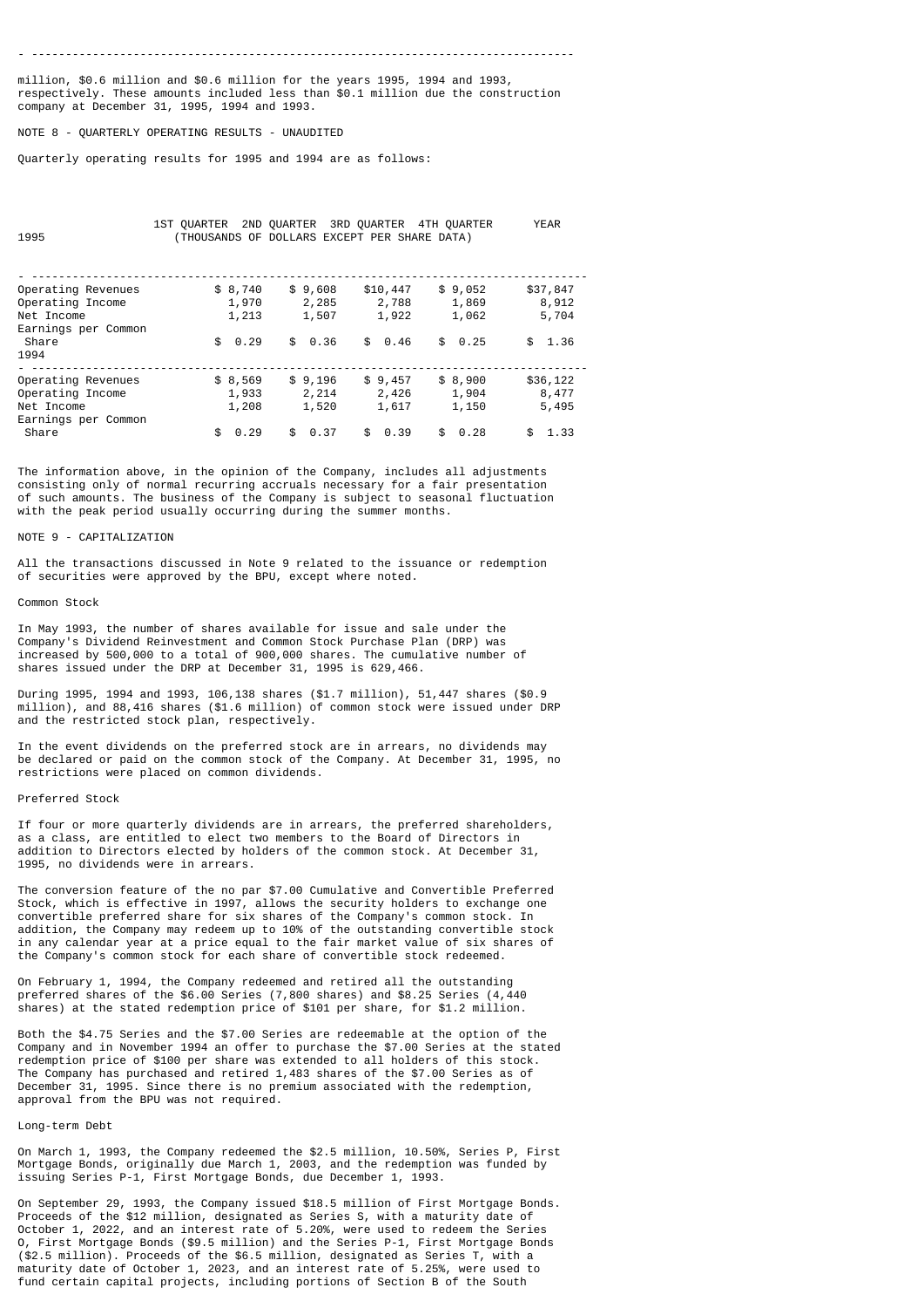million, $0.6 million and $0.6 million for the years 1995, 1994 and 1993, respectively. These amounts included less than $0.1 million due the construction company at December 31, 1995, 1994 and 1993.

NOTE 8 - QUARTERLY OPERATING RESULTS - UNAUDITED

Quarterly operating results for 1995 and 1994 are as follows:

| 1995 | 1ST QUARTER | 2ND QUARTER | 3RD QUARTER | 4TH QUARTER | YEAR |
|---|---|---|---|---|---|
| | (THOUSANDS OF DOLLARS EXCEPT PER SHARE DATA) | | | | |
| Operating Revenues | $ 8,740 | $ 9,608 | $10,447 | $ 9,052 | $37,847 |
| Operating Income | 1,970 | 2,285 | 2,788 | 1,869 | 8,912 |
| Net Income | 1,213 | 1,507 | 1,922 | 1,062 | 5,704 |
| Earnings per Common Share | $ 0.29 | $ 0.36 | $ 0.46 | $ 0.25 | $ 1.36 |
| **1994** | | | | | |
| Operating Revenues | $ 8,569 | $ 9,196 | $ 9,457 | $ 8,900 | $36,122 |
| Operating Income | 1,933 | 2,214 | 2,426 | 1,904 | 8,477 |
| Net Income | 1,208 | 1,520 | 1,617 | 1,150 | 5,495 |
| Earnings per Common Share | $ 0.29 | $ 0.37 | $ 0.39 | $ 0.28 | $ 1.33 |

The information above, in the opinion of the Company, includes all adjustments consisting only of normal recurring accruals necessary for a fair presentation of such amounts. The business of the Company is subject to seasonal fluctuation with the peak period usually occurring during the summer months.

NOTE 9 - CAPITALIZATION

All the transactions discussed in Note 9 related to the issuance or redemption of securities were approved by the BPU, except where noted.

Common Stock

In May 1993, the number of shares available for issue and sale under the Company's Dividend Reinvestment and Common Stock Purchase Plan (DRP) was increased by 500,000 to a total of 900,000 shares. The cumulative number of shares issued under the DRP at December 31, 1995 is 629,466.

During 1995, 1994 and 1993, 106,138 shares ($1.7 million), 51,447 shares ($0.9 million), and 88,416 shares ($1.6 million) of common stock were issued under DRP and the restricted stock plan, respectively.

In the event dividends on the preferred stock are in arrears, no dividends may be declared or paid on the common stock of the Company. At December 31, 1995, no restrictions were placed on common dividends.

Preferred Stock

If four or more quarterly dividends are in arrears, the preferred shareholders, as a class, are entitled to elect two members to the Board of Directors in addition to Directors elected by holders of the common stock. At December 31, 1995, no dividends were in arrears.

The conversion feature of the no par $7.00 Cumulative and Convertible Preferred Stock, which is effective in 1997, allows the security holders to exchange one convertible preferred share for six shares of the Company's common stock. In addition, the Company may redeem up to 10% of the outstanding convertible stock in any calendar year at a price equal to the fair market value of six shares of the Company's common stock for each share of convertible stock redeemed.

On February 1, 1994, the Company redeemed and retired all the outstanding preferred shares of the $6.00 Series (7,800 shares) and $8.25 Series (4,440 shares) at the stated redemption price of $101 per share, for $1.2 million.

Both the $4.75 Series and the $7.00 Series are redeemable at the option of the Company and in November 1994 an offer to purchase the $7.00 Series at the stated redemption price of $100 per share was extended to all holders of this stock. The Company has purchased and retired 1,483 shares of the $7.00 Series as of December 31, 1995. Since there is no premium associated with the redemption, approval from the BPU was not required.

Long-term Debt

On March 1, 1993, the Company redeemed the $2.5 million, 10.50%, Series P, First Mortgage Bonds, originally due March 1, 2003, and the redemption was funded by issuing Series P-1, First Mortgage Bonds, due December 1, 1993.

On September 29, 1993, the Company issued $18.5 million of First Mortgage Bonds. Proceeds of the $12 million, designated as Series S, with a maturity date of October 1, 2022, and an interest rate of 5.20%, were used to redeem the Series O, First Mortgage Bonds ($9.5 million) and the Series P-1, First Mortgage Bonds ($2.5 million). Proceeds of the $6.5 million, designated as Series T, with a maturity date of October 1, 2023, and an interest rate of 5.25%, were used to fund certain capital projects, including portions of Section B of the South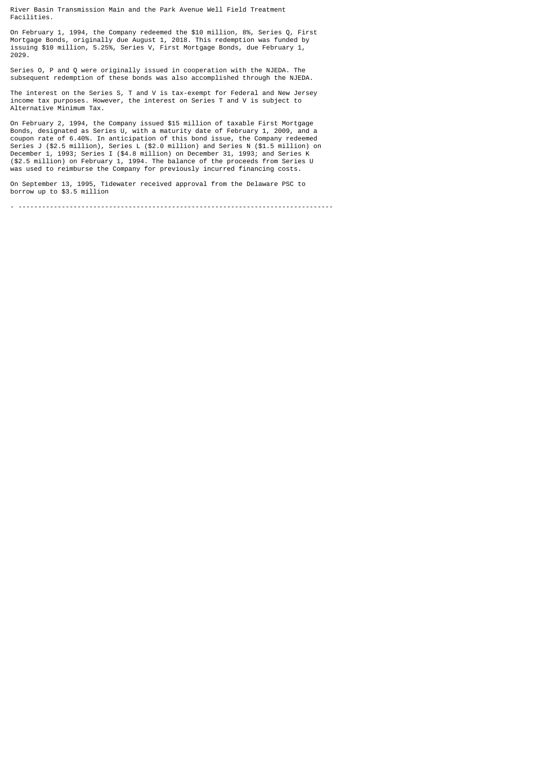River Basin Transmission Main and the Park Avenue Well Field Treatment Facilities.

On February 1, 1994, the Company redeemed the $10 million, 8%, Series Q, First Mortgage Bonds, originally due August 1, 2018. This redemption was funded by issuing $10 million, 5.25%, Series V, First Mortgage Bonds, due February 1, 2029.

Series O, P and Q were originally issued in cooperation with the NJEDA. The subsequent redemption of these bonds was also accomplished through the NJEDA.

The interest on the Series S, T and V is tax-exempt for Federal and New Jersey income tax purposes. However, the interest on Series T and V is subject to Alternative Minimum Tax.

On February 2, 1994, the Company issued $15 million of taxable First Mortgage Bonds, designated as Series U, with a maturity date of February 1, 2009, and a coupon rate of 6.40%. In anticipation of this bond issue, the Company redeemed Series J ($2.5 million), Series L ($2.0 million) and Series N ($1.5 million) on December 1, 1993; Series I ($4.8 million) on December 31, 1993; and Series K ($2.5 million) on February 1, 1994. The balance of the proceeds from Series U was used to reimburse the Company for previously incurred financing costs.

On September 13, 1995, Tidewater received approval from the Delaware PSC to borrow up to $3.5 million

- --------------------------------------------------------------------------------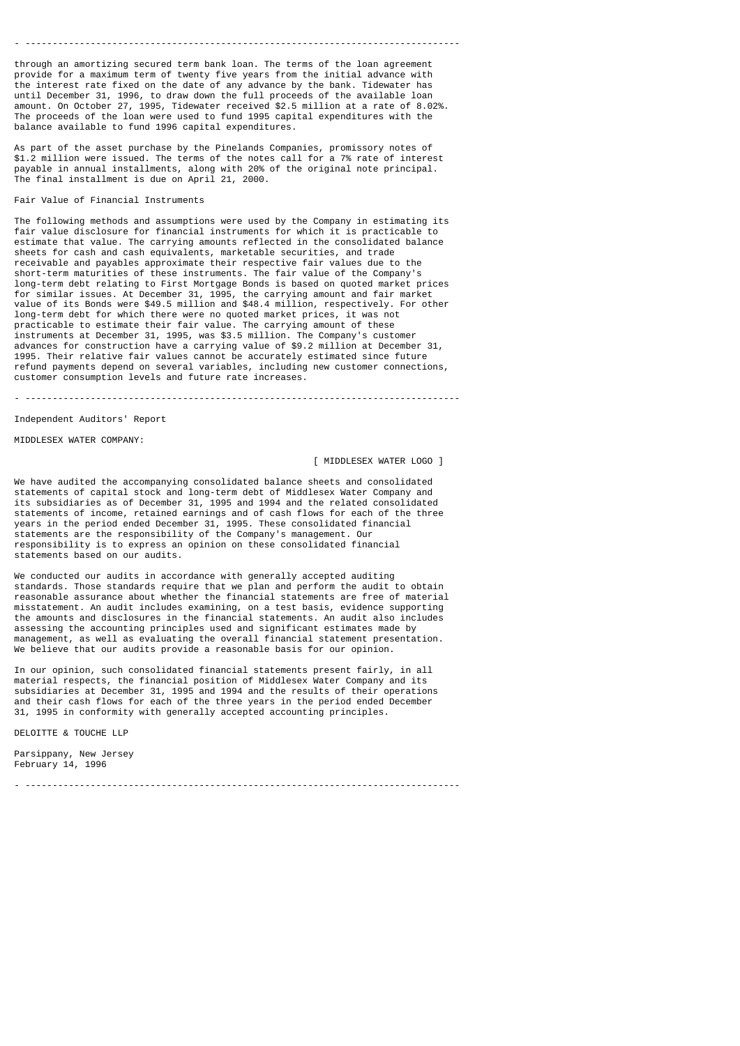through an amortizing secured term bank loan. The terms of the loan agreement provide for a maximum term of twenty five years from the initial advance with the interest rate fixed on the date of any advance by the bank. Tidewater has until December 31, 1996, to draw down the full proceeds of the available loan amount. On October 27, 1995, Tidewater received $2.5 million at a rate of 8.02%. The proceeds of the loan were used to fund 1995 capital expenditures with the balance available to fund 1996 capital expenditures.

As part of the asset purchase by the Pinelands Companies, promissory notes of $1.2 million were issued. The terms of the notes call for a 7% rate of interest payable in annual installments, along with 20% of the original note principal. The final installment is due on April 21, 2000.

## Fair Value of Financial Instruments

The following methods and assumptions were used by the Company in estimating its fair value disclosure for financial instruments for which it is practicable to estimate that value. The carrying amounts reflected in the consolidated balance sheets for cash and cash equivalents, marketable securities, and trade receivable and payables approximate their respective fair values due to the short-term maturities of these instruments. The fair value of the Company's long-term debt relating to First Mortgage Bonds is based on quoted market prices for similar issues. At December 31, 1995, the carrying amount and fair market value of its Bonds were $49.5 million and $48.4 million, respectively. For other long-term debt for which there were no quoted market prices, it was not practicable to estimate their fair value. The carrying amount of these instruments at December 31, 1995, was $3.5 million. The Company's customer advances for construction have a carrying value of $9.2 million at December 31, 1995. Their relative fair values cannot be accurately estimated since future refund payments depend on several variables, including new customer connections, customer consumption levels and future rate increases.

---

## Independent Auditors' Report

MIDDLESEX WATER COMPANY:

[ MIDDLESEX WATER LOGO ]

We have audited the accompanying consolidated balance sheets and consolidated statements of capital stock and long-term debt of Middlesex Water Company and its subsidiaries as of December 31, 1995 and 1994 and the related consolidated statements of income, retained earnings and of cash flows for each of the three years in the period ended December 31, 1995. These consolidated financial statements are the responsibility of the Company's management. Our responsibility is to express an opinion on these consolidated financial statements based on our audits.

We conducted our audits in accordance with generally accepted auditing standards. Those standards require that we plan and perform the audit to obtain reasonable assurance about whether the financial statements are free of material misstatement. An audit includes examining, on a test basis, evidence supporting the amounts and disclosures in the financial statements. An audit also includes assessing the accounting principles used and significant estimates made by management, as well as evaluating the overall financial statement presentation. We believe that our audits provide a reasonable basis for our opinion.

In our opinion, such consolidated financial statements present fairly, in all material respects, the financial position of Middlesex Water Company and its subsidiaries at December 31, 1995 and 1994 and the results of their operations and their cash flows for each of the three years in the period ended December 31, 1995 in conformity with generally accepted accounting principles.

DELOITTE & TOUCHE LLP

Parsippany, New Jersey
February 14, 1996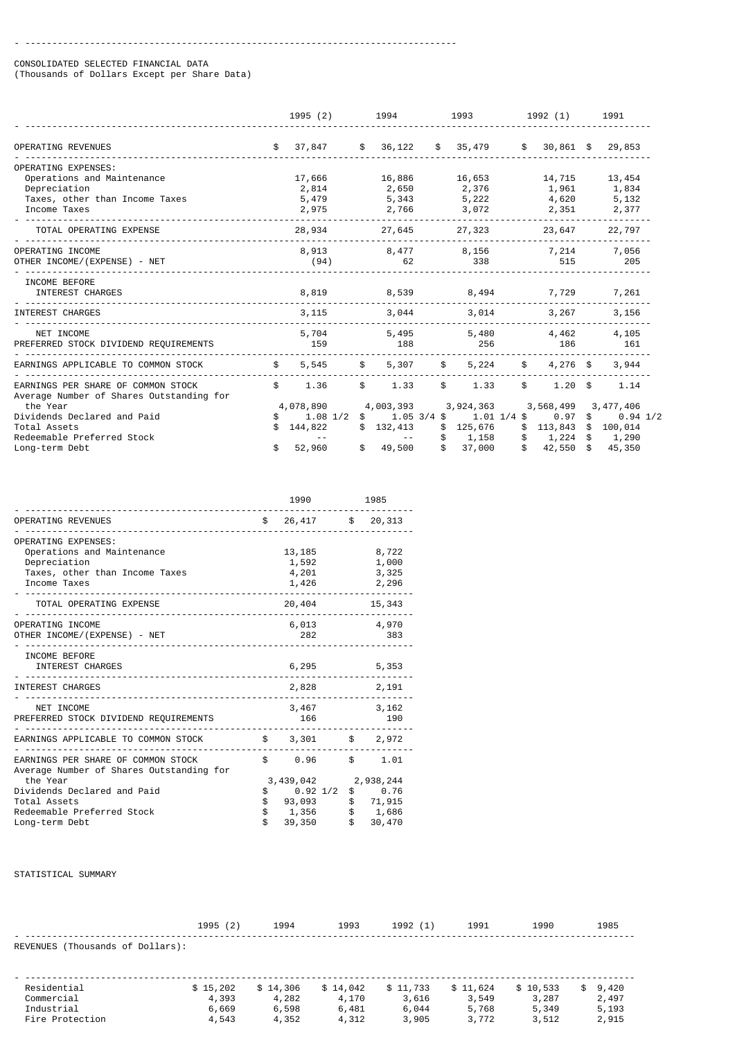## CONSOLIDATED SELECTED FINANCIAL DATA
(Thousands of Dollars Except per Share Data)

| | 1995 (2) | 1994 | 1993 | 1992 (1) | 1991 |
|---|---|---|---|---|---|
| OPERATING REVENUES | $ 37,847 | $ 36,122 | $ 35,479 | $ 30,861 | $ 29,853 |
| OPERATING EXPENSES: | | | | | |
| Operations and Maintenance | 17,666 | 16,886 | 16,653 | 14,715 | 13,454 |
| Depreciation | 2,814 | 2,650 | 2,376 | 1,961 | 1,834 |
| Taxes, other than Income Taxes | 5,479 | 5,343 | 5,222 | 4,620 | 5,132 |
| Income Taxes | 2,975 | 2,766 | 3,072 | 2,351 | 2,377 |
| TOTAL OPERATING EXPENSE | 28,934 | 27,645 | 27,323 | 23,647 | 22,797 |
| OPERATING INCOME | 8,913 | 8,477 | 8,156 | 7,214 | 7,056 |
| OTHER INCOME/(EXPENSE) - NET | (94) | 62 | 338 | 515 | 205 |
| INCOME BEFORE INTEREST CHARGES | 8,819 | 8,539 | 8,494 | 7,729 | 7,261 |
| INTEREST CHARGES | 3,115 | 3,044 | 3,014 | 3,267 | 3,156 |
| NET INCOME | 5,704 | 5,495 | 5,480 | 4,462 | 4,105 |
| PREFERRED STOCK DIVIDEND REQUIREMENTS | 159 | 188 | 256 | 186 | 161 |
| EARNINGS APPLICABLE TO COMMON STOCK | $ 5,545 | $ 5,307 | $ 5,224 | $ 4,276 | $ 3,944 |
| EARNINGS PER SHARE OF COMMON STOCK | $ 1.36 | $ 1.33 | $ 1.33 | $ 1.20 | $ 1.14 |
| Average Number of Shares Outstanding for the Year | 4,078,890 | 4,003,393 | 3,924,363 | 3,568,499 | 3,477,406 |
| Dividends Declared and Paid | $ 1.08 1/2 | $ 1.05 3/4 | $ 1.01 1/4 | $ 0.97 | $ 0.94 1/2 |
| Total Assets | $ 144,822 | $ 132,413 | $ 125,676 | $ 113,843 | $ 100,014 |
| Redeemable Preferred Stock | -- | -- | $ 1,158 | $ 1,224 | $ 1,290 |
| Long-term Debt | $ 52,960 | $ 49,500 | $ 37,000 | $ 42,550 | $ 45,350 |

| | 1990 | 1985 |
|---|---|---|
| OPERATING REVENUES | $ 26,417 | $ 20,313 |
| OPERATING EXPENSES: | | |
| Operations and Maintenance | 13,185 | 8,722 |
| Depreciation | 1,592 | 1,000 |
| Taxes, other than Income Taxes | 4,201 | 3,325 |
| Income Taxes | 1,426 | 2,296 |
| TOTAL OPERATING EXPENSE | 20,404 | 15,343 |
| OPERATING INCOME | 6,013 | 4,970 |
| OTHER INCOME/(EXPENSE) - NET | 282 | 383 |
| INCOME BEFORE INTEREST CHARGES | 6,295 | 5,353 |
| INTEREST CHARGES | 2,828 | 2,191 |
| NET INCOME | 3,467 | 3,162 |
| PREFERRED STOCK DIVIDEND REQUIREMENTS | 166 | 190 |
| EARNINGS APPLICABLE TO COMMON STOCK | $ 3,301 | $ 2,972 |
| EARNINGS PER SHARE OF COMMON STOCK | $ 0.96 | $ 1.01 |
| Average Number of Shares Outstanding for the Year | 3,439,042 | 2,938,244 |
| Dividends Declared and Paid | $ 0.92 1/2 | $ 0.76 |
| Total Assets | $ 93,093 | $ 71,915 |
| Redeemable Preferred Stock | $ 1,356 | $ 1,686 |
| Long-term Debt | $ 39,350 | $ 30,470 |

## STATISTICAL SUMMARY

| | 1995 (2) | 1994 | 1993 | 1992 (1) | 1991 | 1990 | 1985 |
|---|---|---|---|---|---|---|---|
| REVENUES (Thousands of Dollars): | | | | | | | |
| Residential | $ 15,202 | $ 14,306 | $ 14,042 | $ 11,733 | $ 11,624 | $ 10,533 | $ 9,420 |
| Commercial | 4,393 | 4,282 | 4,170 | 3,616 | 3,549 | 3,287 | 2,497 |
| Industrial | 6,669 | 6,598 | 6,481 | 6,044 | 5,768 | 5,349 | 5,193 |
| Fire Protection | 4,543 | 4,352 | 4,312 | 3,905 | 3,772 | 3,512 | 2,915 |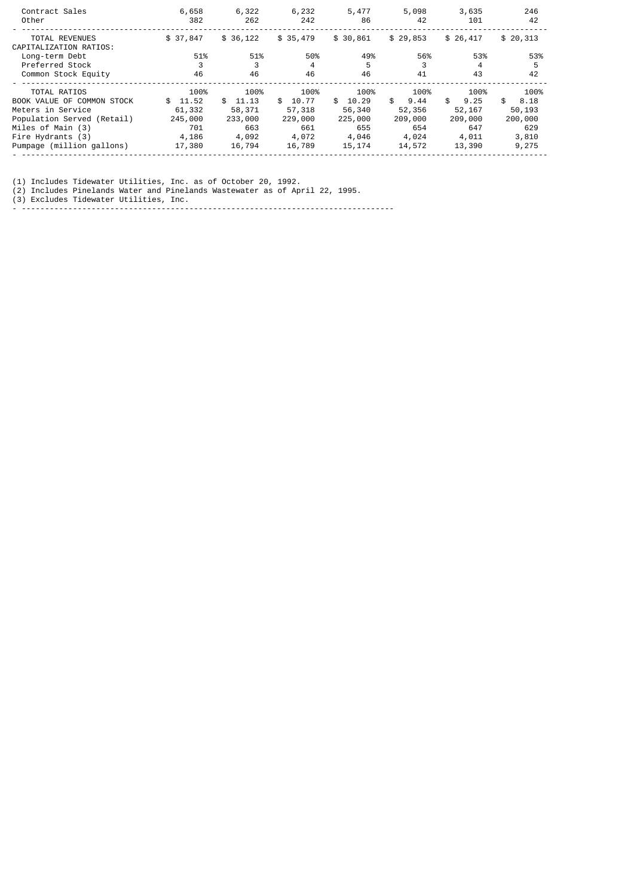| | | | | | | | |
|---|---|---|---|---|---|---|---|
| Contract Sales | 6,658 | 6,322 | 6,232 | 5,477 | 5,098 | 3,635 | 246 |
| Other | 382 | 262 | 242 | 86 | 42 | 101 | 42 |
| TOTAL REVENUES | $ 37,847 | $ 36,122 | $ 35,479 | $ 30,861 | $ 29,853 | $ 26,417 | $ 20,313 |
| CAPITALIZATION RATIOS: | | | | | | | |
| Long-term Debt | 51% | 51% | 50% | 49% | 56% | 53% | 53% |
| Preferred Stock | 3 | 3 | 4 | 5 | 3 | 4 | 5 |
| Common Stock Equity | 46 | 46 | 46 | 46 | 41 | 43 | 42 |
| TOTAL RATIOS | 100% | 100% | 100% | 100% | 100% | 100% | 100% |
| BOOK VALUE OF COMMON STOCK | $ 11.52 | $ 11.13 | $ 10.77 | $ 10.29 | $ 9.44 | $ 9.25 | $ 8.18 |
| Meters in Service | 61,332 | 58,371 | 57,318 | 56,340 | 52,356 | 52,167 | 50,193 |
| Population Served (Retail) | 245,000 | 233,000 | 229,000 | 225,000 | 209,000 | 209,000 | 200,000 |
| Miles of Main (3) | 701 | 663 | 661 | 655 | 654 | 647 | 629 |
| Fire Hydrants (3) | 4,186 | 4,092 | 4,072 | 4,046 | 4,024 | 4,011 | 3,810 |
| Pumpage (million gallons) | 17,380 | 16,794 | 16,789 | 15,174 | 14,572 | 13,390 | 9,275 |

(1) Includes Tidewater Utilities, Inc. as of October 20, 1992.
(2) Includes Pinelands Water and Pinelands Wastewater as of April 22, 1995.
(3) Excludes Tidewater Utilities, Inc.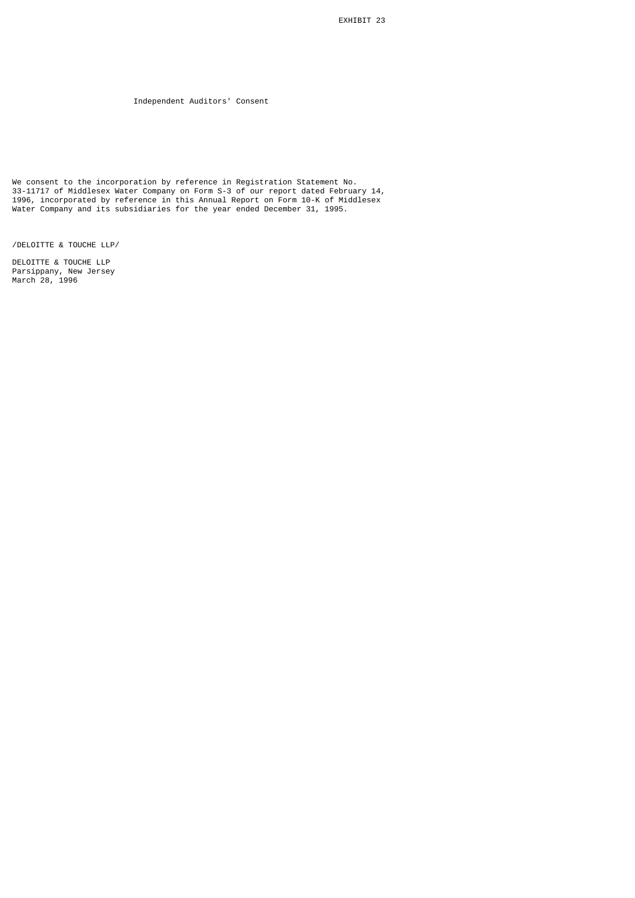EXHIBIT 23

# Independent Auditors' Consent

We consent to the incorporation by reference in Registration Statement No. 33-11717 of Middlesex Water Company on Form S-3 of our report dated February 14, 1996, incorporated by reference in this Annual Report on Form 10-K of Middlesex Water Company and its subsidiaries for the year ended December 31, 1995.

/DELOITTE & TOUCHE LLP/

DELOITTE & TOUCHE LLP
Parsippany, New Jersey
March 28, 1996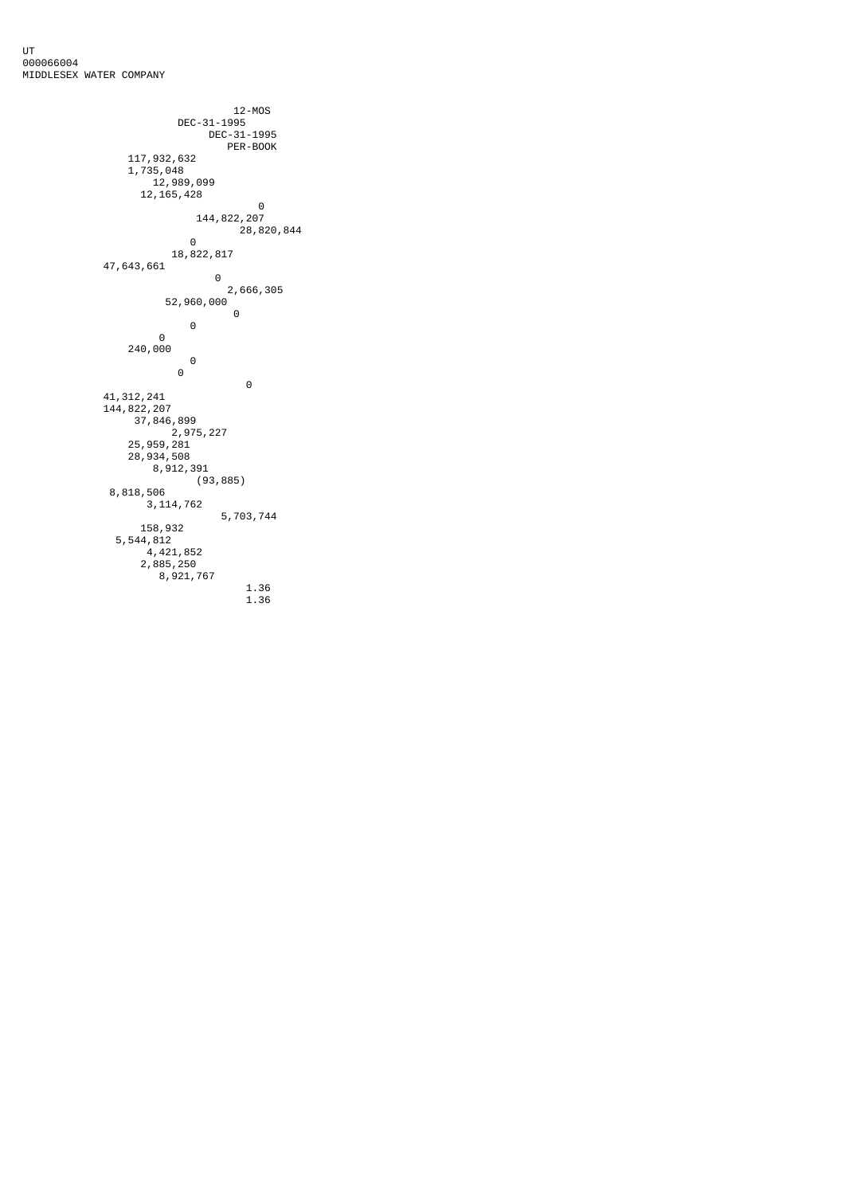UT
000066004
MIDDLESEX WATER COMPANY

```
                    12-MOS
              DEC-31-1995
                   DEC-31-1995
                     PER-BOOK
      117,932,632
      1,735,048
          12,989,099
        12,165,428
                          0
                 144,822,207
                        28,820,844
                 0
             18,822,817
47,643,661
                     0
                       2,666,305
            52,960,000
                        0
                 0
            0
      240,000
                 0
               0
                            0
41,312,241
144,822,207
         37,846,899
              2,975,227
      25,959,281
      28,934,508
          8,912,391
                  (93,885)
 8,818,506
           3,114,762
                    5,703,744
        158,932
   5,544,812
           4,421,852
          2,885,250
            8,921,767
                          1.36
                          1.36
```